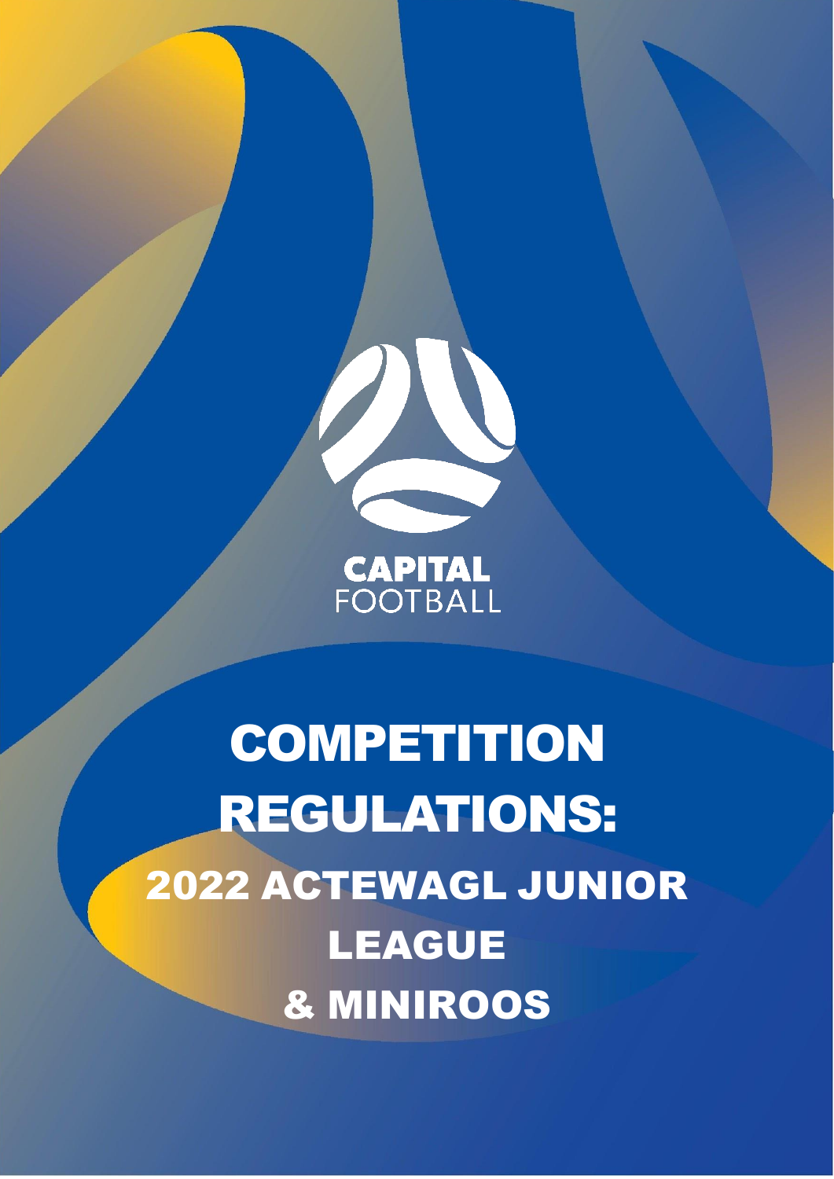CAPITAL
FOOTBALL

# COMPETITION REGULATIONS:

## 2022 ACTEWAGL JUNIOR LEAGUE

## & MINIROOS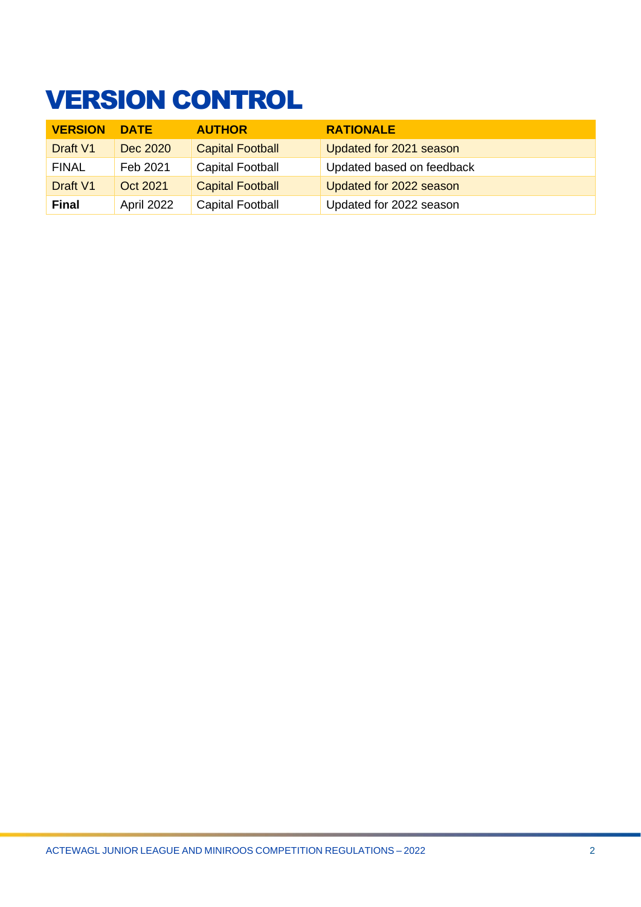# VERSION CONTROL

| VERSION | DATE | AUTHOR | RATIONALE |
|---|---|---|---|
| Draft V1 | Dec 2020 | Capital Football | Updated for 2021 season |
| FINAL | Feb 2021 | Capital Football | Updated based on feedback |
| Draft V1 | Oct 2021 | Capital Football | Updated for 2022 season |
| **Final** | April 2022 | Capital Football | Updated for 2022 season |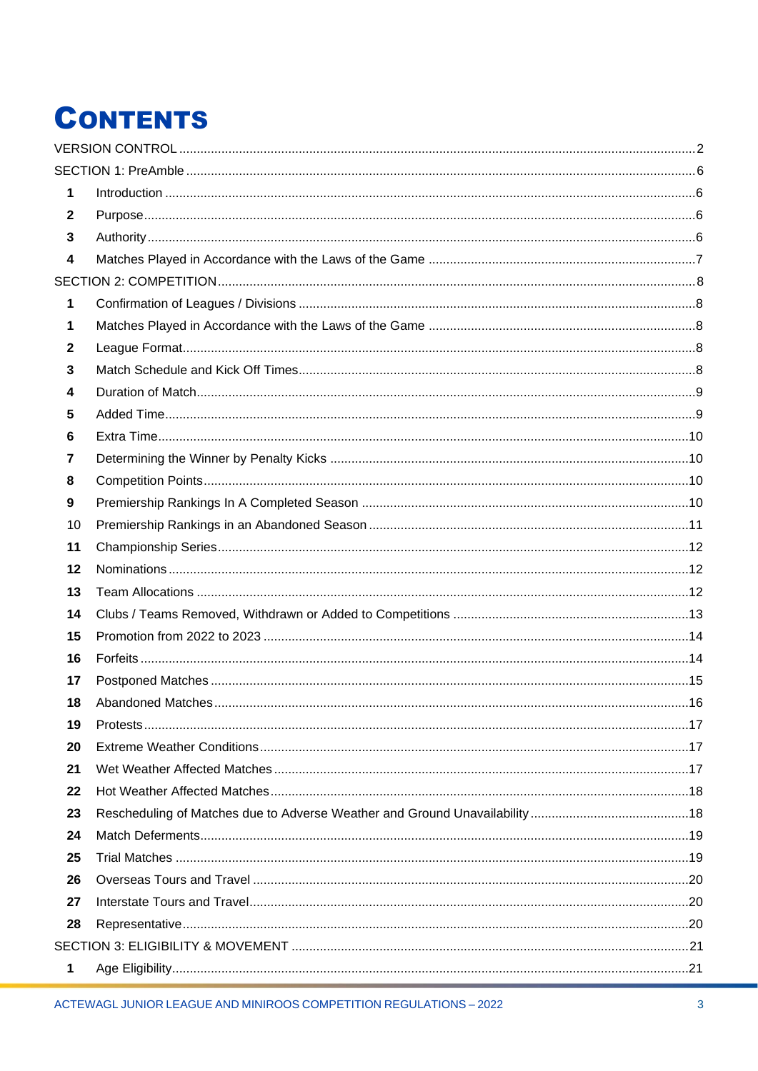# CONTENTS

VERSION CONTROL ........ 2

SECTION 1: PreAmble ........ 6

- 1 Introduction ........ 6
- 2 Purpose ........ 6
- 3 Authority ........ 6
- 4 Matches Played in Accordance with the Laws of the Game ........ 7

SECTION 2: COMPETITION ........ 8

- 1 Confirmation of Leagues / Divisions ........ 8
- 1 Matches Played in Accordance with the Laws of the Game ........ 8
- 2 League Format ........ 8
- 3 Match Schedule and Kick Off Times ........ 8
- 4 Duration of Match ........ 9
- 5 Added Time ........ 9
- 6 Extra Time ........ 10
- 7 Determining the Winner by Penalty Kicks ........ 10
- 8 Competition Points ........ 10
- 9 Premiership Rankings In A Completed Season ........ 10
- 10 Premiership Rankings in an Abandoned Season ........ 11
- 11 Championship Series ........ 12
- 12 Nominations ........ 12
- 13 Team Allocations ........ 12
- 14 Clubs / Teams Removed, Withdrawn or Added to Competitions ........ 13
- 15 Promotion from 2022 to 2023 ........ 14
- 16 Forfeits ........ 14
- 17 Postponed Matches ........ 15
- 18 Abandoned Matches ........ 16
- 19 Protests ........ 17
- 20 Extreme Weather Conditions ........ 17
- 21 Wet Weather Affected Matches ........ 17
- 22 Hot Weather Affected Matches ........ 18
- 23 Rescheduling of Matches due to Adverse Weather and Ground Unavailability ........ 18
- 24 Match Deferments ........ 19
- 25 Trial Matches ........ 19
- 26 Overseas Tours and Travel ........ 20
- 27 Interstate Tours and Travel ........ 20
- 28 Representative ........ 20

SECTION 3: ELIGIBILITY & MOVEMENT ........ 21

- 1 Age Eligibility ........ 21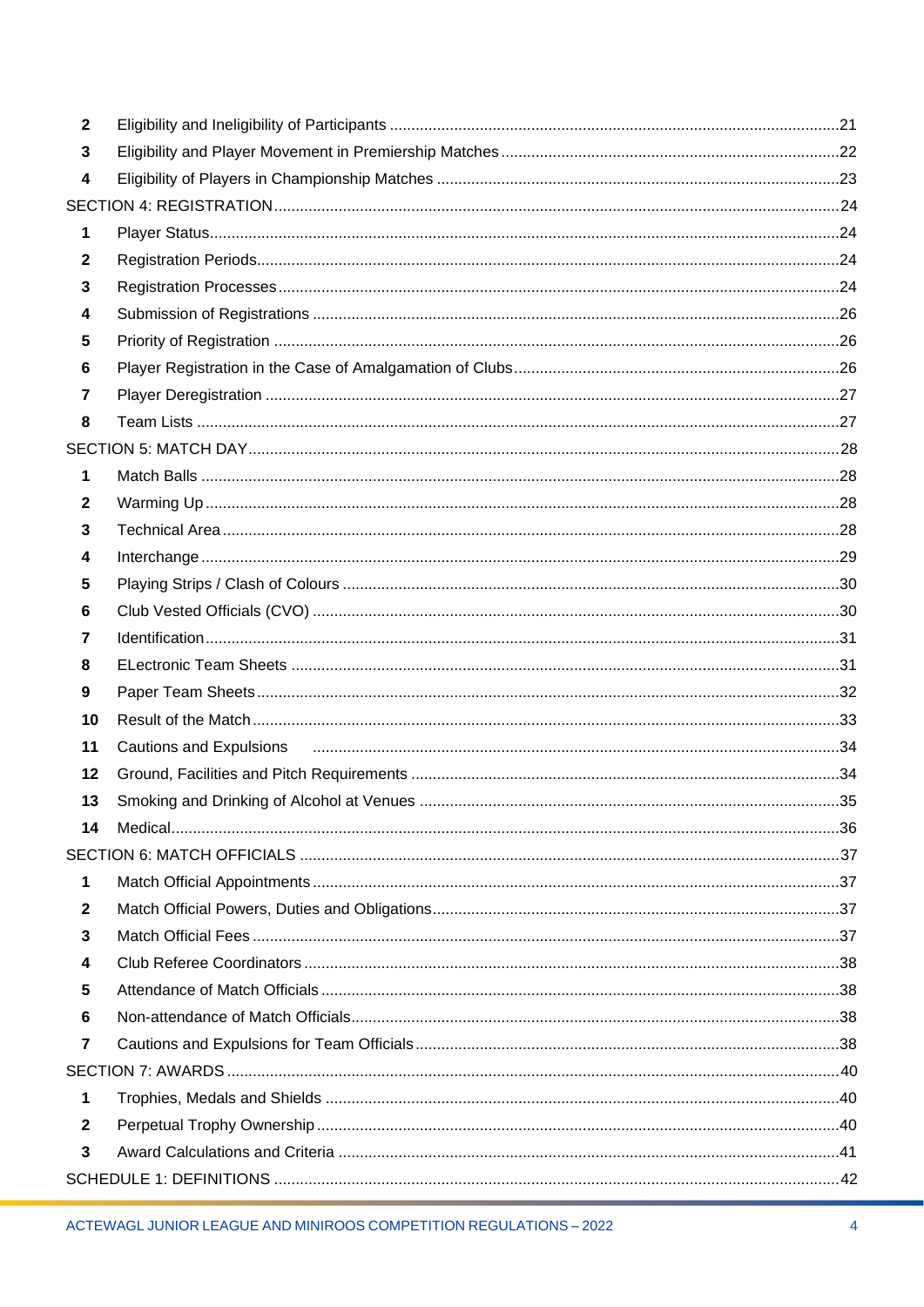| | | |
|---|---|---|
| 2 | Eligibility and Ineligibility of Participants | 21 |
| 3 | Eligibility and Player Movement in Premiership Matches | 22 |
| 4 | Eligibility of Players in Championship Matches | 23 |
| SECTION 4: REGISTRATION | | 24 |
| 1 | Player Status | 24 |
| 2 | Registration Periods | 24 |
| 3 | Registration Processes | 24 |
| 4 | Submission of Registrations | 26 |
| 5 | Priority of Registration | 26 |
| 6 | Player Registration in the Case of Amalgamation of Clubs | 26 |
| 7 | Player Deregistration | 27 |
| 8 | Team Lists | 27 |
| SECTION 5: MATCH DAY | | 28 |
| 1 | Match Balls | 28 |
| 2 | Warming Up | 28 |
| 3 | Technical Area | 28 |
| 4 | Interchange | 29 |
| 5 | Playing Strips / Clash of Colours | 30 |
| 6 | Club Vested Officials (CVO) | 30 |
| 7 | Identification | 31 |
| 8 | ELectronic Team Sheets | 31 |
| 9 | Paper Team Sheets | 32 |
| 10 | Result of the Match | 33 |
| 11 | Cautions and Expulsions | 34 |
| 12 | Ground, Facilities and Pitch Requirements | 34 |
| 13 | Smoking and Drinking of Alcohol at Venues | 35 |
| 14 | Medical | 36 |
| SECTION 6: MATCH OFFICIALS | | 37 |
| 1 | Match Official Appointments | 37 |
| 2 | Match Official Powers, Duties and Obligations | 37 |
| 3 | Match Official Fees | 37 |
| 4 | Club Referee Coordinators | 38 |
| 5 | Attendance of Match Officials | 38 |
| 6 | Non-attendance of Match Officials | 38 |
| 7 | Cautions and Expulsions for Team Officials | 38 |
| SECTION 7: AWARDS | | 40 |
| 1 | Trophies, Medals and Shields | 40 |
| 2 | Perpetual Trophy Ownership | 40 |
| 3 | Award Calculations and Criteria | 41 |
| SCHEDULE 1: DEFINITIONS | | 42 |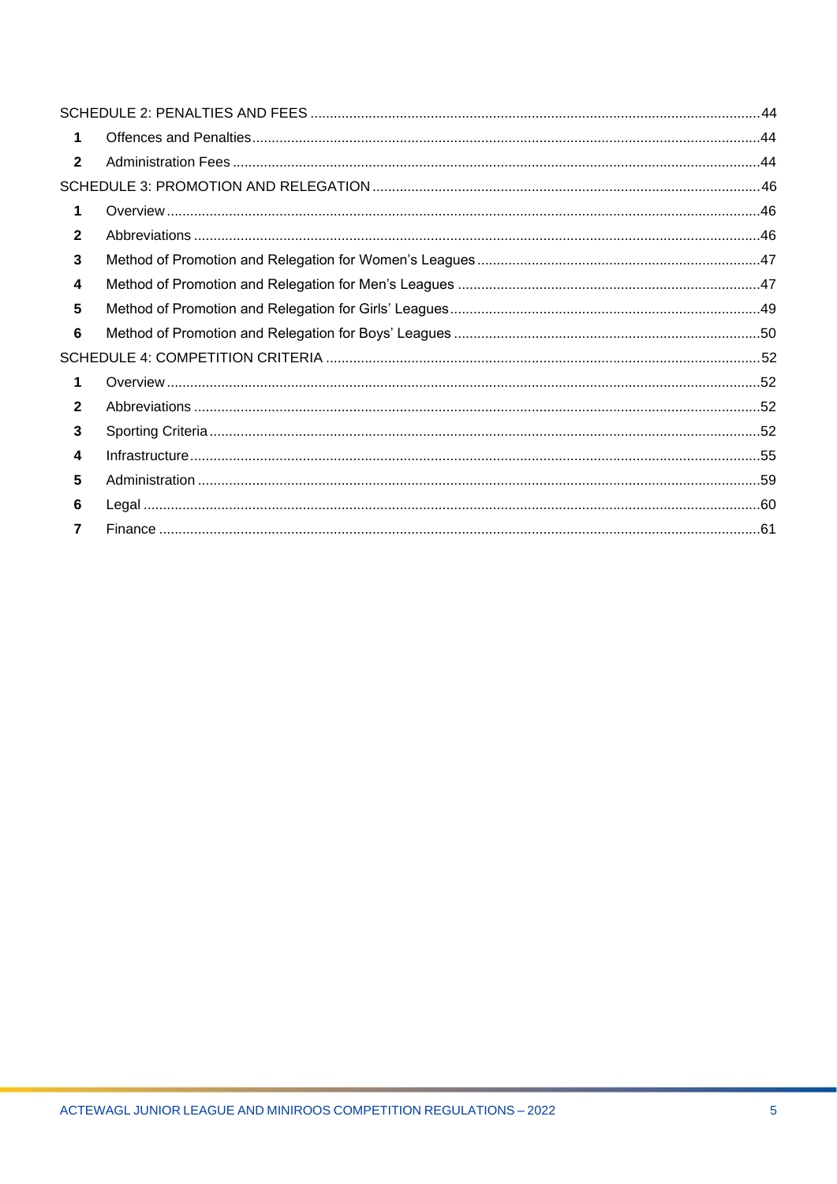SCHEDULE 2: PENALTIES AND FEES .......... 44

- **1** Offences and Penalties .......... 44
- **2** Administration Fees .......... 44

SCHEDULE 3: PROMOTION AND RELEGATION .......... 46

- **1** Overview .......... 46
- **2** Abbreviations .......... 46
- **3** Method of Promotion and Relegation for Women's Leagues .......... 47
- **4** Method of Promotion and Relegation for Men's Leagues .......... 47
- **5** Method of Promotion and Relegation for Girls' Leagues .......... 49
- **6** Method of Promotion and Relegation for Boys' Leagues .......... 50

SCHEDULE 4: COMPETITION CRITERIA .......... 52

- **1** Overview .......... 52
- **2** Abbreviations .......... 52
- **3** Sporting Criteria .......... 52
- **4** Infrastructure .......... 55
- **5** Administration .......... 59
- **6** Legal .......... 60
- **7** Finance .......... 61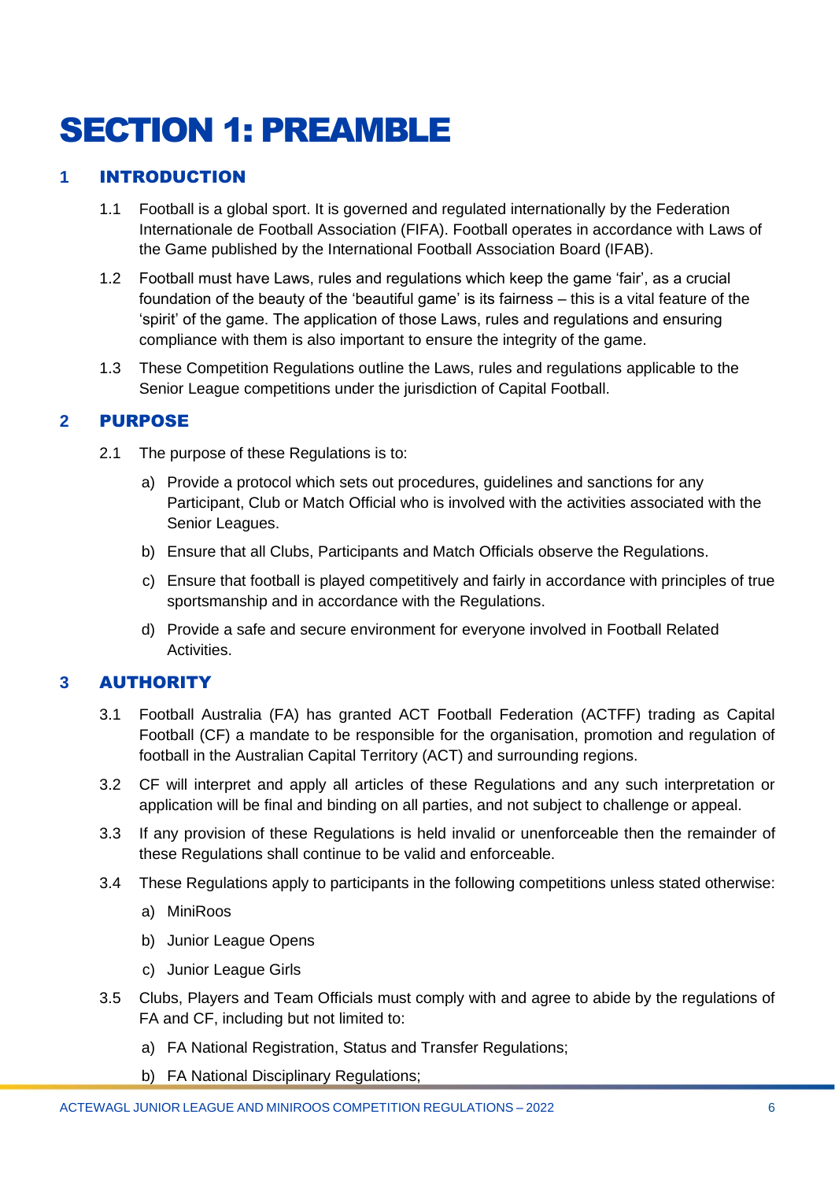# SECTION 1: PREAMBLE

## 1 INTRODUCTION

1.1 Football is a global sport. It is governed and regulated internationally by the Federation Internationale de Football Association (FIFA). Football operates in accordance with Laws of the Game published by the International Football Association Board (IFAB).

1.2 Football must have Laws, rules and regulations which keep the game 'fair', as a crucial foundation of the beauty of the 'beautiful game' is its fairness – this is a vital feature of the 'spirit' of the game. The application of those Laws, rules and regulations and ensuring compliance with them is also important to ensure the integrity of the game.

1.3 These Competition Regulations outline the Laws, rules and regulations applicable to the Senior League competitions under the jurisdiction of Capital Football.

## 2 PURPOSE

2.1 The purpose of these Regulations is to:

a) Provide a protocol which sets out procedures, guidelines and sanctions for any Participant, Club or Match Official who is involved with the activities associated with the Senior Leagues.

b) Ensure that all Clubs, Participants and Match Officials observe the Regulations.

c) Ensure that football is played competitively and fairly in accordance with principles of true sportsmanship and in accordance with the Regulations.

d) Provide a safe and secure environment for everyone involved in Football Related Activities.

## 3 AUTHORITY

3.1 Football Australia (FA) has granted ACT Football Federation (ACTFF) trading as Capital Football (CF) a mandate to be responsible for the organisation, promotion and regulation of football in the Australian Capital Territory (ACT) and surrounding regions.

3.2 CF will interpret and apply all articles of these Regulations and any such interpretation or application will be final and binding on all parties, and not subject to challenge or appeal.

3.3 If any provision of these Regulations is held invalid or unenforceable then the remainder of these Regulations shall continue to be valid and enforceable.

3.4 These Regulations apply to participants in the following competitions unless stated otherwise:

a) MiniRoos

b) Junior League Opens

c) Junior League Girls

3.5 Clubs, Players and Team Officials must comply with and agree to abide by the regulations of FA and CF, including but not limited to:

a) FA National Registration, Status and Transfer Regulations;

b) FA National Disciplinary Regulations;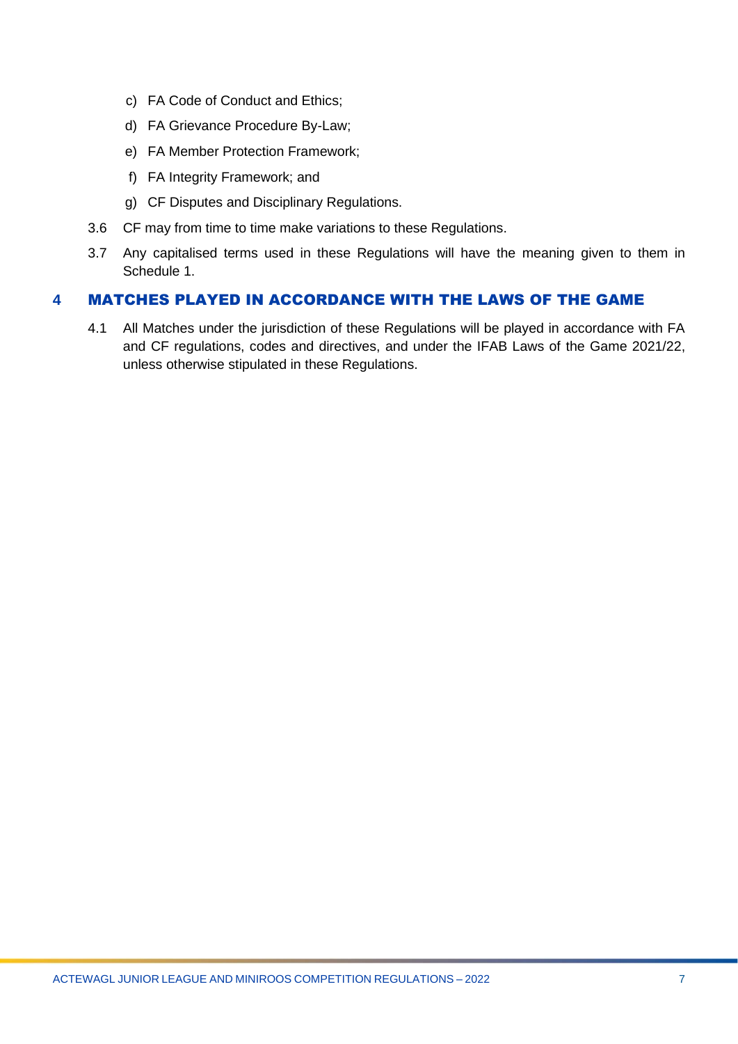c) FA Code of Conduct and Ethics;

d) FA Grievance Procedure By-Law;

e) FA Member Protection Framework;

f) FA Integrity Framework; and

g) CF Disputes and Disciplinary Regulations.

3.6 CF may from time to time make variations to these Regulations.

3.7 Any capitalised terms used in these Regulations will have the meaning given to them in Schedule 1.

## 4 MATCHES PLAYED IN ACCORDANCE WITH THE LAWS OF THE GAME

4.1 All Matches under the jurisdiction of these Regulations will be played in accordance with FA and CF regulations, codes and directives, and under the IFAB Laws of the Game 2021/22, unless otherwise stipulated in these Regulations.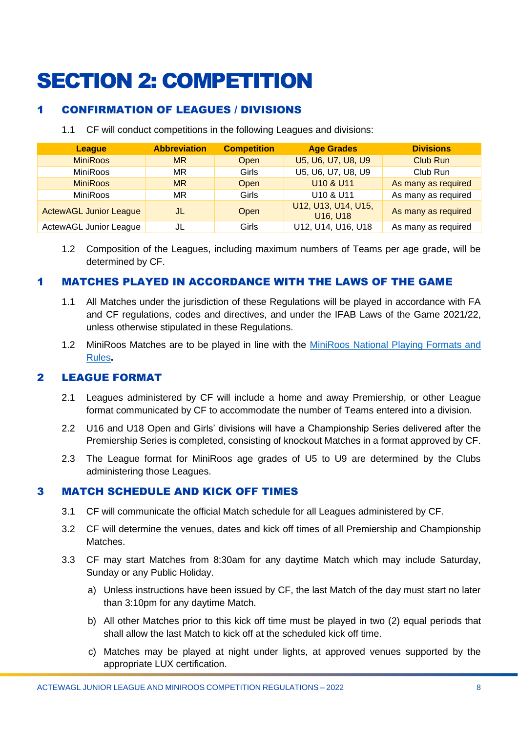# SECTION 2: COMPETITION

## 1 CONFIRMATION OF LEAGUES / DIVISIONS

1.1 CF will conduct competitions in the following Leagues and divisions:

| League | Abbreviation | Competition | Age Grades | Divisions |
|---|---|---|---|---|
| MiniRoos | MR | Open | U5, U6, U7, U8, U9 | Club Run |
| MiniRoos | MR | Girls | U5, U6, U7, U8, U9 | Club Run |
| MiniRoos | MR | Open | U10 & U11 | As many as required |
| MiniRoos | MR | Girls | U10 & U11 | As many as required |
| ActewAGL Junior League | JL | Open | U12, U13, U14, U15, U16, U18 | As many as required |
| ActewAGL Junior League | JL | Girls | U12, U14, U16, U18 | As many as required |

1.2 Composition of the Leagues, including maximum numbers of Teams per age grade, will be determined by CF.

## 1 MATCHES PLAYED IN ACCORDANCE WITH THE LAWS OF THE GAME

1.1 All Matches under the jurisdiction of these Regulations will be played in accordance with FA and CF regulations, codes and directives, and under the IFAB Laws of the Game 2021/22, unless otherwise stipulated in these Regulations.

1.2 MiniRoos Matches are to be played in line with the MiniRoos National Playing Formats and Rules**.**

## 2 LEAGUE FORMAT

2.1 Leagues administered by CF will include a home and away Premiership, or other League format communicated by CF to accommodate the number of Teams entered into a division.

2.2 U16 and U18 Open and Girls' divisions will have a Championship Series delivered after the Premiership Series is completed, consisting of knockout Matches in a format approved by CF.

2.3 The League format for MiniRoos age grades of U5 to U9 are determined by the Clubs administering those Leagues.

## 3 MATCH SCHEDULE AND KICK OFF TIMES

3.1 CF will communicate the official Match schedule for all Leagues administered by CF.

3.2 CF will determine the venues, dates and kick off times of all Premiership and Championship Matches.

3.3 CF may start Matches from 8:30am for any daytime Match which may include Saturday, Sunday or any Public Holiday.

a) Unless instructions have been issued by CF, the last Match of the day must start no later than 3:10pm for any daytime Match.

b) All other Matches prior to this kick off time must be played in two (2) equal periods that shall allow the last Match to kick off at the scheduled kick off time.

c) Matches may be played at night under lights, at approved venues supported by the appropriate LUX certification.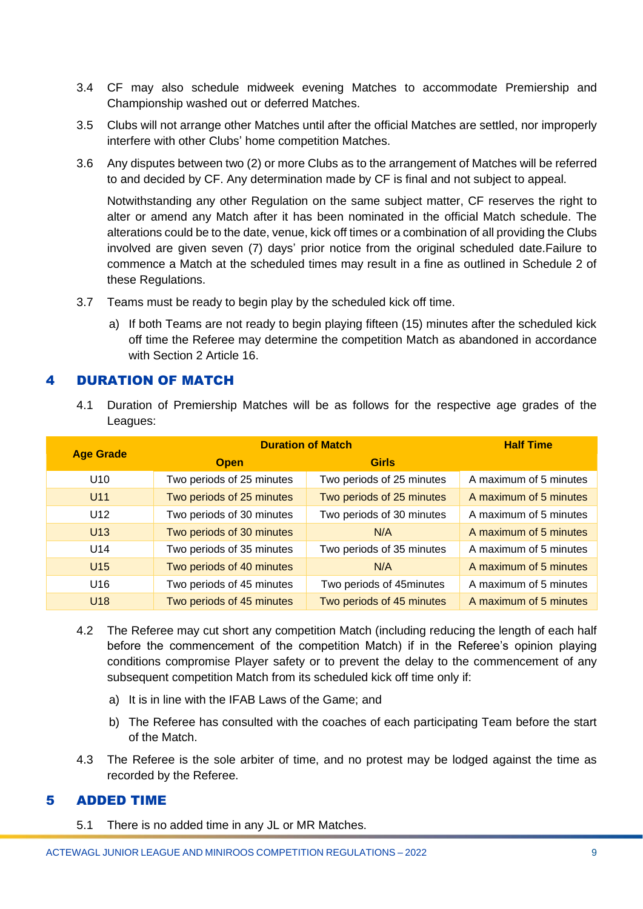3.4 CF may also schedule midweek evening Matches to accommodate Premiership and Championship washed out or deferred Matches.

3.5 Clubs will not arrange other Matches until after the official Matches are settled, nor improperly interfere with other Clubs' home competition Matches.

3.6 Any disputes between two (2) or more Clubs as to the arrangement of Matches will be referred to and decided by CF. Any determination made by CF is final and not subject to appeal.

Notwithstanding any other Regulation on the same subject matter, CF reserves the right to alter or amend any Match after it has been nominated in the official Match schedule. The alterations could be to the date, venue, kick off times or a combination of all providing the Clubs involved are given seven (7) days' prior notice from the original scheduled date.Failure to commence a Match at the scheduled times may result in a fine as outlined in Schedule 2 of these Regulations.

3.7 Teams must be ready to begin play by the scheduled kick off time.

a) If both Teams are not ready to begin playing fifteen (15) minutes after the scheduled kick off time the Referee may determine the competition Match as abandoned in accordance with Section 2 Article 16.

## 4 DURATION OF MATCH

4.1 Duration of Premiership Matches will be as follows for the respective age grades of the Leagues:

| Age Grade | Duration of Match | | Half Time |
|---|---|---|---|
| | Open | Girls | |
| U10 | Two periods of 25 minutes | Two periods of 25 minutes | A maximum of 5 minutes |
| U11 | Two periods of 25 minutes | Two periods of 25 minutes | A maximum of 5 minutes |
| U12 | Two periods of 30 minutes | Two periods of 30 minutes | A maximum of 5 minutes |
| U13 | Two periods of 30 minutes | N/A | A maximum of 5 minutes |
| U14 | Two periods of 35 minutes | Two periods of 35 minutes | A maximum of 5 minutes |
| U15 | Two periods of 40 minutes | N/A | A maximum of 5 minutes |
| U16 | Two periods of 45 minutes | Two periods of 45minutes | A maximum of 5 minutes |
| U18 | Two periods of 45 minutes | Two periods of 45 minutes | A maximum of 5 minutes |

4.2 The Referee may cut short any competition Match (including reducing the length of each half before the commencement of the competition Match) if in the Referee's opinion playing conditions compromise Player safety or to prevent the delay to the commencement of any subsequent competition Match from its scheduled kick off time only if:

a) It is in line with the IFAB Laws of the Game; and

b) The Referee has consulted with the coaches of each participating Team before the start of the Match.

4.3 The Referee is the sole arbiter of time, and no protest may be lodged against the time as recorded by the Referee.

## 5 ADDED TIME

5.1 There is no added time in any JL or MR Matches.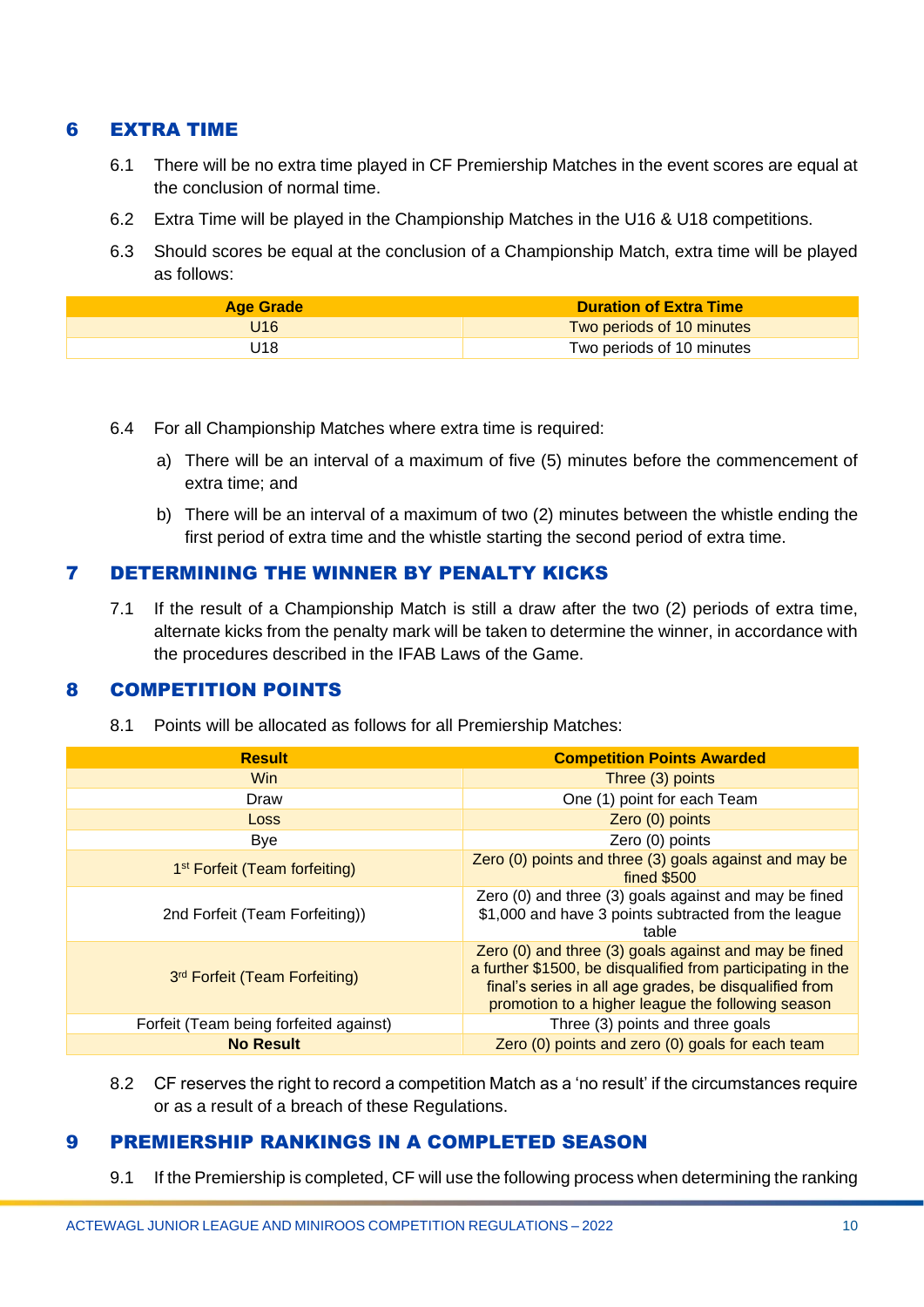## 6 EXTRA TIME

6.1 There will be no extra time played in CF Premiership Matches in the event scores are equal at the conclusion of normal time.

6.2 Extra Time will be played in the Championship Matches in the U16 & U18 competitions.

6.3 Should scores be equal at the conclusion of a Championship Match, extra time will be played as follows:

| Age Grade | Duration of Extra Time |
|---|---|
| U16 | Two periods of 10 minutes |
| U18 | Two periods of 10 minutes |

6.4 For all Championship Matches where extra time is required:

a) There will be an interval of a maximum of five (5) minutes before the commencement of extra time; and

b) There will be an interval of a maximum of two (2) minutes between the whistle ending the first period of extra time and the whistle starting the second period of extra time.

## 7 DETERMINING THE WINNER BY PENALTY KICKS

7.1 If the result of a Championship Match is still a draw after the two (2) periods of extra time, alternate kicks from the penalty mark will be taken to determine the winner, in accordance with the procedures described in the IFAB Laws of the Game.

## 8 COMPETITION POINTS

8.1 Points will be allocated as follows for all Premiership Matches:

| Result | Competition Points Awarded |
|---|---|
| Win | Three (3) points |
| Draw | One (1) point for each Team |
| Loss | Zero (0) points |
| Bye | Zero (0) points |
| 1st Forfeit (Team forfeiting) | Zero (0) points and three (3) goals against and may be fined $500 |
| 2nd Forfeit (Team Forfeiting)) | Zero (0) and three (3) goals against and may be fined $1,000 and have 3 points subtracted from the league table |
| 3rd Forfeit (Team Forfeiting) | Zero (0) and three (3) goals against and may be fined a further $1500, be disqualified from participating in the final's series in all age grades, be disqualified from promotion to a higher league the following season |
| Forfeit (Team being forfeited against) | Three (3) points and three goals |
| **No Result** | Zero (0) points and zero (0) goals for each team |

8.2 CF reserves the right to record a competition Match as a 'no result' if the circumstances require or as a result of a breach of these Regulations.

## 9 PREMIERSHIP RANKINGS IN A COMPLETED SEASON

9.1 If the Premiership is completed, CF will use the following process when determining the ranking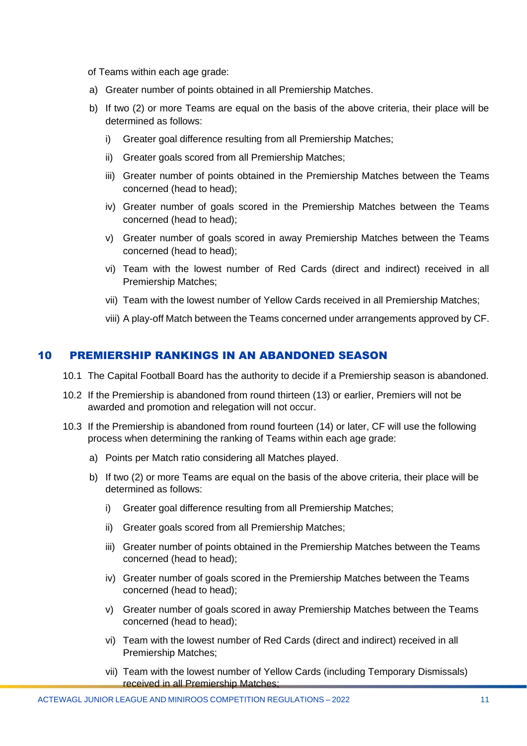of Teams within each age grade:

a) Greater number of points obtained in all Premiership Matches.

b) If two (2) or more Teams are equal on the basis of the above criteria, their place will be determined as follows:

   i) Greater goal difference resulting from all Premiership Matches;

   ii) Greater goals scored from all Premiership Matches;

   iii) Greater number of points obtained in the Premiership Matches between the Teams concerned (head to head);

   iv) Greater number of goals scored in the Premiership Matches between the Teams concerned (head to head);

   v) Greater number of goals scored in away Premiership Matches between the Teams concerned (head to head);

   vi) Team with the lowest number of Red Cards (direct and indirect) received in all Premiership Matches;

   vii) Team with the lowest number of Yellow Cards received in all Premiership Matches;

   viii) A play-off Match between the Teams concerned under arrangements approved by CF.

## 10 PREMIERSHIP RANKINGS IN AN ABANDONED SEASON

10.1 The Capital Football Board has the authority to decide if a Premiership season is abandoned.

10.2 If the Premiership is abandoned from round thirteen (13) or earlier, Premiers will not be awarded and promotion and relegation will not occur.

10.3 If the Premiership is abandoned from round fourteen (14) or later, CF will use the following process when determining the ranking of Teams within each age grade:

a) Points per Match ratio considering all Matches played.

b) If two (2) or more Teams are equal on the basis of the above criteria, their place will be determined as follows:

   i) Greater goal difference resulting from all Premiership Matches;

   ii) Greater goals scored from all Premiership Matches;

   iii) Greater number of points obtained in the Premiership Matches between the Teams concerned (head to head);

   iv) Greater number of goals scored in the Premiership Matches between the Teams concerned (head to head);

   v) Greater number of goals scored in away Premiership Matches between the Teams concerned (head to head);

   vi) Team with the lowest number of Red Cards (direct and indirect) received in all Premiership Matches;

   vii) Team with the lowest number of Yellow Cards (including Temporary Dismissals) received in all Premiership Matches;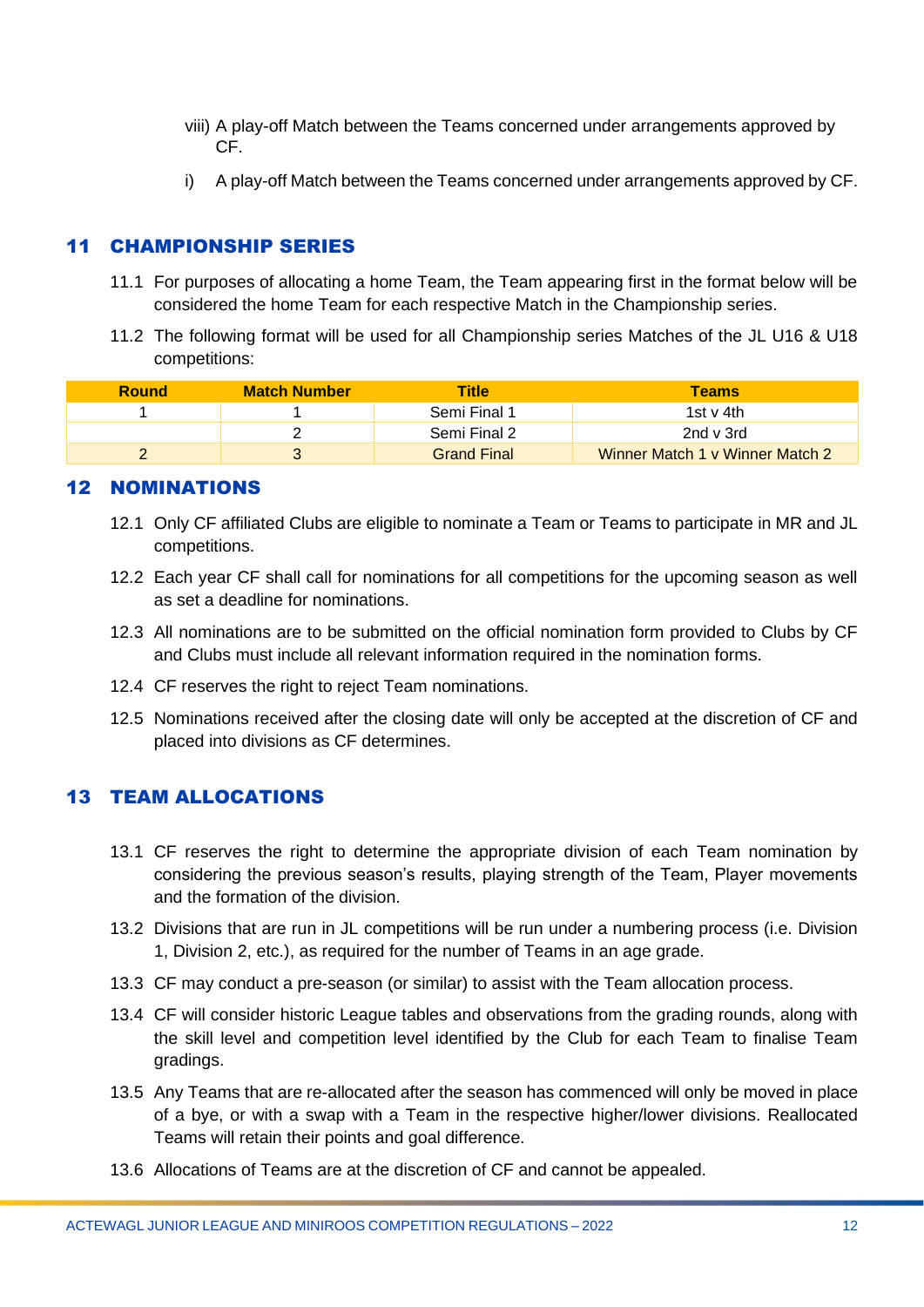viii) A play-off Match between the Teams concerned under arrangements approved by CF.

i) A play-off Match between the Teams concerned under arrangements approved by CF.

## 11 CHAMPIONSHIP SERIES

11.1 For purposes of allocating a home Team, the Team appearing first in the format below will be considered the home Team for each respective Match in the Championship series.

11.2 The following format will be used for all Championship series Matches of the JL U16 & U18 competitions:

| Round | Match Number | Title | Teams |
|---|---|---|---|
| 1 | 1 | Semi Final 1 | 1st v 4th |
| | 2 | Semi Final 2 | 2nd v 3rd |
| 2 | 3 | Grand Final | Winner Match 1 v Winner Match 2 |

## 12 NOMINATIONS

12.1 Only CF affiliated Clubs are eligible to nominate a Team or Teams to participate in MR and JL competitions.

12.2 Each year CF shall call for nominations for all competitions for the upcoming season as well as set a deadline for nominations.

12.3 All nominations are to be submitted on the official nomination form provided to Clubs by CF and Clubs must include all relevant information required in the nomination forms.

12.4 CF reserves the right to reject Team nominations.

12.5 Nominations received after the closing date will only be accepted at the discretion of CF and placed into divisions as CF determines.

## 13 TEAM ALLOCATIONS

13.1 CF reserves the right to determine the appropriate division of each Team nomination by considering the previous season's results, playing strength of the Team, Player movements and the formation of the division.

13.2 Divisions that are run in JL competitions will be run under a numbering process (i.e. Division 1, Division 2, etc.), as required for the number of Teams in an age grade.

13.3 CF may conduct a pre-season (or similar) to assist with the Team allocation process.

13.4 CF will consider historic League tables and observations from the grading rounds, along with the skill level and competition level identified by the Club for each Team to finalise Team gradings.

13.5 Any Teams that are re-allocated after the season has commenced will only be moved in place of a bye, or with a swap with a Team in the respective higher/lower divisions. Reallocated Teams will retain their points and goal difference.

13.6 Allocations of Teams are at the discretion of CF and cannot be appealed.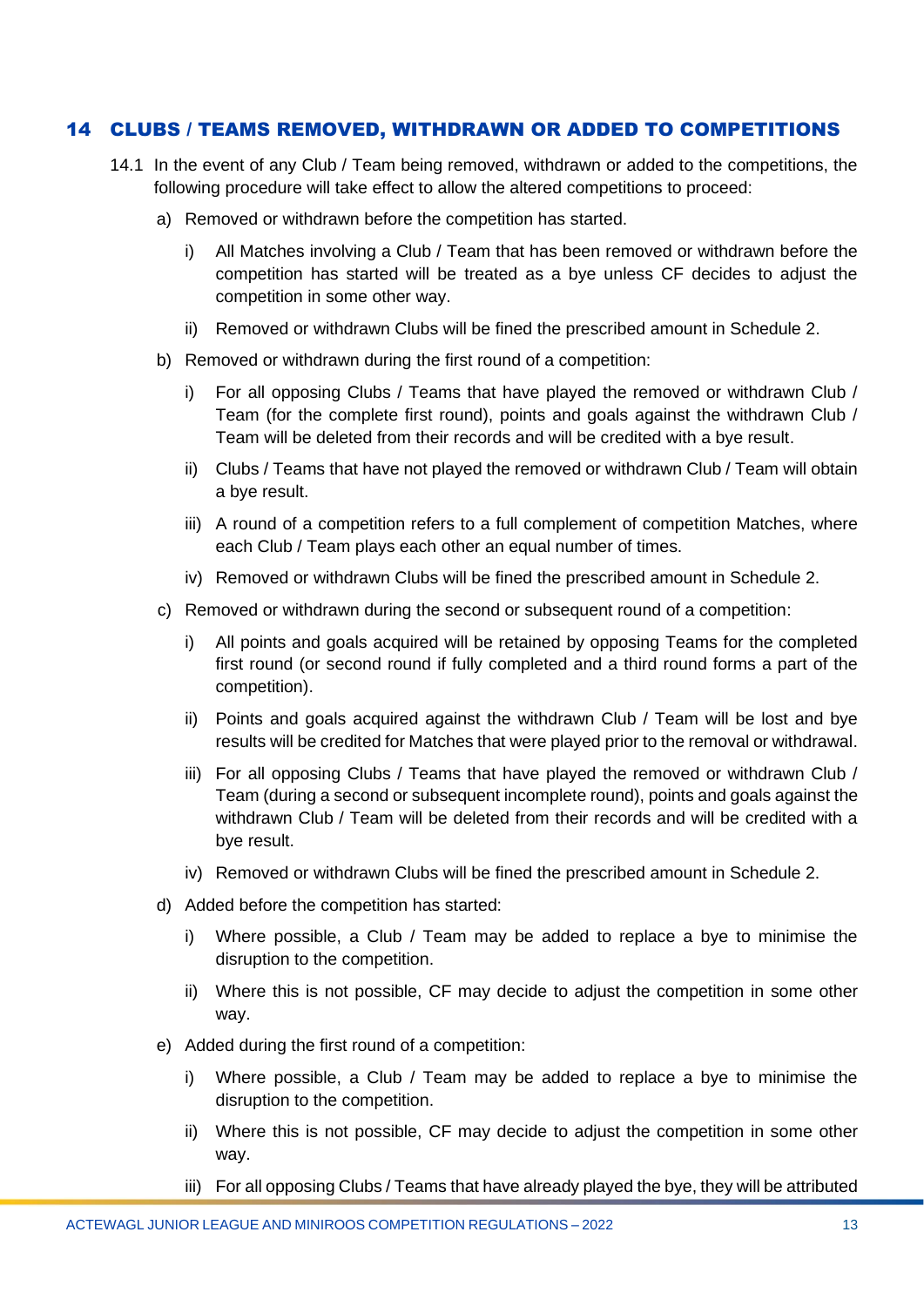## 14 CLUBS / TEAMS REMOVED, WITHDRAWN OR ADDED TO COMPETITIONS

14.1 In the event of any Club / Team being removed, withdrawn or added to the competitions, the following procedure will take effect to allow the altered competitions to proceed:

a) Removed or withdrawn before the competition has started.

   i) All Matches involving a Club / Team that has been removed or withdrawn before the competition has started will be treated as a bye unless CF decides to adjust the competition in some other way.

   ii) Removed or withdrawn Clubs will be fined the prescribed amount in Schedule 2.

b) Removed or withdrawn during the first round of a competition:

   i) For all opposing Clubs / Teams that have played the removed or withdrawn Club / Team (for the complete first round), points and goals against the withdrawn Club / Team will be deleted from their records and will be credited with a bye result.

   ii) Clubs / Teams that have not played the removed or withdrawn Club / Team will obtain a bye result.

   iii) A round of a competition refers to a full complement of competition Matches, where each Club / Team plays each other an equal number of times.

   iv) Removed or withdrawn Clubs will be fined the prescribed amount in Schedule 2.

c) Removed or withdrawn during the second or subsequent round of a competition:

   i) All points and goals acquired will be retained by opposing Teams for the completed first round (or second round if fully completed and a third round forms a part of the competition).

   ii) Points and goals acquired against the withdrawn Club / Team will be lost and bye results will be credited for Matches that were played prior to the removal or withdrawal.

   iii) For all opposing Clubs / Teams that have played the removed or withdrawn Club / Team (during a second or subsequent incomplete round), points and goals against the withdrawn Club / Team will be deleted from their records and will be credited with a bye result.

   iv) Removed or withdrawn Clubs will be fined the prescribed amount in Schedule 2.

d) Added before the competition has started:

   i) Where possible, a Club / Team may be added to replace a bye to minimise the disruption to the competition.

   ii) Where this is not possible, CF may decide to adjust the competition in some other way.

e) Added during the first round of a competition:

   i) Where possible, a Club / Team may be added to replace a bye to minimise the disruption to the competition.

   ii) Where this is not possible, CF may decide to adjust the competition in some other way.

   iii) For all opposing Clubs / Teams that have already played the bye, they will be attributed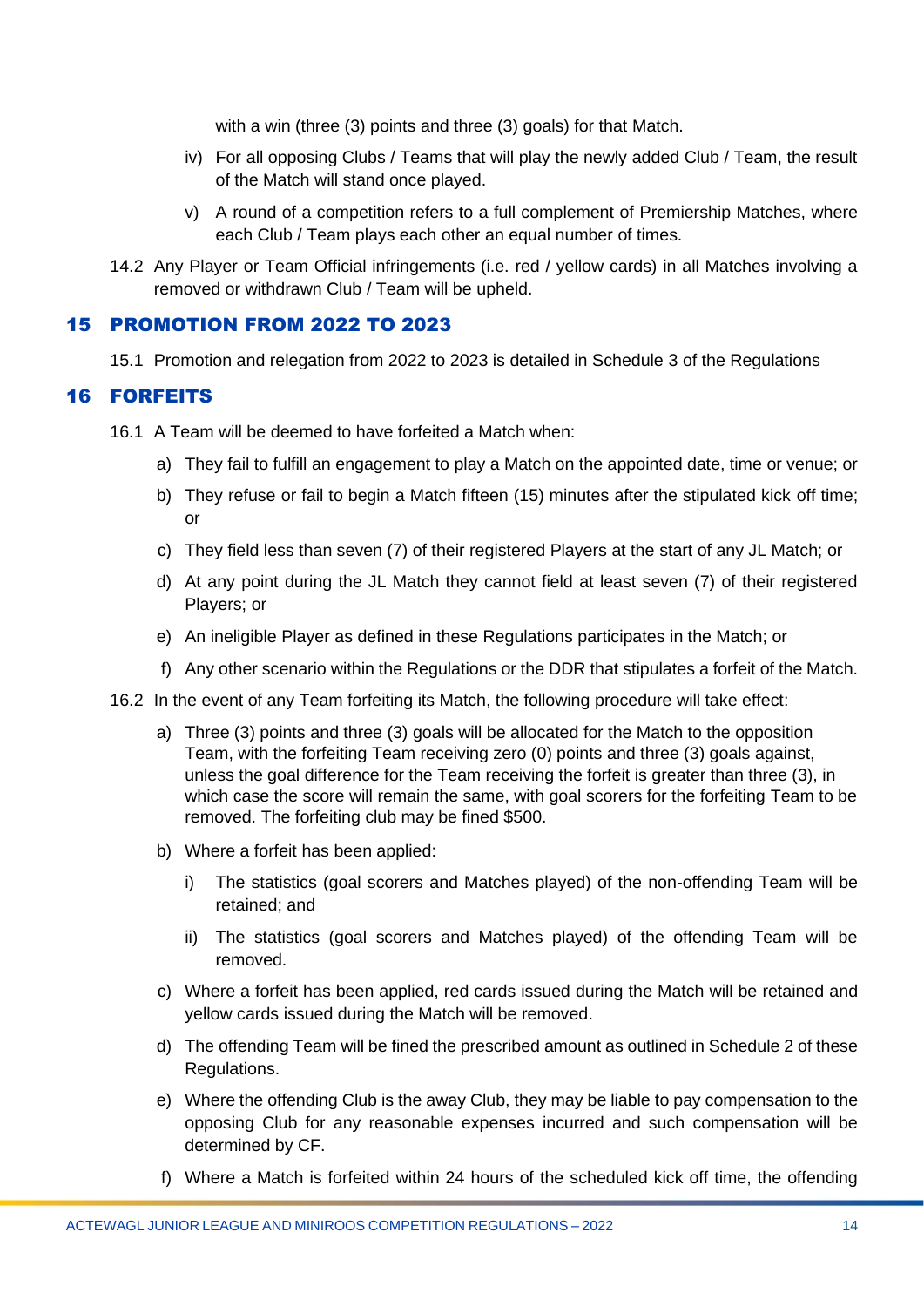with a win (three (3) points and three (3) goals) for that Match.

iv) For all opposing Clubs / Teams that will play the newly added Club / Team, the result of the Match will stand once played.

v) A round of a competition refers to a full complement of Premiership Matches, where each Club / Team plays each other an equal number of times.

14.2 Any Player or Team Official infringements (i.e. red / yellow cards) in all Matches involving a removed or withdrawn Club / Team will be upheld.

## 15 PROMOTION FROM 2022 TO 2023

15.1 Promotion and relegation from 2022 to 2023 is detailed in Schedule 3 of the Regulations

## 16 FORFEITS

16.1 A Team will be deemed to have forfeited a Match when:

a) They fail to fulfill an engagement to play a Match on the appointed date, time or venue; or

b) They refuse or fail to begin a Match fifteen (15) minutes after the stipulated kick off time; or

c) They field less than seven (7) of their registered Players at the start of any JL Match; or

d) At any point during the JL Match they cannot field at least seven (7) of their registered Players; or

e) An ineligible Player as defined in these Regulations participates in the Match; or

f) Any other scenario within the Regulations or the DDR that stipulates a forfeit of the Match.

16.2 In the event of any Team forfeiting its Match, the following procedure will take effect:

a) Three (3) points and three (3) goals will be allocated for the Match to the opposition Team, with the forfeiting Team receiving zero (0) points and three (3) goals against, unless the goal difference for the Team receiving the forfeit is greater than three (3), in which case the score will remain the same, with goal scorers for the forfeiting Team to be removed. The forfeiting club may be fined $500.

b) Where a forfeit has been applied:

i) The statistics (goal scorers and Matches played) of the non-offending Team will be retained; and

ii) The statistics (goal scorers and Matches played) of the offending Team will be removed.

c) Where a forfeit has been applied, red cards issued during the Match will be retained and yellow cards issued during the Match will be removed.

d) The offending Team will be fined the prescribed amount as outlined in Schedule 2 of these Regulations.

e) Where the offending Club is the away Club, they may be liable to pay compensation to the opposing Club for any reasonable expenses incurred and such compensation will be determined by CF.

f) Where a Match is forfeited within 24 hours of the scheduled kick off time, the offending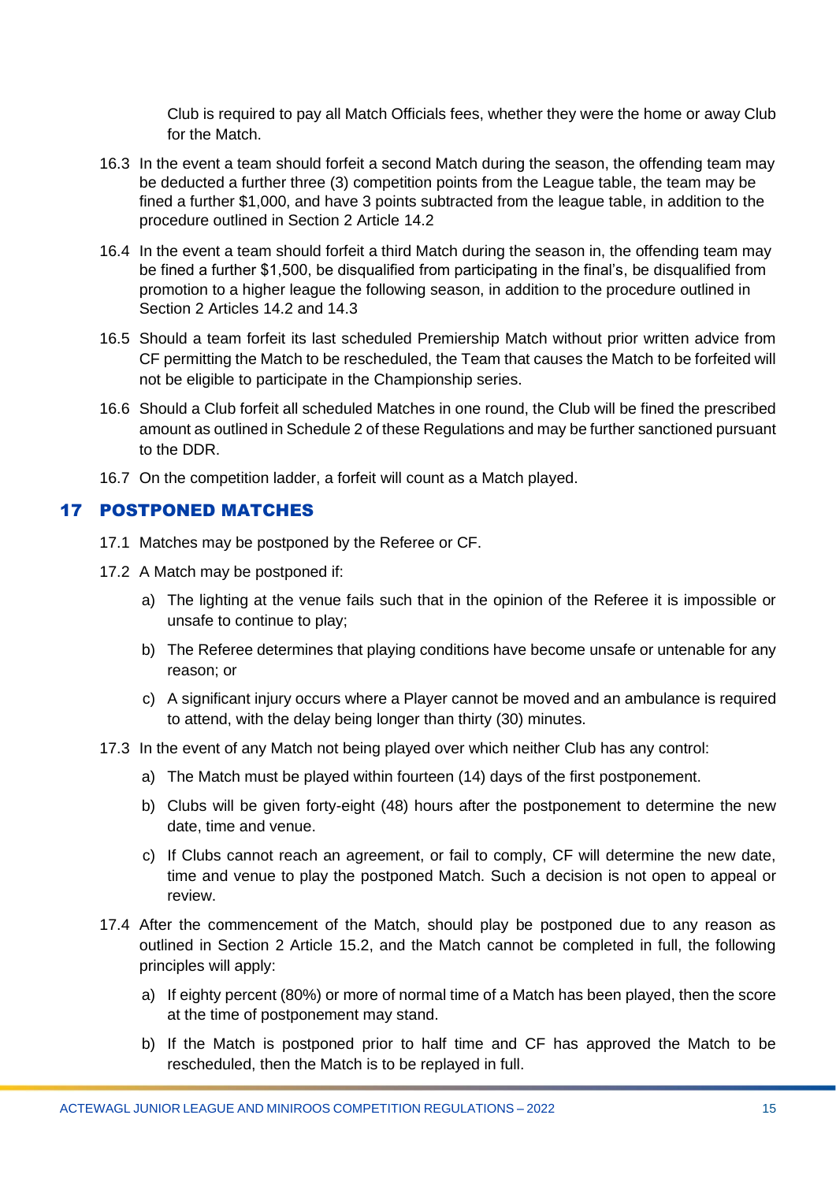Club is required to pay all Match Officials fees, whether they were the home or away Club for the Match.

16.3 In the event a team should forfeit a second Match during the season, the offending team may be deducted a further three (3) competition points from the League table, the team may be fined a further $1,000, and have 3 points subtracted from the league table, in addition to the procedure outlined in Section 2 Article 14.2

16.4 In the event a team should forfeit a third Match during the season in, the offending team may be fined a further $1,500, be disqualified from participating in the final's, be disqualified from promotion to a higher league the following season, in addition to the procedure outlined in Section 2 Articles 14.2 and 14.3

16.5 Should a team forfeit its last scheduled Premiership Match without prior written advice from CF permitting the Match to be rescheduled, the Team that causes the Match to be forfeited will not be eligible to participate in the Championship series.

16.6 Should a Club forfeit all scheduled Matches in one round, the Club will be fined the prescribed amount as outlined in Schedule 2 of these Regulations and may be further sanctioned pursuant to the DDR.

16.7 On the competition ladder, a forfeit will count as a Match played.

## 17 POSTPONED MATCHES

17.1 Matches may be postponed by the Referee or CF.

17.2 A Match may be postponed if:

a) The lighting at the venue fails such that in the opinion of the Referee it is impossible or unsafe to continue to play;

b) The Referee determines that playing conditions have become unsafe or untenable for any reason; or

c) A significant injury occurs where a Player cannot be moved and an ambulance is required to attend, with the delay being longer than thirty (30) minutes.

17.3 In the event of any Match not being played over which neither Club has any control:

a) The Match must be played within fourteen (14) days of the first postponement.

b) Clubs will be given forty-eight (48) hours after the postponement to determine the new date, time and venue.

c) If Clubs cannot reach an agreement, or fail to comply, CF will determine the new date, time and venue to play the postponed Match. Such a decision is not open to appeal or review.

17.4 After the commencement of the Match, should play be postponed due to any reason as outlined in Section 2 Article 15.2, and the Match cannot be completed in full, the following principles will apply:

a) If eighty percent (80%) or more of normal time of a Match has been played, then the score at the time of postponement may stand.

b) If the Match is postponed prior to half time and CF has approved the Match to be rescheduled, then the Match is to be replayed in full.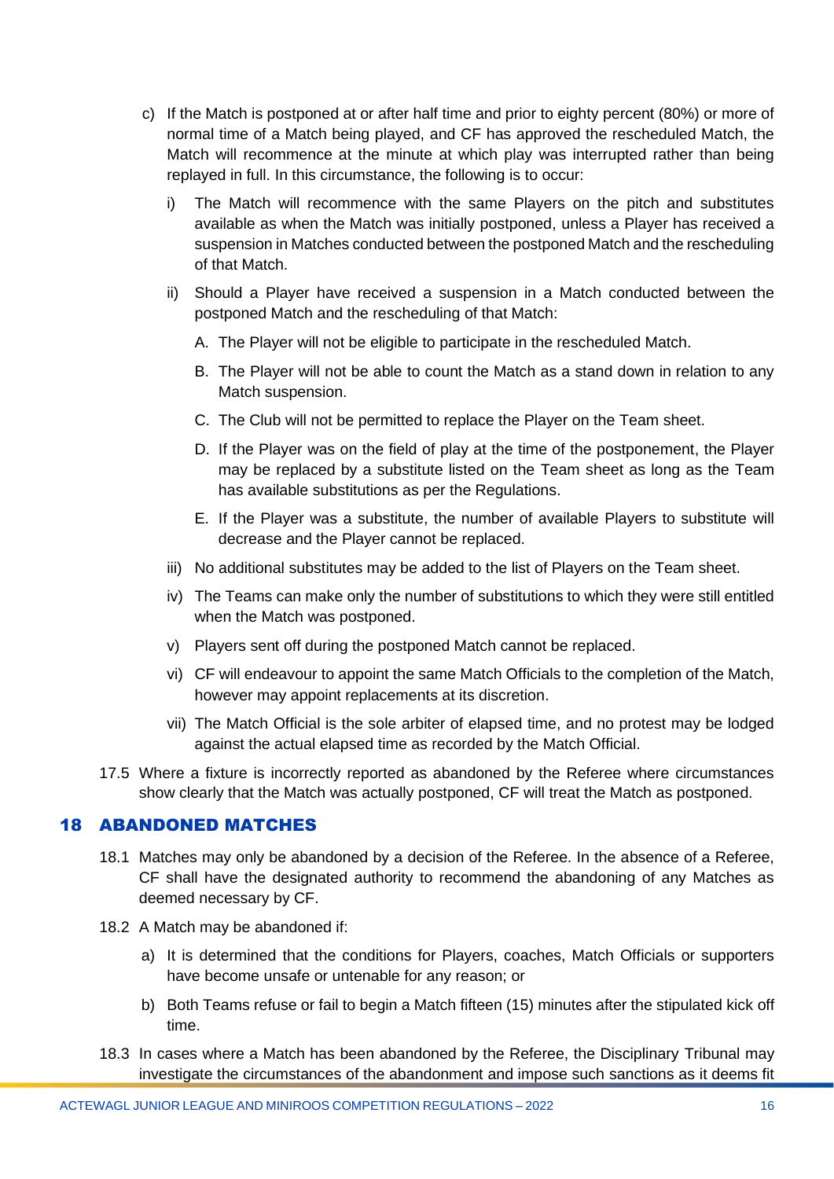c) If the Match is postponed at or after half time and prior to eighty percent (80%) or more of normal time of a Match being played, and CF has approved the rescheduled Match, the Match will recommence at the minute at which play was interrupted rather than being replayed in full. In this circumstance, the following is to occur:

   i) The Match will recommence with the same Players on the pitch and substitutes available as when the Match was initially postponed, unless a Player has received a suspension in Matches conducted between the postponed Match and the rescheduling of that Match.

   ii) Should a Player have received a suspension in a Match conducted between the postponed Match and the rescheduling of that Match:

      A. The Player will not be eligible to participate in the rescheduled Match.

      B. The Player will not be able to count the Match as a stand down in relation to any Match suspension.

      C. The Club will not be permitted to replace the Player on the Team sheet.

      D. If the Player was on the field of play at the time of the postponement, the Player may be replaced by a substitute listed on the Team sheet as long as the Team has available substitutions as per the Regulations.

      E. If the Player was a substitute, the number of available Players to substitute will decrease and the Player cannot be replaced.

   iii) No additional substitutes may be added to the list of Players on the Team sheet.

   iv) The Teams can make only the number of substitutions to which they were still entitled when the Match was postponed.

   v) Players sent off during the postponed Match cannot be replaced.

   vi) CF will endeavour to appoint the same Match Officials to the completion of the Match, however may appoint replacements at its discretion.

   vii) The Match Official is the sole arbiter of elapsed time, and no protest may be lodged against the actual elapsed time as recorded by the Match Official.

17.5 Where a fixture is incorrectly reported as abandoned by the Referee where circumstances show clearly that the Match was actually postponed, CF will treat the Match as postponed.

## 18 ABANDONED MATCHES

18.1 Matches may only be abandoned by a decision of the Referee. In the absence of a Referee, CF shall have the designated authority to recommend the abandoning of any Matches as deemed necessary by CF.

18.2 A Match may be abandoned if:

   a) It is determined that the conditions for Players, coaches, Match Officials or supporters have become unsafe or untenable for any reason; or

   b) Both Teams refuse or fail to begin a Match fifteen (15) minutes after the stipulated kick off time.

18.3 In cases where a Match has been abandoned by the Referee, the Disciplinary Tribunal may investigate the circumstances of the abandonment and impose such sanctions as it deems fit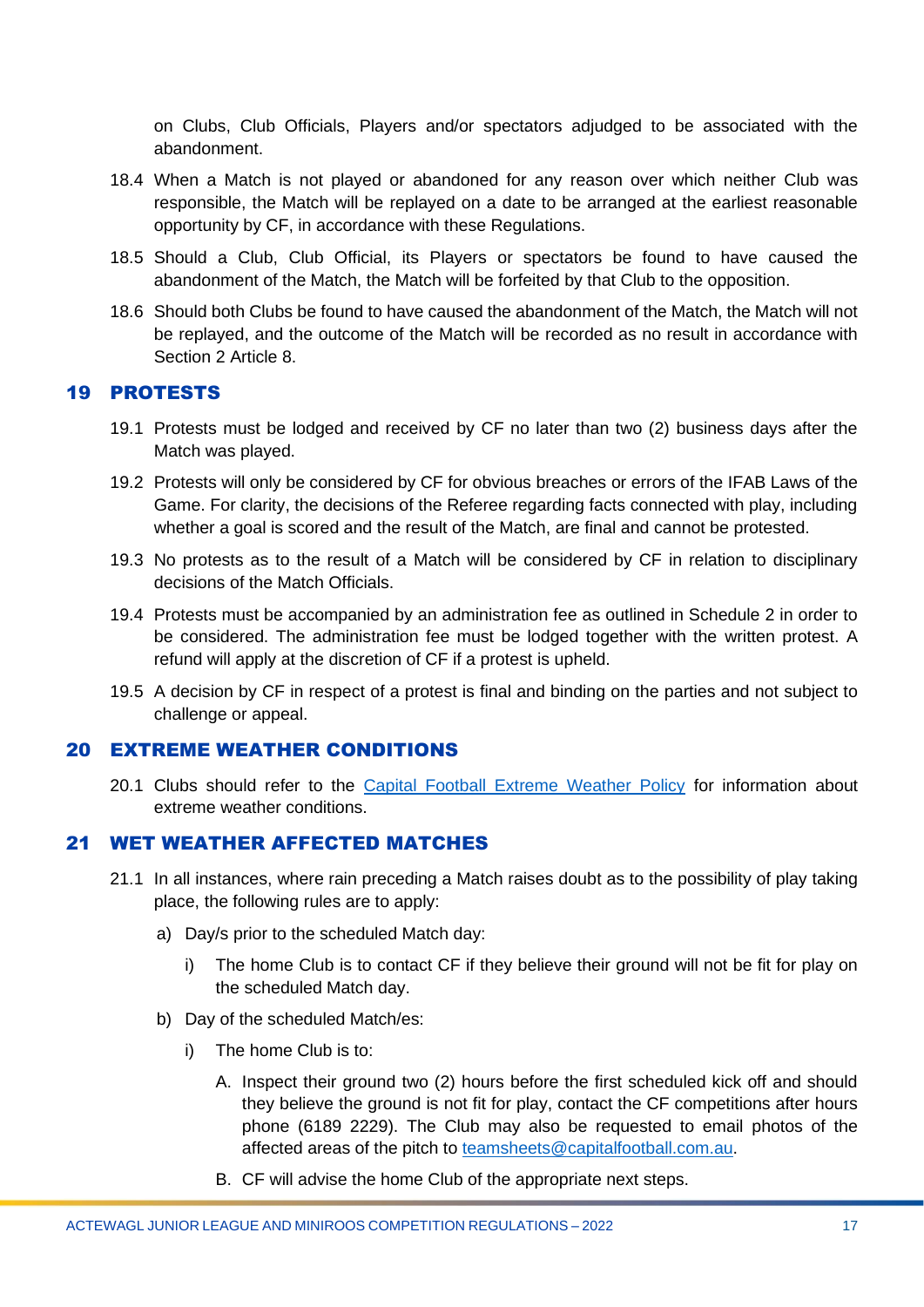on Clubs, Club Officials, Players and/or spectators adjudged to be associated with the abandonment.

18.4 When a Match is not played or abandoned for any reason over which neither Club was responsible, the Match will be replayed on a date to be arranged at the earliest reasonable opportunity by CF, in accordance with these Regulations.

18.5 Should a Club, Club Official, its Players or spectators be found to have caused the abandonment of the Match, the Match will be forfeited by that Club to the opposition.

18.6 Should both Clubs be found to have caused the abandonment of the Match, the Match will not be replayed, and the outcome of the Match will be recorded as no result in accordance with Section 2 Article 8.

## 19 PROTESTS

19.1 Protests must be lodged and received by CF no later than two (2) business days after the Match was played.

19.2 Protests will only be considered by CF for obvious breaches or errors of the IFAB Laws of the Game. For clarity, the decisions of the Referee regarding facts connected with play, including whether a goal is scored and the result of the Match, are final and cannot be protested.

19.3 No protests as to the result of a Match will be considered by CF in relation to disciplinary decisions of the Match Officials.

19.4 Protests must be accompanied by an administration fee as outlined in Schedule 2 in order to be considered. The administration fee must be lodged together with the written protest. A refund will apply at the discretion of CF if a protest is upheld.

19.5 A decision by CF in respect of a protest is final and binding on the parties and not subject to challenge or appeal.

## 20 EXTREME WEATHER CONDITIONS

20.1 Clubs should refer to the Capital Football Extreme Weather Policy for information about extreme weather conditions.

## 21 WET WEATHER AFFECTED MATCHES

21.1 In all instances, where rain preceding a Match raises doubt as to the possibility of play taking place, the following rules are to apply:

a) Day/s prior to the scheduled Match day:

i) The home Club is to contact CF if they believe their ground will not be fit for play on the scheduled Match day.

b) Day of the scheduled Match/es:

i) The home Club is to:

A. Inspect their ground two (2) hours before the first scheduled kick off and should they believe the ground is not fit for play, contact the CF competitions after hours phone (6189 2229). The Club may also be requested to email photos of the affected areas of the pitch to teamsheets@capitalfootball.com.au.

B. CF will advise the home Club of the appropriate next steps.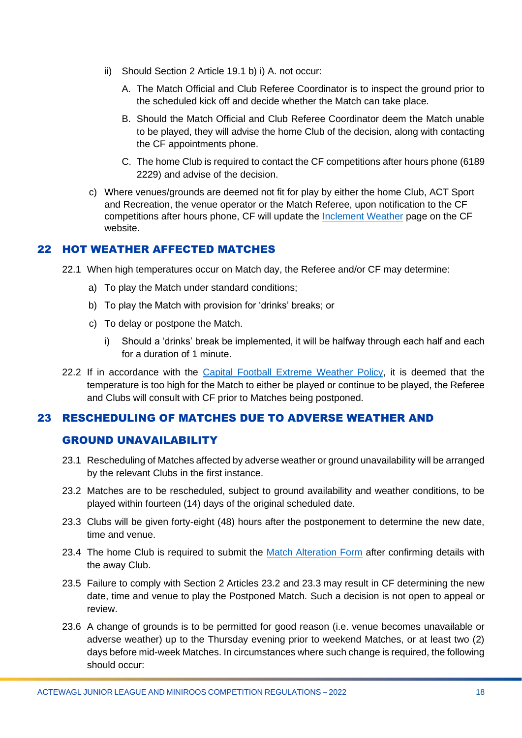ii) Should Section 2 Article 19.1 b) i) A. not occur:

A. The Match Official and Club Referee Coordinator is to inspect the ground prior to the scheduled kick off and decide whether the Match can take place.

B. Should the Match Official and Club Referee Coordinator deem the Match unable to be played, they will advise the home Club of the decision, along with contacting the CF appointments phone.

C. The home Club is required to contact the CF competitions after hours phone (6189 2229) and advise of the decision.

c) Where venues/grounds are deemed not fit for play by either the home Club, ACT Sport and Recreation, the venue operator or the Match Referee, upon notification to the CF competitions after hours phone, CF will update the Inclement Weather page on the CF website.

## 22 HOT WEATHER AFFECTED MATCHES

22.1 When high temperatures occur on Match day, the Referee and/or CF may determine:

a) To play the Match under standard conditions;

b) To play the Match with provision for 'drinks' breaks; or

c) To delay or postpone the Match.

i) Should a 'drinks' break be implemented, it will be halfway through each half and each for a duration of 1 minute.

22.2 If in accordance with the Capital Football Extreme Weather Policy, it is deemed that the temperature is too high for the Match to either be played or continue to be played, the Referee and Clubs will consult with CF prior to Matches being postponed.

## 23 RESCHEDULING OF MATCHES DUE TO ADVERSE WEATHER AND GROUND UNAVAILABILITY

23.1 Rescheduling of Matches affected by adverse weather or ground unavailability will be arranged by the relevant Clubs in the first instance.

23.2 Matches are to be rescheduled, subject to ground availability and weather conditions, to be played within fourteen (14) days of the original scheduled date.

23.3 Clubs will be given forty-eight (48) hours after the postponement to determine the new date, time and venue.

23.4 The home Club is required to submit the Match Alteration Form after confirming details with the away Club.

23.5 Failure to comply with Section 2 Articles 23.2 and 23.3 may result in CF determining the new date, time and venue to play the Postponed Match. Such a decision is not open to appeal or review.

23.6 A change of grounds is to be permitted for good reason (i.e. venue becomes unavailable or adverse weather) up to the Thursday evening prior to weekend Matches, or at least two (2) days before mid-week Matches. In circumstances where such change is required, the following should occur: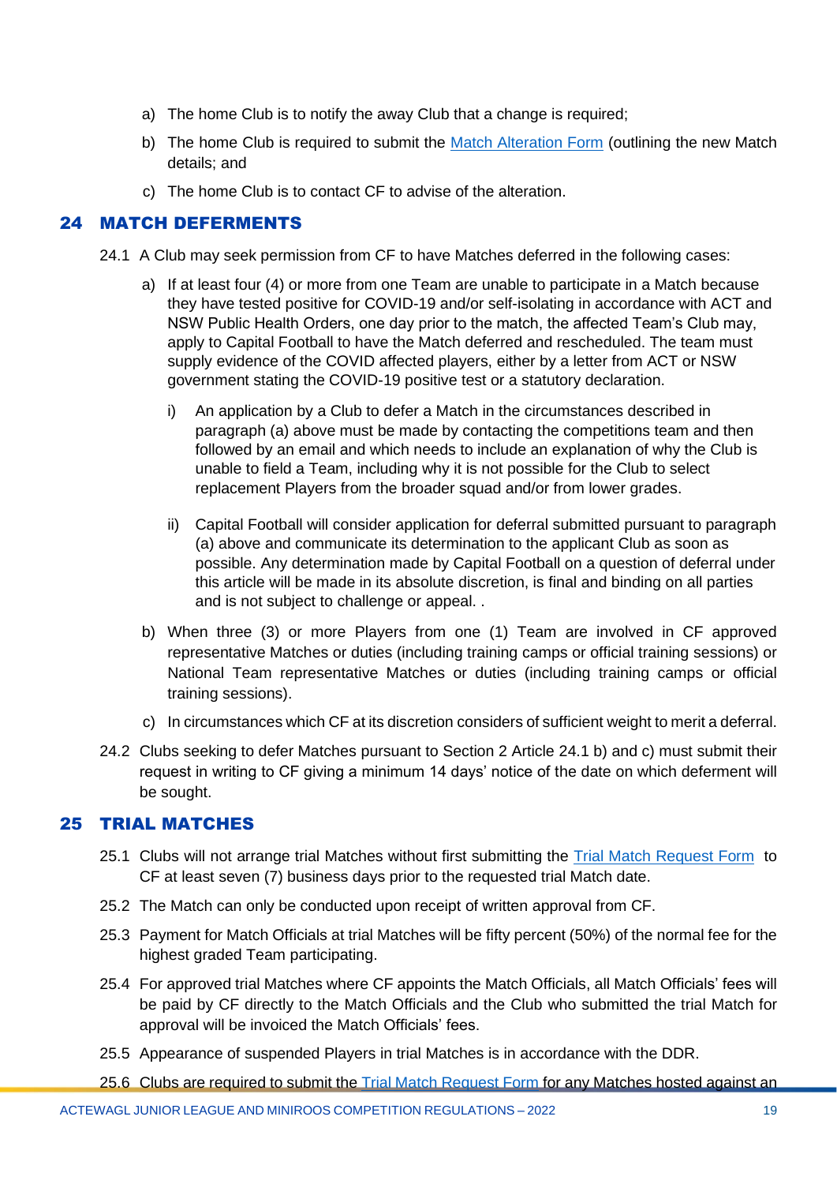a) The home Club is to notify the away Club that a change is required;

b) The home Club is required to submit the Match Alteration Form (outlining the new Match details; and

c) The home Club is to contact CF to advise of the alteration.

## 24 MATCH DEFERMENTS

24.1 A Club may seek permission from CF to have Matches deferred in the following cases:

a) If at least four (4) or more from one Team are unable to participate in a Match because they have tested positive for COVID-19 and/or self-isolating in accordance with ACT and NSW Public Health Orders, one day prior to the match, the affected Team's Club may, apply to Capital Football to have the Match deferred and rescheduled. The team must supply evidence of the COVID affected players, either by a letter from ACT or NSW government stating the COVID-19 positive test or a statutory declaration.

i) An application by a Club to defer a Match in the circumstances described in paragraph (a) above must be made by contacting the competitions team and then followed by an email and which needs to include an explanation of why the Club is unable to field a Team, including why it is not possible for the Club to select replacement Players from the broader squad and/or from lower grades.

ii) Capital Football will consider application for deferral submitted pursuant to paragraph (a) above and communicate its determination to the applicant Club as soon as possible. Any determination made by Capital Football on a question of deferral under this article will be made in its absolute discretion, is final and binding on all parties and is not subject to challenge or appeal. .

b) When three (3) or more Players from one (1) Team are involved in CF approved representative Matches or duties (including training camps or official training sessions) or National Team representative Matches or duties (including training camps or official training sessions).

c) In circumstances which CF at its discretion considers of sufficient weight to merit a deferral.

24.2 Clubs seeking to defer Matches pursuant to Section 2 Article 24.1 b) and c) must submit their request in writing to CF giving a minimum 14 days' notice of the date on which deferment will be sought.

## 25 TRIAL MATCHES

25.1 Clubs will not arrange trial Matches without first submitting the Trial Match Request Form to CF at least seven (7) business days prior to the requested trial Match date.

25.2 The Match can only be conducted upon receipt of written approval from CF.

25.3 Payment for Match Officials at trial Matches will be fifty percent (50%) of the normal fee for the highest graded Team participating.

25.4 For approved trial Matches where CF appoints the Match Officials, all Match Officials' fees will be paid by CF directly to the Match Officials and the Club who submitted the trial Match for approval will be invoiced the Match Officials' fees.

25.5 Appearance of suspended Players in trial Matches is in accordance with the DDR.

25.6 Clubs are required to submit the Trial Match Request Form for any Matches hosted against an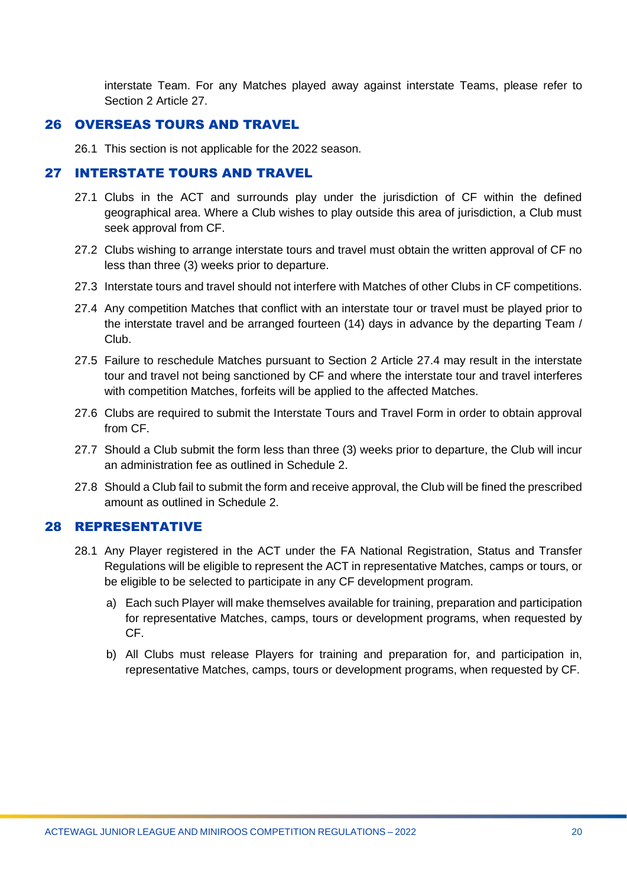interstate Team. For any Matches played away against interstate Teams, please refer to Section 2 Article 27.

## 26 OVERSEAS TOURS AND TRAVEL

26.1 This section is not applicable for the 2022 season.

## 27 INTERSTATE TOURS AND TRAVEL

27.1 Clubs in the ACT and surrounds play under the jurisdiction of CF within the defined geographical area. Where a Club wishes to play outside this area of jurisdiction, a Club must seek approval from CF.

27.2 Clubs wishing to arrange interstate tours and travel must obtain the written approval of CF no less than three (3) weeks prior to departure.

27.3 Interstate tours and travel should not interfere with Matches of other Clubs in CF competitions.

27.4 Any competition Matches that conflict with an interstate tour or travel must be played prior to the interstate travel and be arranged fourteen (14) days in advance by the departing Team / Club.

27.5 Failure to reschedule Matches pursuant to Section 2 Article 27.4 may result in the interstate tour and travel not being sanctioned by CF and where the interstate tour and travel interferes with competition Matches, forfeits will be applied to the affected Matches.

27.6 Clubs are required to submit the Interstate Tours and Travel Form in order to obtain approval from CF.

27.7 Should a Club submit the form less than three (3) weeks prior to departure, the Club will incur an administration fee as outlined in Schedule 2.

27.8 Should a Club fail to submit the form and receive approval, the Club will be fined the prescribed amount as outlined in Schedule 2.

## 28 REPRESENTATIVE

28.1 Any Player registered in the ACT under the FA National Registration, Status and Transfer Regulations will be eligible to represent the ACT in representative Matches, camps or tours, or be eligible to be selected to participate in any CF development program.

a) Each such Player will make themselves available for training, preparation and participation for representative Matches, camps, tours or development programs, when requested by CF.

b) All Clubs must release Players for training and preparation for, and participation in, representative Matches, camps, tours or development programs, when requested by CF.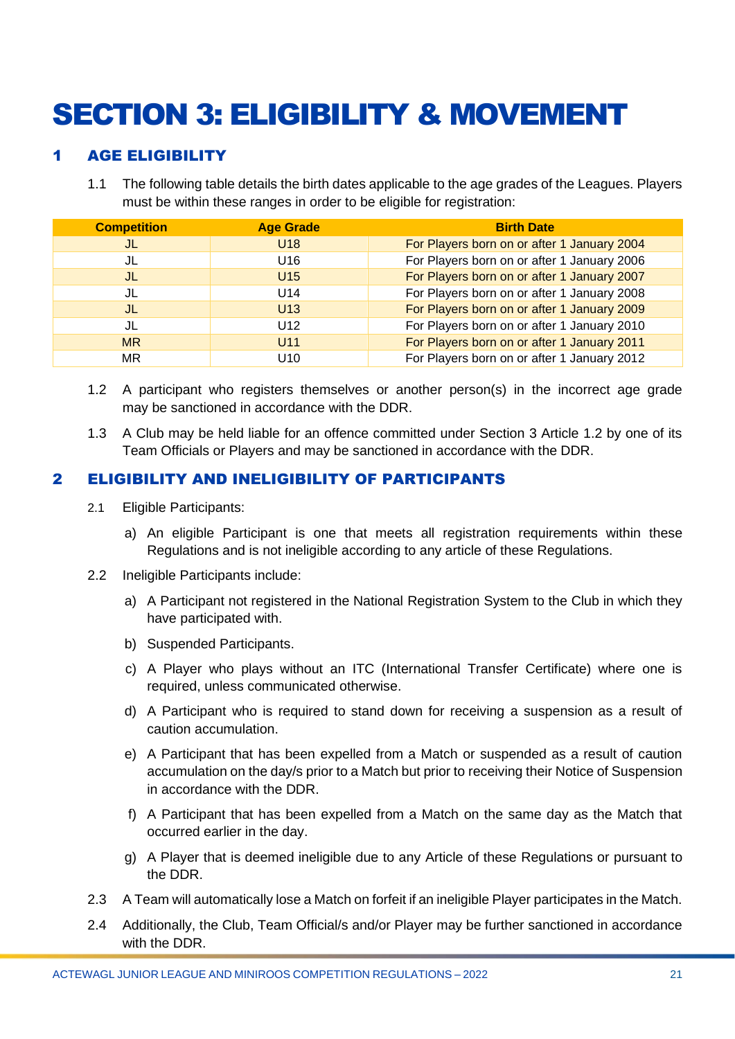# SECTION 3: ELIGIBILITY & MOVEMENT

## 1 AGE ELIGIBILITY

1.1 The following table details the birth dates applicable to the age grades of the Leagues. Players must be within these ranges in order to be eligible for registration:

| Competition | Age Grade | Birth Date |
|---|---|---|
| JL | U18 | For Players born on or after 1 January 2004 |
| JL | U16 | For Players born on or after 1 January 2006 |
| JL | U15 | For Players born on or after 1 January 2007 |
| JL | U14 | For Players born on or after 1 January 2008 |
| JL | U13 | For Players born on or after 1 January 2009 |
| JL | U12 | For Players born on or after 1 January 2010 |
| MR | U11 | For Players born on or after 1 January 2011 |
| MR | U10 | For Players born on or after 1 January 2012 |

1.2 A participant who registers themselves or another person(s) in the incorrect age grade may be sanctioned in accordance with the DDR.

1.3 A Club may be held liable for an offence committed under Section 3 Article 1.2 by one of its Team Officials or Players and may be sanctioned in accordance with the DDR.

## 2 ELIGIBILITY AND INELIGIBILITY OF PARTICIPANTS

2.1 Eligible Participants:

a) An eligible Participant is one that meets all registration requirements within these Regulations and is not ineligible according to any article of these Regulations.

2.2 Ineligible Participants include:

a) A Participant not registered in the National Registration System to the Club in which they have participated with.

b) Suspended Participants.

c) A Player who plays without an ITC (International Transfer Certificate) where one is required, unless communicated otherwise.

d) A Participant who is required to stand down for receiving a suspension as a result of caution accumulation.

e) A Participant that has been expelled from a Match or suspended as a result of caution accumulation on the day/s prior to a Match but prior to receiving their Notice of Suspension in accordance with the DDR.

f) A Participant that has been expelled from a Match on the same day as the Match that occurred earlier in the day.

g) A Player that is deemed ineligible due to any Article of these Regulations or pursuant to the DDR.

2.3 A Team will automatically lose a Match on forfeit if an ineligible Player participates in the Match.

2.4 Additionally, the Club, Team Official/s and/or Player may be further sanctioned in accordance with the DDR.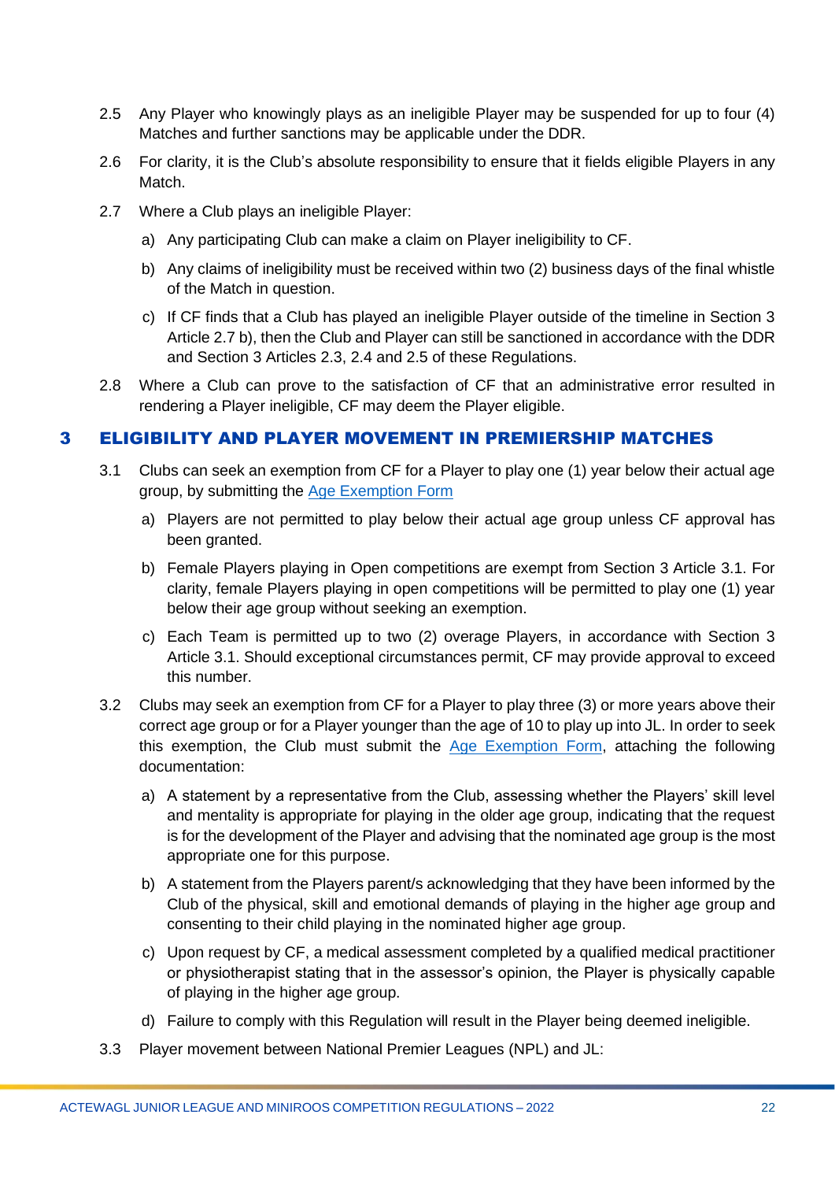2.5 Any Player who knowingly plays as an ineligible Player may be suspended for up to four (4) Matches and further sanctions may be applicable under the DDR.

2.6 For clarity, it is the Club's absolute responsibility to ensure that it fields eligible Players in any Match.

2.7 Where a Club plays an ineligible Player:

a) Any participating Club can make a claim on Player ineligibility to CF.

b) Any claims of ineligibility must be received within two (2) business days of the final whistle of the Match in question.

c) If CF finds that a Club has played an ineligible Player outside of the timeline in Section 3 Article 2.7 b), then the Club and Player can still be sanctioned in accordance with the DDR and Section 3 Articles 2.3, 2.4 and 2.5 of these Regulations.

2.8 Where a Club can prove to the satisfaction of CF that an administrative error resulted in rendering a Player ineligible, CF may deem the Player eligible.

## 3 ELIGIBILITY AND PLAYER MOVEMENT IN PREMIERSHIP MATCHES

3.1 Clubs can seek an exemption from CF for a Player to play one (1) year below their actual age group, by submitting the Age Exemption Form

a) Players are not permitted to play below their actual age group unless CF approval has been granted.

b) Female Players playing in Open competitions are exempt from Section 3 Article 3.1. For clarity, female Players playing in open competitions will be permitted to play one (1) year below their age group without seeking an exemption.

c) Each Team is permitted up to two (2) overage Players, in accordance with Section 3 Article 3.1. Should exceptional circumstances permit, CF may provide approval to exceed this number.

3.2 Clubs may seek an exemption from CF for a Player to play three (3) or more years above their correct age group or for a Player younger than the age of 10 to play up into JL. In order to seek this exemption, the Club must submit the Age Exemption Form, attaching the following documentation:

a) A statement by a representative from the Club, assessing whether the Players' skill level and mentality is appropriate for playing in the older age group, indicating that the request is for the development of the Player and advising that the nominated age group is the most appropriate one for this purpose.

b) A statement from the Players parent/s acknowledging that they have been informed by the Club of the physical, skill and emotional demands of playing in the higher age group and consenting to their child playing in the nominated higher age group.

c) Upon request by CF, a medical assessment completed by a qualified medical practitioner or physiotherapist stating that in the assessor's opinion, the Player is physically capable of playing in the higher age group.

d) Failure to comply with this Regulation will result in the Player being deemed ineligible.

3.3 Player movement between National Premier Leagues (NPL) and JL: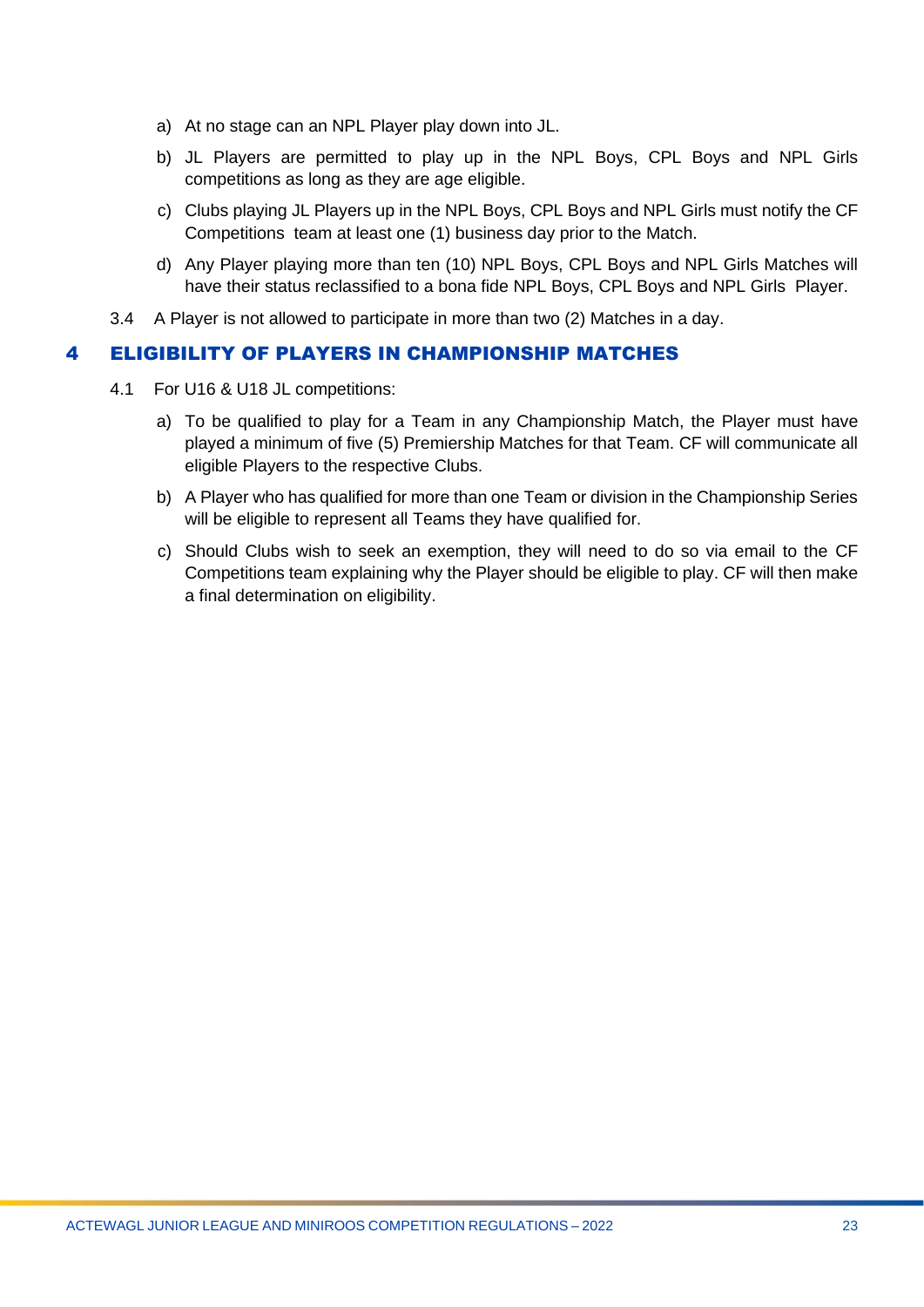a) At no stage can an NPL Player play down into JL.

b) JL Players are permitted to play up in the NPL Boys, CPL Boys and NPL Girls competitions as long as they are age eligible.

c) Clubs playing JL Players up in the NPL Boys, CPL Boys and NPL Girls must notify the CF Competitions team at least one (1) business day prior to the Match.

d) Any Player playing more than ten (10) NPL Boys, CPL Boys and NPL Girls Matches will have their status reclassified to a bona fide NPL Boys, CPL Boys and NPL Girls Player.

3.4 A Player is not allowed to participate in more than two (2) Matches in a day.

## 4 ELIGIBILITY OF PLAYERS IN CHAMPIONSHIP MATCHES

4.1 For U16 & U18 JL competitions:

a) To be qualified to play for a Team in any Championship Match, the Player must have played a minimum of five (5) Premiership Matches for that Team. CF will communicate all eligible Players to the respective Clubs.

b) A Player who has qualified for more than one Team or division in the Championship Series will be eligible to represent all Teams they have qualified for.

c) Should Clubs wish to seek an exemption, they will need to do so via email to the CF Competitions team explaining why the Player should be eligible to play. CF will then make a final determination on eligibility.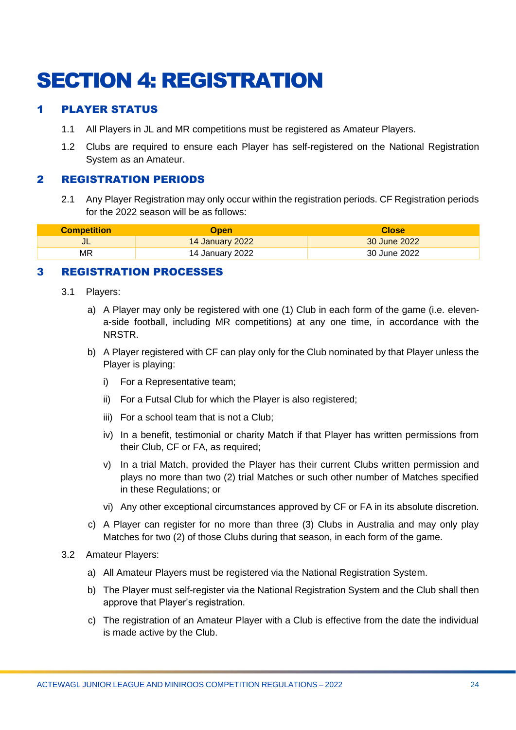# SECTION 4: REGISTRATION

## 1 PLAYER STATUS

1.1 All Players in JL and MR competitions must be registered as Amateur Players.

1.2 Clubs are required to ensure each Player has self-registered on the National Registration System as an Amateur.

## 2 REGISTRATION PERIODS

2.1 Any Player Registration may only occur within the registration periods. CF Registration periods for the 2022 season will be as follows:

| Competition | Open | Close |
|---|---|---|
| JL | 14 January 2022 | 30 June 2022 |
| MR | 14 January 2022 | 30 June 2022 |

## 3 REGISTRATION PROCESSES

3.1 Players:

a) A Player may only be registered with one (1) Club in each form of the game (i.e. eleven-a-side football, including MR competitions) at any one time, in accordance with the NRSTR.

b) A Player registered with CF can play only for the Club nominated by that Player unless the Player is playing:

i) For a Representative team;

ii) For a Futsal Club for which the Player is also registered;

iii) For a school team that is not a Club;

iv) In a benefit, testimonial or charity Match if that Player has written permissions from their Club, CF or FA, as required;

v) In a trial Match, provided the Player has their current Clubs written permission and plays no more than two (2) trial Matches or such other number of Matches specified in these Regulations; or

vi) Any other exceptional circumstances approved by CF or FA in its absolute discretion.

c) A Player can register for no more than three (3) Clubs in Australia and may only play Matches for two (2) of those Clubs during that season, in each form of the game.

3.2 Amateur Players:

a) All Amateur Players must be registered via the National Registration System.

b) The Player must self-register via the National Registration System and the Club shall then approve that Player's registration.

c) The registration of an Amateur Player with a Club is effective from the date the individual is made active by the Club.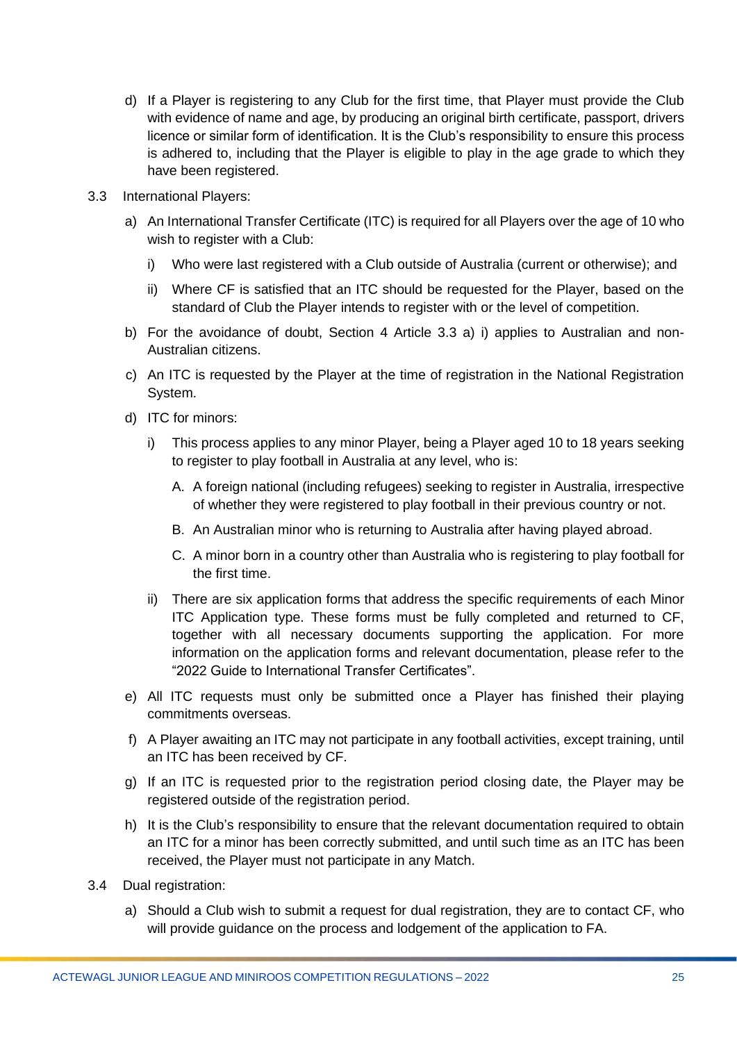d) If a Player is registering to any Club for the first time, that Player must provide the Club with evidence of name and age, by producing an original birth certificate, passport, drivers licence or similar form of identification. It is the Club's responsibility to ensure this process is adhered to, including that the Player is eligible to play in the age grade to which they have been registered.

3.3 International Players:

a) An International Transfer Certificate (ITC) is required for all Players over the age of 10 who wish to register with a Club:

  i) Who were last registered with a Club outside of Australia (current or otherwise); and

  ii) Where CF is satisfied that an ITC should be requested for the Player, based on the standard of Club the Player intends to register with or the level of competition.

b) For the avoidance of doubt, Section 4 Article 3.3 a) i) applies to Australian and non-Australian citizens.

c) An ITC is requested by the Player at the time of registration in the National Registration System.

d) ITC for minors:

  i) This process applies to any minor Player, being a Player aged 10 to 18 years seeking to register to play football in Australia at any level, who is:

    A. A foreign national (including refugees) seeking to register in Australia, irrespective of whether they were registered to play football in their previous country or not.

    B. An Australian minor who is returning to Australia after having played abroad.

    C. A minor born in a country other than Australia who is registering to play football for the first time.

  ii) There are six application forms that address the specific requirements of each Minor ITC Application type. These forms must be fully completed and returned to CF, together with all necessary documents supporting the application. For more information on the application forms and relevant documentation, please refer to the "2022 Guide to International Transfer Certificates".

e) All ITC requests must only be submitted once a Player has finished their playing commitments overseas.

f) A Player awaiting an ITC may not participate in any football activities, except training, until an ITC has been received by CF.

g) If an ITC is requested prior to the registration period closing date, the Player may be registered outside of the registration period.

h) It is the Club's responsibility to ensure that the relevant documentation required to obtain an ITC for a minor has been correctly submitted, and until such time as an ITC has been received, the Player must not participate in any Match.

3.4 Dual registration:

a) Should a Club wish to submit a request for dual registration, they are to contact CF, who will provide guidance on the process and lodgement of the application to FA.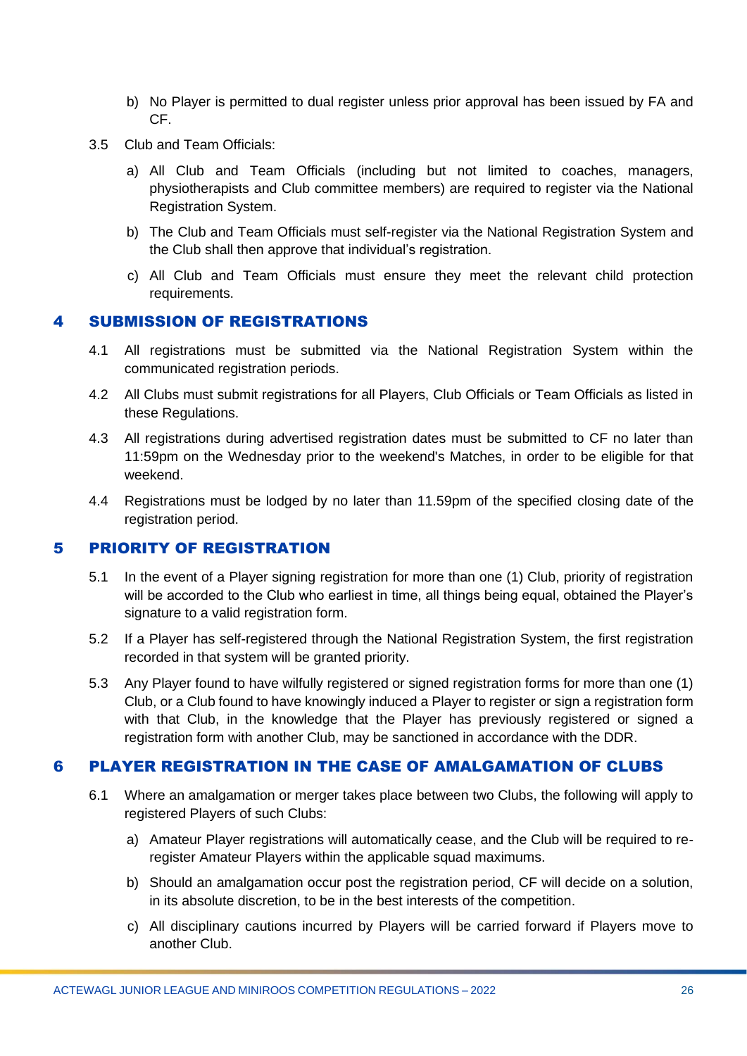b) No Player is permitted to dual register unless prior approval has been issued by FA and CF.

3.5 Club and Team Officials:

a) All Club and Team Officials (including but not limited to coaches, managers, physiotherapists and Club committee members) are required to register via the National Registration System.

b) The Club and Team Officials must self-register via the National Registration System and the Club shall then approve that individual's registration.

c) All Club and Team Officials must ensure they meet the relevant child protection requirements.

## 4 SUBMISSION OF REGISTRATIONS

4.1 All registrations must be submitted via the National Registration System within the communicated registration periods.

4.2 All Clubs must submit registrations for all Players, Club Officials or Team Officials as listed in these Regulations.

4.3 All registrations during advertised registration dates must be submitted to CF no later than 11:59pm on the Wednesday prior to the weekend's Matches, in order to be eligible for that weekend.

4.4 Registrations must be lodged by no later than 11.59pm of the specified closing date of the registration period.

## 5 PRIORITY OF REGISTRATION

5.1 In the event of a Player signing registration for more than one (1) Club, priority of registration will be accorded to the Club who earliest in time, all things being equal, obtained the Player's signature to a valid registration form.

5.2 If a Player has self-registered through the National Registration System, the first registration recorded in that system will be granted priority.

5.3 Any Player found to have wilfully registered or signed registration forms for more than one (1) Club, or a Club found to have knowingly induced a Player to register or sign a registration form with that Club, in the knowledge that the Player has previously registered or signed a registration form with another Club, may be sanctioned in accordance with the DDR.

## 6 PLAYER REGISTRATION IN THE CASE OF AMALGAMATION OF CLUBS

6.1 Where an amalgamation or merger takes place between two Clubs, the following will apply to registered Players of such Clubs:

a) Amateur Player registrations will automatically cease, and the Club will be required to re-register Amateur Players within the applicable squad maximums.

b) Should an amalgamation occur post the registration period, CF will decide on a solution, in its absolute discretion, to be in the best interests of the competition.

c) All disciplinary cautions incurred by Players will be carried forward if Players move to another Club.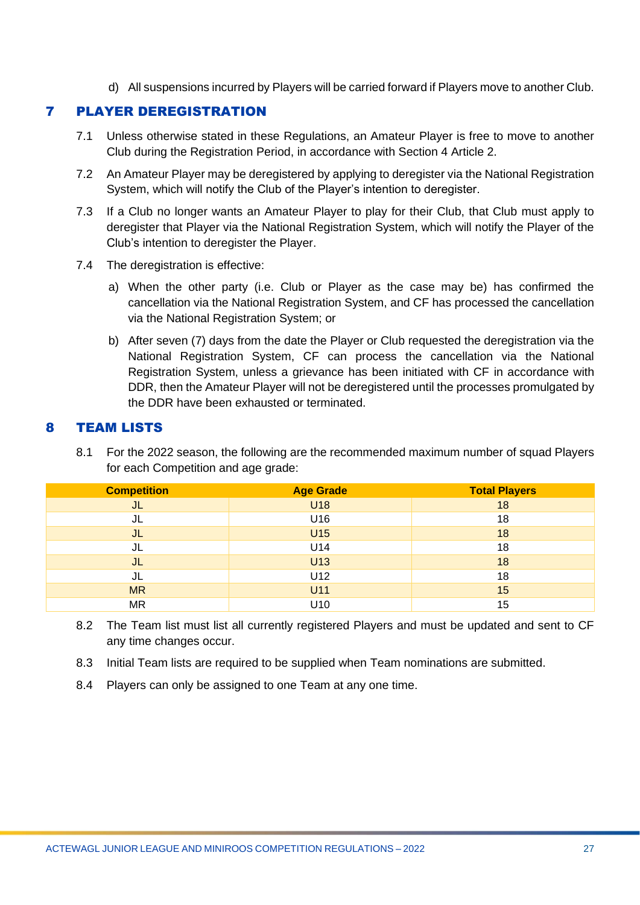d) All suspensions incurred by Players will be carried forward if Players move to another Club.

## 7 PLAYER DEREGISTRATION

7.1 Unless otherwise stated in these Regulations, an Amateur Player is free to move to another Club during the Registration Period, in accordance with Section 4 Article 2.

7.2 An Amateur Player may be deregistered by applying to deregister via the National Registration System, which will notify the Club of the Player's intention to deregister.

7.3 If a Club no longer wants an Amateur Player to play for their Club, that Club must apply to deregister that Player via the National Registration System, which will notify the Player of the Club's intention to deregister the Player.

7.4 The deregistration is effective:

a) When the other party (i.e. Club or Player as the case may be) has confirmed the cancellation via the National Registration System, and CF has processed the cancellation via the National Registration System; or

b) After seven (7) days from the date the Player or Club requested the deregistration via the National Registration System, CF can process the cancellation via the National Registration System, unless a grievance has been initiated with CF in accordance with DDR, then the Amateur Player will not be deregistered until the processes promulgated by the DDR have been exhausted or terminated.

## 8 TEAM LISTS

8.1 For the 2022 season, the following are the recommended maximum number of squad Players for each Competition and age grade:

| Competition | Age Grade | Total Players |
|---|---|---|
| JL | U18 | 18 |
| JL | U16 | 18 |
| JL | U15 | 18 |
| JL | U14 | 18 |
| JL | U13 | 18 |
| JL | U12 | 18 |
| MR | U11 | 15 |
| MR | U10 | 15 |

8.2 The Team list must list all currently registered Players and must be updated and sent to CF any time changes occur.

8.3 Initial Team lists are required to be supplied when Team nominations are submitted.

8.4 Players can only be assigned to one Team at any one time.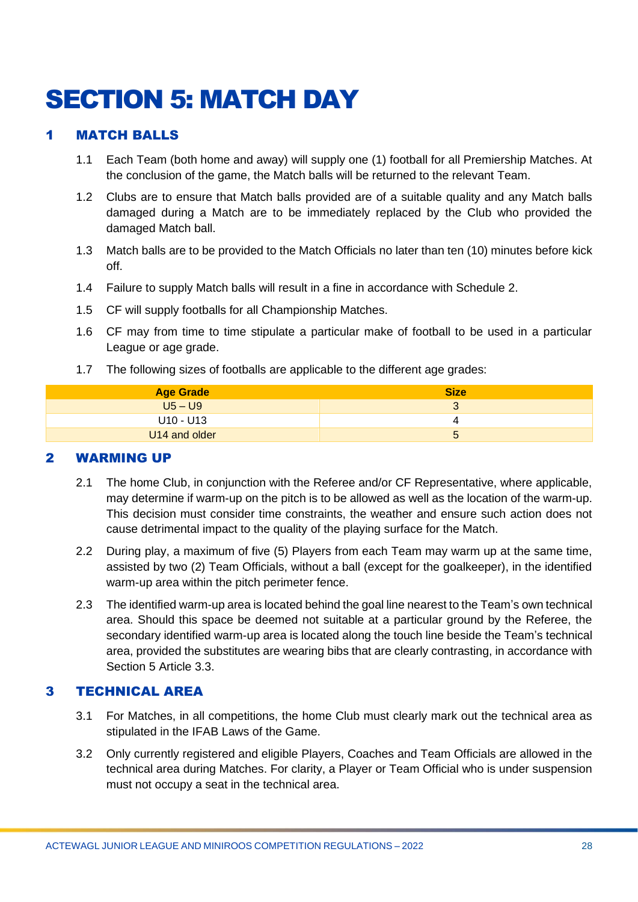# SECTION 5: MATCH DAY

## 1 MATCH BALLS

1.1 Each Team (both home and away) will supply one (1) football for all Premiership Matches. At the conclusion of the game, the Match balls will be returned to the relevant Team.

1.2 Clubs are to ensure that Match balls provided are of a suitable quality and any Match balls damaged during a Match are to be immediately replaced by the Club who provided the damaged Match ball.

1.3 Match balls are to be provided to the Match Officials no later than ten (10) minutes before kick off.

1.4 Failure to supply Match balls will result in a fine in accordance with Schedule 2.

1.5 CF will supply footballs for all Championship Matches.

1.6 CF may from time to time stipulate a particular make of football to be used in a particular League or age grade.

1.7 The following sizes of footballs are applicable to the different age grades:

| Age Grade | Size |
|---|---|
| U5 – U9 | 3 |
| U10 - U13 | 4 |
| U14 and older | 5 |

## 2 WARMING UP

2.1 The home Club, in conjunction with the Referee and/or CF Representative, where applicable, may determine if warm-up on the pitch is to be allowed as well as the location of the warm-up. This decision must consider time constraints, the weather and ensure such action does not cause detrimental impact to the quality of the playing surface for the Match.

2.2 During play, a maximum of five (5) Players from each Team may warm up at the same time, assisted by two (2) Team Officials, without a ball (except for the goalkeeper), in the identified warm-up area within the pitch perimeter fence.

2.3 The identified warm-up area is located behind the goal line nearest to the Team's own technical area. Should this space be deemed not suitable at a particular ground by the Referee, the secondary identified warm-up area is located along the touch line beside the Team's technical area, provided the substitutes are wearing bibs that are clearly contrasting, in accordance with Section 5 Article 3.3.

## 3 TECHNICAL AREA

3.1 For Matches, in all competitions, the home Club must clearly mark out the technical area as stipulated in the IFAB Laws of the Game.

3.2 Only currently registered and eligible Players, Coaches and Team Officials are allowed in the technical area during Matches. For clarity, a Player or Team Official who is under suspension must not occupy a seat in the technical area.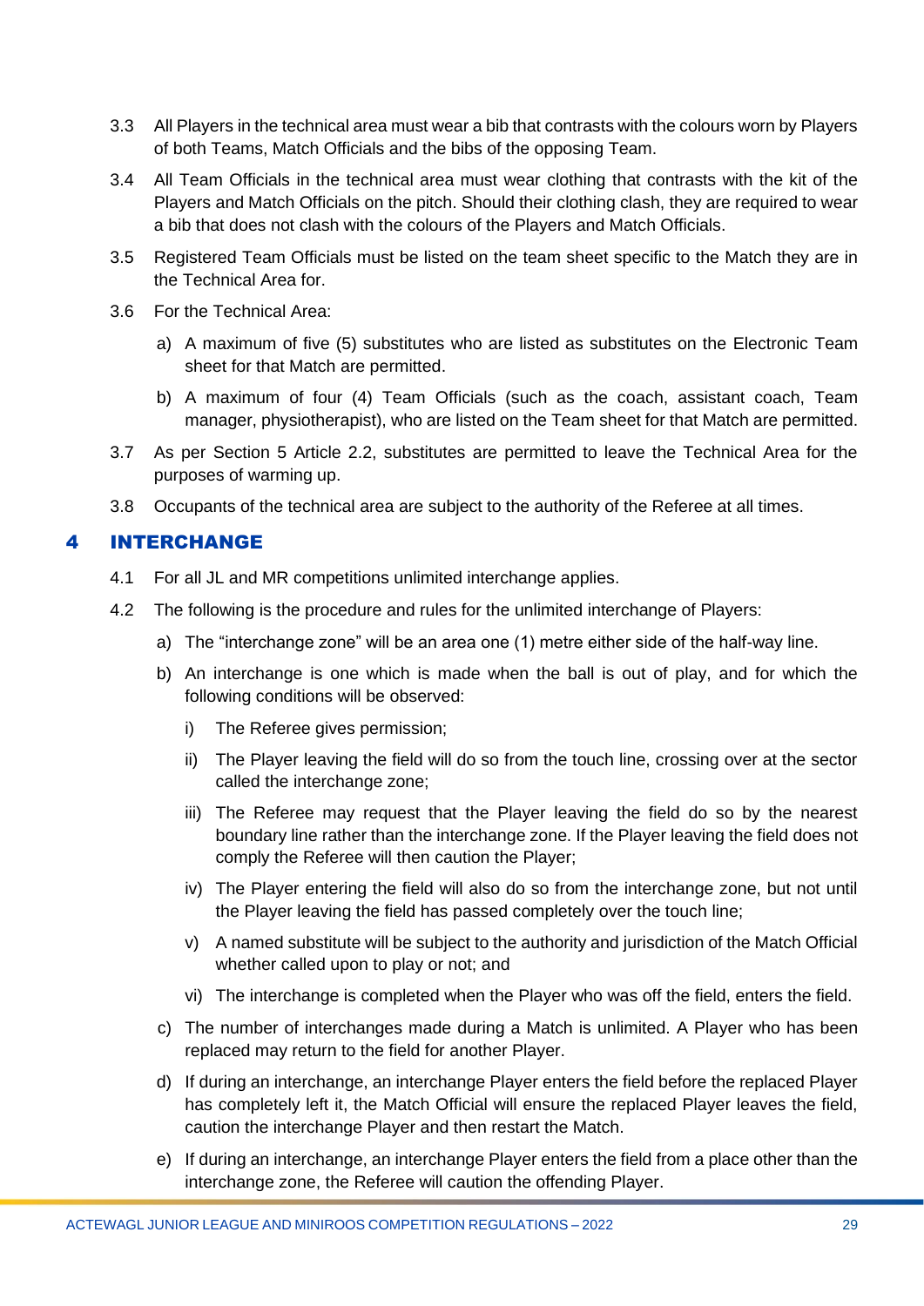3.3 All Players in the technical area must wear a bib that contrasts with the colours worn by Players of both Teams, Match Officials and the bibs of the opposing Team.

3.4 All Team Officials in the technical area must wear clothing that contrasts with the kit of the Players and Match Officials on the pitch. Should their clothing clash, they are required to wear a bib that does not clash with the colours of the Players and Match Officials.

3.5 Registered Team Officials must be listed on the team sheet specific to the Match they are in the Technical Area for.

3.6 For the Technical Area:

a) A maximum of five (5) substitutes who are listed as substitutes on the Electronic Team sheet for that Match are permitted.

b) A maximum of four (4) Team Officials (such as the coach, assistant coach, Team manager, physiotherapist), who are listed on the Team sheet for that Match are permitted.

3.7 As per Section 5 Article 2.2, substitutes are permitted to leave the Technical Area for the purposes of warming up.

3.8 Occupants of the technical area are subject to the authority of the Referee at all times.

## 4 INTERCHANGE

4.1 For all JL and MR competitions unlimited interchange applies.

4.2 The following is the procedure and rules for the unlimited interchange of Players:

a) The “interchange zone” will be an area one (1) metre either side of the half-way line.

b) An interchange is one which is made when the ball is out of play, and for which the following conditions will be observed:

i) The Referee gives permission;

ii) The Player leaving the field will do so from the touch line, crossing over at the sector called the interchange zone;

iii) The Referee may request that the Player leaving the field do so by the nearest boundary line rather than the interchange zone. If the Player leaving the field does not comply the Referee will then caution the Player;

iv) The Player entering the field will also do so from the interchange zone, but not until the Player leaving the field has passed completely over the touch line;

v) A named substitute will be subject to the authority and jurisdiction of the Match Official whether called upon to play or not; and

vi) The interchange is completed when the Player who was off the field, enters the field.

c) The number of interchanges made during a Match is unlimited. A Player who has been replaced may return to the field for another Player.

d) If during an interchange, an interchange Player enters the field before the replaced Player has completely left it, the Match Official will ensure the replaced Player leaves the field, caution the interchange Player and then restart the Match.

e) If during an interchange, an interchange Player enters the field from a place other than the interchange zone, the Referee will caution the offending Player.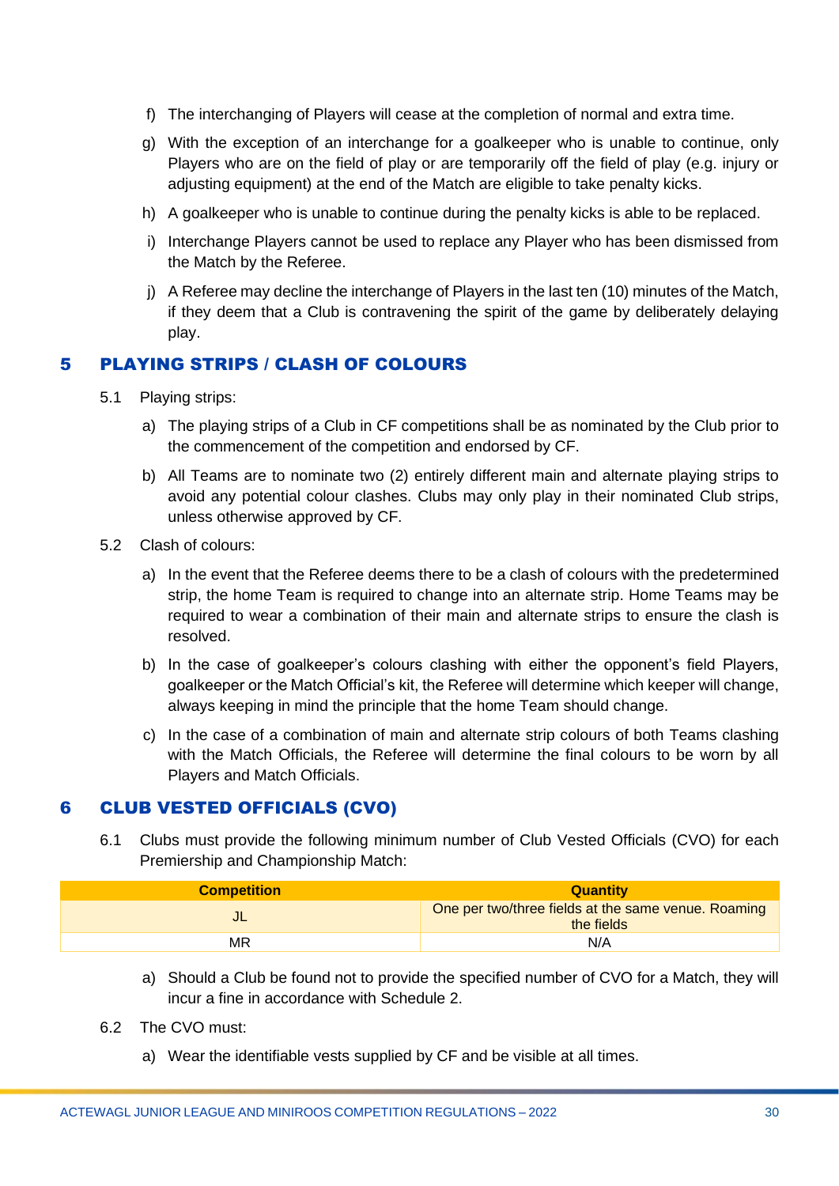f) The interchanging of Players will cease at the completion of normal and extra time.

g) With the exception of an interchange for a goalkeeper who is unable to continue, only Players who are on the field of play or are temporarily off the field of play (e.g. injury or adjusting equipment) at the end of the Match are eligible to take penalty kicks.

h) A goalkeeper who is unable to continue during the penalty kicks is able to be replaced.

i) Interchange Players cannot be used to replace any Player who has been dismissed from the Match by the Referee.

j) A Referee may decline the interchange of Players in the last ten (10) minutes of the Match, if they deem that a Club is contravening the spirit of the game by deliberately delaying play.

## 5 PLAYING STRIPS / CLASH OF COLOURS

5.1 Playing strips:

a) The playing strips of a Club in CF competitions shall be as nominated by the Club prior to the commencement of the competition and endorsed by CF.

b) All Teams are to nominate two (2) entirely different main and alternate playing strips to avoid any potential colour clashes. Clubs may only play in their nominated Club strips, unless otherwise approved by CF.

5.2 Clash of colours:

a) In the event that the Referee deems there to be a clash of colours with the predetermined strip, the home Team is required to change into an alternate strip. Home Teams may be required to wear a combination of their main and alternate strips to ensure the clash is resolved.

b) In the case of goalkeeper's colours clashing with either the opponent's field Players, goalkeeper or the Match Official's kit, the Referee will determine which keeper will change, always keeping in mind the principle that the home Team should change.

c) In the case of a combination of main and alternate strip colours of both Teams clashing with the Match Officials, the Referee will determine the final colours to be worn by all Players and Match Officials.

## 6 CLUB VESTED OFFICIALS (CVO)

6.1 Clubs must provide the following minimum number of Club Vested Officials (CVO) for each Premiership and Championship Match:

| Competition | Quantity |
|---|---|
| JL | One per two/three fields at the same venue. Roaming the fields |
| MR | N/A |

a) Should a Club be found not to provide the specified number of CVO for a Match, they will incur a fine in accordance with Schedule 2.

6.2 The CVO must:

a) Wear the identifiable vests supplied by CF and be visible at all times.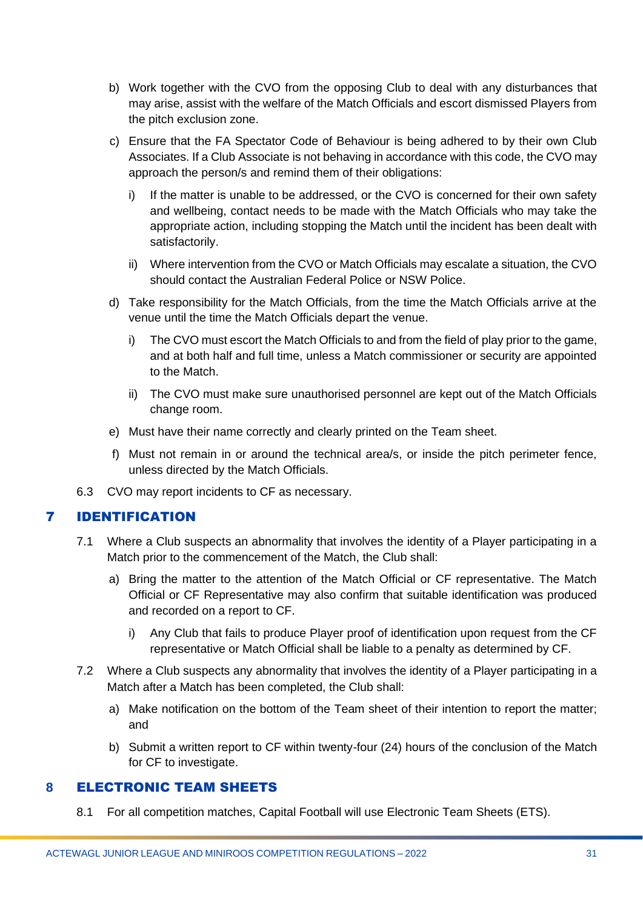b) Work together with the CVO from the opposing Club to deal with any disturbances that may arise, assist with the welfare of the Match Officials and escort dismissed Players from the pitch exclusion zone.

c) Ensure that the FA Spectator Code of Behaviour is being adhered to by their own Club Associates. If a Club Associate is not behaving in accordance with this code, the CVO may approach the person/s and remind them of their obligations:

   i) If the matter is unable to be addressed, or the CVO is concerned for their own safety and wellbeing, contact needs to be made with the Match Officials who may take the appropriate action, including stopping the Match until the incident has been dealt with satisfactorily.

   ii) Where intervention from the CVO or Match Officials may escalate a situation, the CVO should contact the Australian Federal Police or NSW Police.

d) Take responsibility for the Match Officials, from the time the Match Officials arrive at the venue until the time the Match Officials depart the venue.

   i) The CVO must escort the Match Officials to and from the field of play prior to the game, and at both half and full time, unless a Match commissioner or security are appointed to the Match.

   ii) The CVO must make sure unauthorised personnel are kept out of the Match Officials change room.

e) Must have their name correctly and clearly printed on the Team sheet.

f) Must not remain in or around the technical area/s, or inside the pitch perimeter fence, unless directed by the Match Officials.

6.3 CVO may report incidents to CF as necessary.

## 7 IDENTIFICATION

7.1 Where a Club suspects an abnormality that involves the identity of a Player participating in a Match prior to the commencement of the Match, the Club shall:

a) Bring the matter to the attention of the Match Official or CF representative. The Match Official or CF Representative may also confirm that suitable identification was produced and recorded on a report to CF.

   i) Any Club that fails to produce Player proof of identification upon request from the CF representative or Match Official shall be liable to a penalty as determined by CF.

7.2 Where a Club suspects any abnormality that involves the identity of a Player participating in a Match after a Match has been completed, the Club shall:

a) Make notification on the bottom of the Team sheet of their intention to report the matter; and

b) Submit a written report to CF within twenty-four (24) hours of the conclusion of the Match for CF to investigate.

## 8 ELECTRONIC TEAM SHEETS

8.1 For all competition matches, Capital Football will use Electronic Team Sheets (ETS).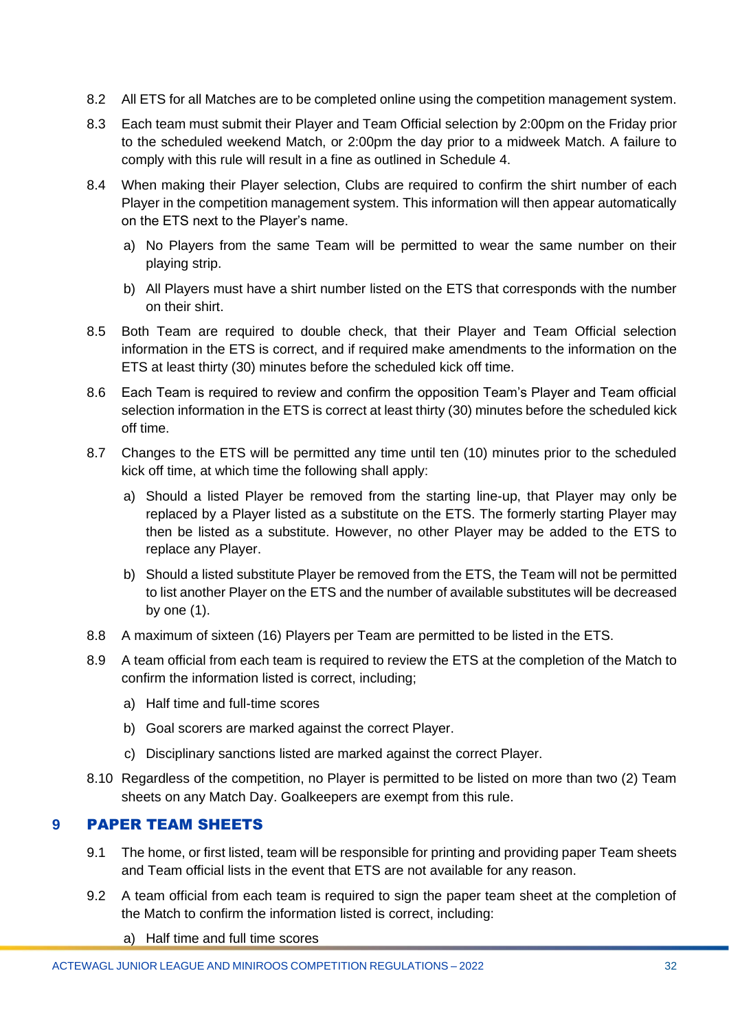8.2 All ETS for all Matches are to be completed online using the competition management system.

8.3 Each team must submit their Player and Team Official selection by 2:00pm on the Friday prior to the scheduled weekend Match, or 2:00pm the day prior to a midweek Match. A failure to comply with this rule will result in a fine as outlined in Schedule 4.

8.4 When making their Player selection, Clubs are required to confirm the shirt number of each Player in the competition management system. This information will then appear automatically on the ETS next to the Player's name.

a) No Players from the same Team will be permitted to wear the same number on their playing strip.

b) All Players must have a shirt number listed on the ETS that corresponds with the number on their shirt.

8.5 Both Team are required to double check, that their Player and Team Official selection information in the ETS is correct, and if required make amendments to the information on the ETS at least thirty (30) minutes before the scheduled kick off time.

8.6 Each Team is required to review and confirm the opposition Team's Player and Team official selection information in the ETS is correct at least thirty (30) minutes before the scheduled kick off time.

8.7 Changes to the ETS will be permitted any time until ten (10) minutes prior to the scheduled kick off time, at which time the following shall apply:

a) Should a listed Player be removed from the starting line-up, that Player may only be replaced by a Player listed as a substitute on the ETS. The formerly starting Player may then be listed as a substitute. However, no other Player may be added to the ETS to replace any Player.

b) Should a listed substitute Player be removed from the ETS, the Team will not be permitted to list another Player on the ETS and the number of available substitutes will be decreased by one (1).

8.8 A maximum of sixteen (16) Players per Team are permitted to be listed in the ETS.

8.9 A team official from each team is required to review the ETS at the completion of the Match to confirm the information listed is correct, including;

a) Half time and full-time scores

b) Goal scorers are marked against the correct Player.

c) Disciplinary sanctions listed are marked against the correct Player.

8.10 Regardless of the competition, no Player is permitted to be listed on more than two (2) Team sheets on any Match Day. Goalkeepers are exempt from this rule.

## 9 PAPER TEAM SHEETS

9.1 The home, or first listed, team will be responsible for printing and providing paper Team sheets and Team official lists in the event that ETS are not available for any reason.

9.2 A team official from each team is required to sign the paper team sheet at the completion of the Match to confirm the information listed is correct, including:

a) Half time and full time scores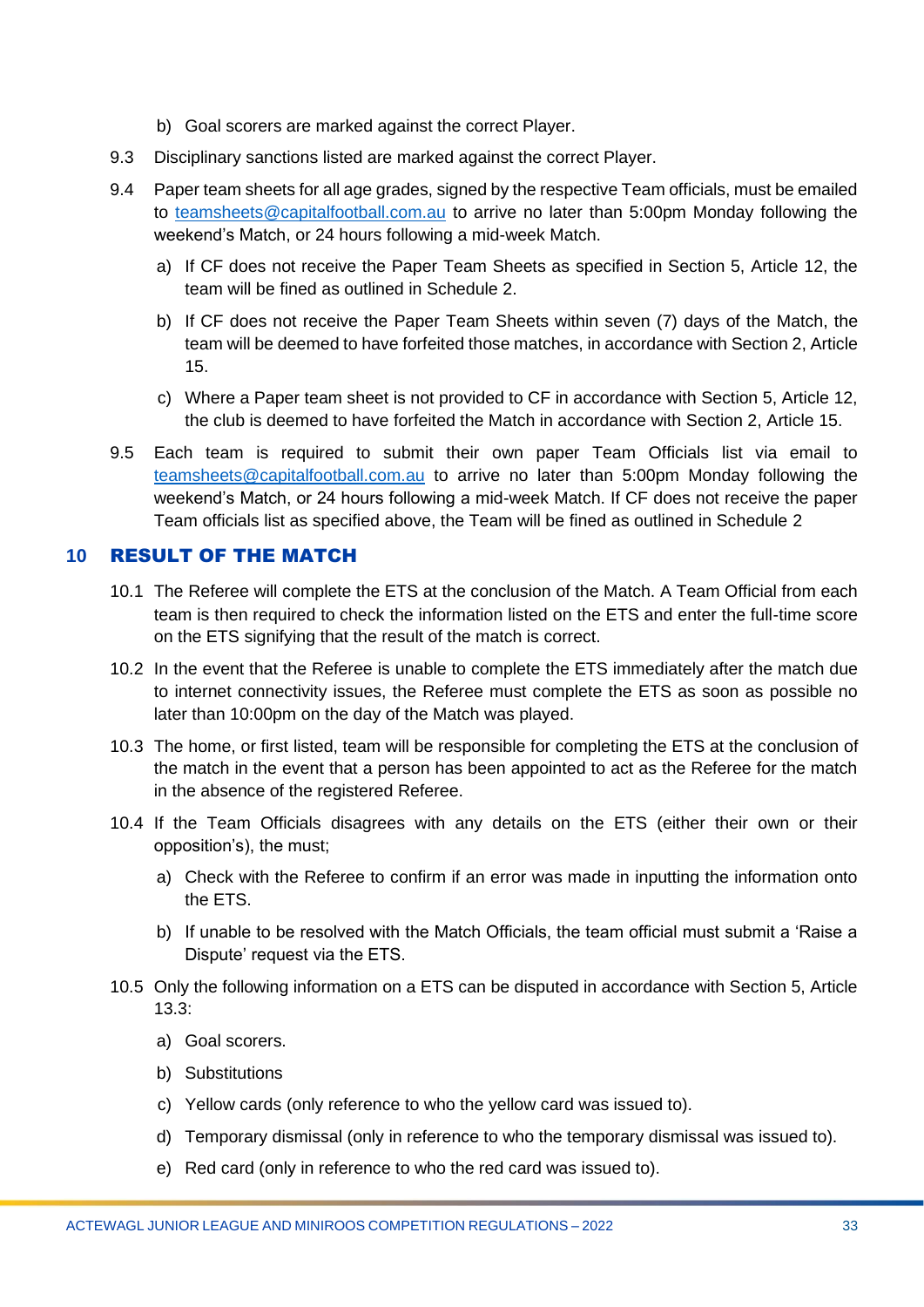b) Goal scorers are marked against the correct Player.

9.3 Disciplinary sanctions listed are marked against the correct Player.

9.4 Paper team sheets for all age grades, signed by the respective Team officials, must be emailed to teamsheets@capitalfootball.com.au to arrive no later than 5:00pm Monday following the weekend's Match, or 24 hours following a mid-week Match.

a) If CF does not receive the Paper Team Sheets as specified in Section 5, Article 12, the team will be fined as outlined in Schedule 2.

b) If CF does not receive the Paper Team Sheets within seven (7) days of the Match, the team will be deemed to have forfeited those matches, in accordance with Section 2, Article 15.

c) Where a Paper team sheet is not provided to CF in accordance with Section 5, Article 12, the club is deemed to have forfeited the Match in accordance with Section 2, Article 15.

9.5 Each team is required to submit their own paper Team Officials list via email to teamsheets@capitalfootball.com.au to arrive no later than 5:00pm Monday following the weekend's Match, or 24 hours following a mid-week Match. If CF does not receive the paper Team officials list as specified above, the Team will be fined as outlined in Schedule 2

## 10 RESULT OF THE MATCH

10.1 The Referee will complete the ETS at the conclusion of the Match. A Team Official from each team is then required to check the information listed on the ETS and enter the full-time score on the ETS signifying that the result of the match is correct.

10.2 In the event that the Referee is unable to complete the ETS immediately after the match due to internet connectivity issues, the Referee must complete the ETS as soon as possible no later than 10:00pm on the day of the Match was played.

10.3 The home, or first listed, team will be responsible for completing the ETS at the conclusion of the match in the event that a person has been appointed to act as the Referee for the match in the absence of the registered Referee.

10.4 If the Team Officials disagrees with any details on the ETS (either their own or their opposition's), the must;

a) Check with the Referee to confirm if an error was made in inputting the information onto the ETS.

b) If unable to be resolved with the Match Officials, the team official must submit a 'Raise a Dispute' request via the ETS.

10.5 Only the following information on a ETS can be disputed in accordance with Section 5, Article 13.3:

a) Goal scorers.

b) Substitutions

c) Yellow cards (only reference to who the yellow card was issued to).

d) Temporary dismissal (only in reference to who the temporary dismissal was issued to).

e) Red card (only in reference to who the red card was issued to).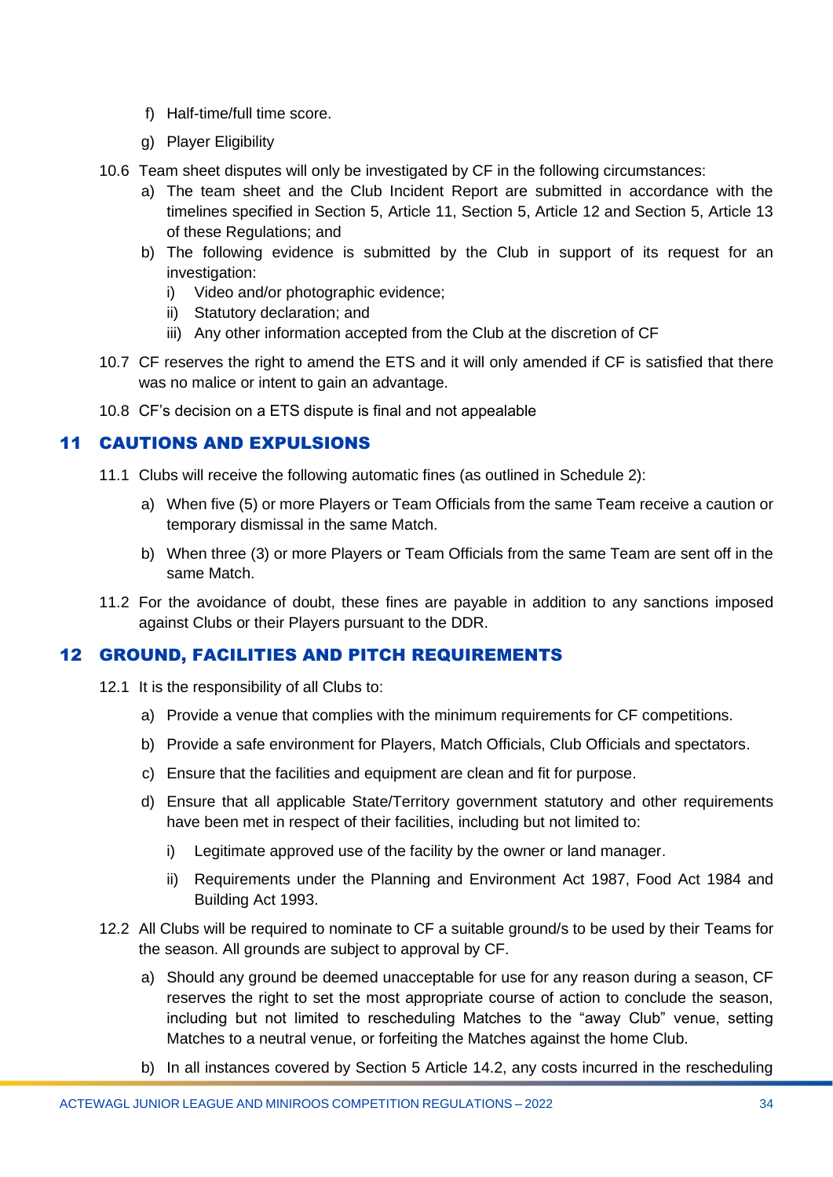f) Half-time/full time score.

g) Player Eligibility

10.6 Team sheet disputes will only be investigated by CF in the following circumstances:

a) The team sheet and the Club Incident Report are submitted in accordance with the timelines specified in Section 5, Article 11, Section 5, Article 12 and Section 5, Article 13 of these Regulations; and

b) The following evidence is submitted by the Club in support of its request for an investigation:

i) Video and/or photographic evidence;

ii) Statutory declaration; and

iii) Any other information accepted from the Club at the discretion of CF

10.7 CF reserves the right to amend the ETS and it will only amended if CF is satisfied that there was no malice or intent to gain an advantage.

10.8 CF's decision on a ETS dispute is final and not appealable

## 11 CAUTIONS AND EXPULSIONS

11.1 Clubs will receive the following automatic fines (as outlined in Schedule 2):

a) When five (5) or more Players or Team Officials from the same Team receive a caution or temporary dismissal in the same Match.

b) When three (3) or more Players or Team Officials from the same Team are sent off in the same Match.

11.2 For the avoidance of doubt, these fines are payable in addition to any sanctions imposed against Clubs or their Players pursuant to the DDR.

## 12 GROUND, FACILITIES AND PITCH REQUIREMENTS

12.1 It is the responsibility of all Clubs to:

a) Provide a venue that complies with the minimum requirements for CF competitions.

b) Provide a safe environment for Players, Match Officials, Club Officials and spectators.

c) Ensure that the facilities and equipment are clean and fit for purpose.

d) Ensure that all applicable State/Territory government statutory and other requirements have been met in respect of their facilities, including but not limited to:

i) Legitimate approved use of the facility by the owner or land manager.

ii) Requirements under the Planning and Environment Act 1987, Food Act 1984 and Building Act 1993.

12.2 All Clubs will be required to nominate to CF a suitable ground/s to be used by their Teams for the season. All grounds are subject to approval by CF.

a) Should any ground be deemed unacceptable for use for any reason during a season, CF reserves the right to set the most appropriate course of action to conclude the season, including but not limited to rescheduling Matches to the "away Club" venue, setting Matches to a neutral venue, or forfeiting the Matches against the home Club.

b) In all instances covered by Section 5 Article 14.2, any costs incurred in the rescheduling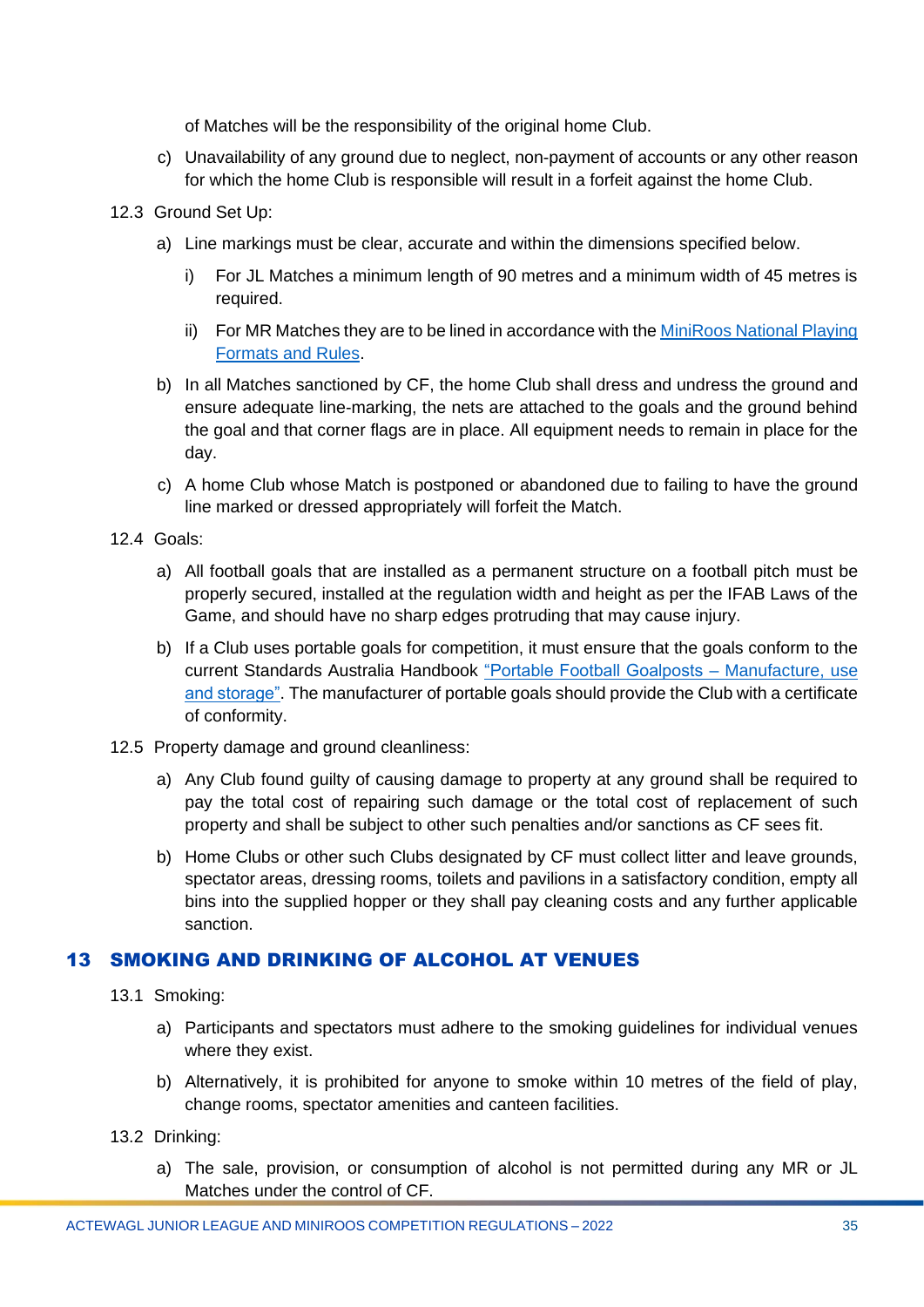of Matches will be the responsibility of the original home Club.

c) Unavailability of any ground due to neglect, non-payment of accounts or any other reason for which the home Club is responsible will result in a forfeit against the home Club.

12.3 Ground Set Up:

a) Line markings must be clear, accurate and within the dimensions specified below.

i) For JL Matches a minimum length of 90 metres and a minimum width of 45 metres is required.

ii) For MR Matches they are to be lined in accordance with the MiniRoos National Playing Formats and Rules.

b) In all Matches sanctioned by CF, the home Club shall dress and undress the ground and ensure adequate line-marking, the nets are attached to the goals and the ground behind the goal and that corner flags are in place. All equipment needs to remain in place for the day.

c) A home Club whose Match is postponed or abandoned due to failing to have the ground line marked or dressed appropriately will forfeit the Match.

12.4 Goals:

a) All football goals that are installed as a permanent structure on a football pitch must be properly secured, installed at the regulation width and height as per the IFAB Laws of the Game, and should have no sharp edges protruding that may cause injury.

b) If a Club uses portable goals for competition, it must ensure that the goals conform to the current Standards Australia Handbook "Portable Football Goalposts – Manufacture, use and storage". The manufacturer of portable goals should provide the Club with a certificate of conformity.

12.5 Property damage and ground cleanliness:

a) Any Club found guilty of causing damage to property at any ground shall be required to pay the total cost of repairing such damage or the total cost of replacement of such property and shall be subject to other such penalties and/or sanctions as CF sees fit.

b) Home Clubs or other such Clubs designated by CF must collect litter and leave grounds, spectator areas, dressing rooms, toilets and pavilions in a satisfactory condition, empty all bins into the supplied hopper or they shall pay cleaning costs and any further applicable sanction.

## 13 SMOKING AND DRINKING OF ALCOHOL AT VENUES

13.1 Smoking:

a) Participants and spectators must adhere to the smoking guidelines for individual venues where they exist.

b) Alternatively, it is prohibited for anyone to smoke within 10 metres of the field of play, change rooms, spectator amenities and canteen facilities.

13.2 Drinking:

a) The sale, provision, or consumption of alcohol is not permitted during any MR or JL Matches under the control of CF.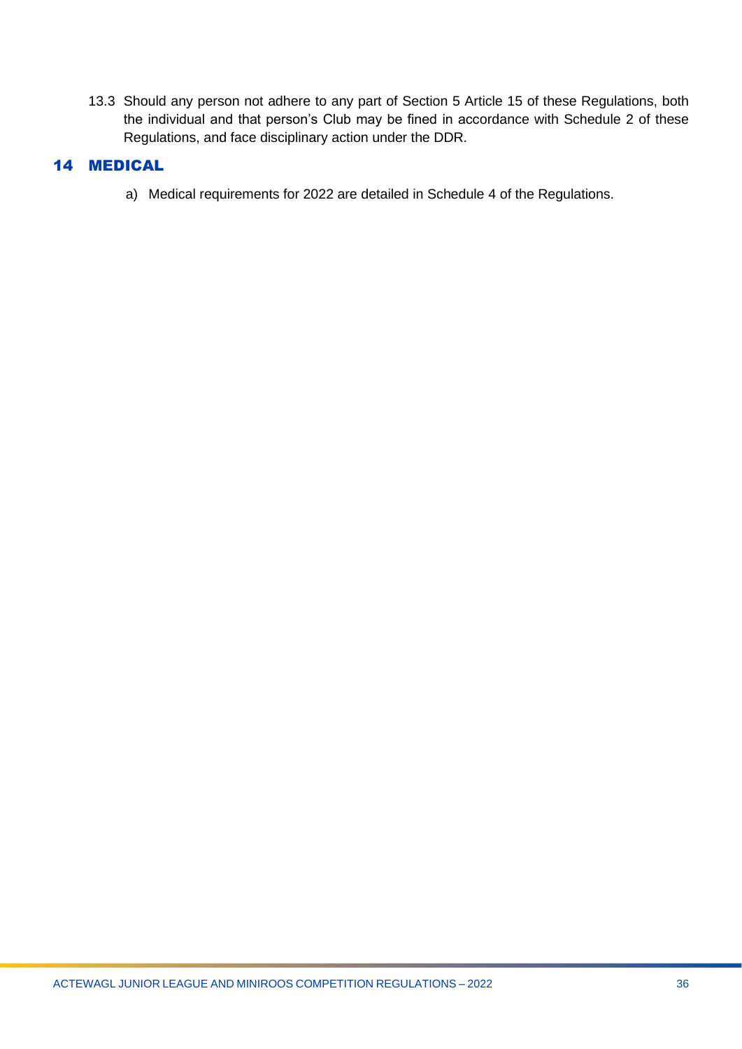13.3 Should any person not adhere to any part of Section 5 Article 15 of these Regulations, both the individual and that person's Club may be fined in accordance with Schedule 2 of these Regulations, and face disciplinary action under the DDR.

## 14 MEDICAL

a) Medical requirements for 2022 are detailed in Schedule 4 of the Regulations.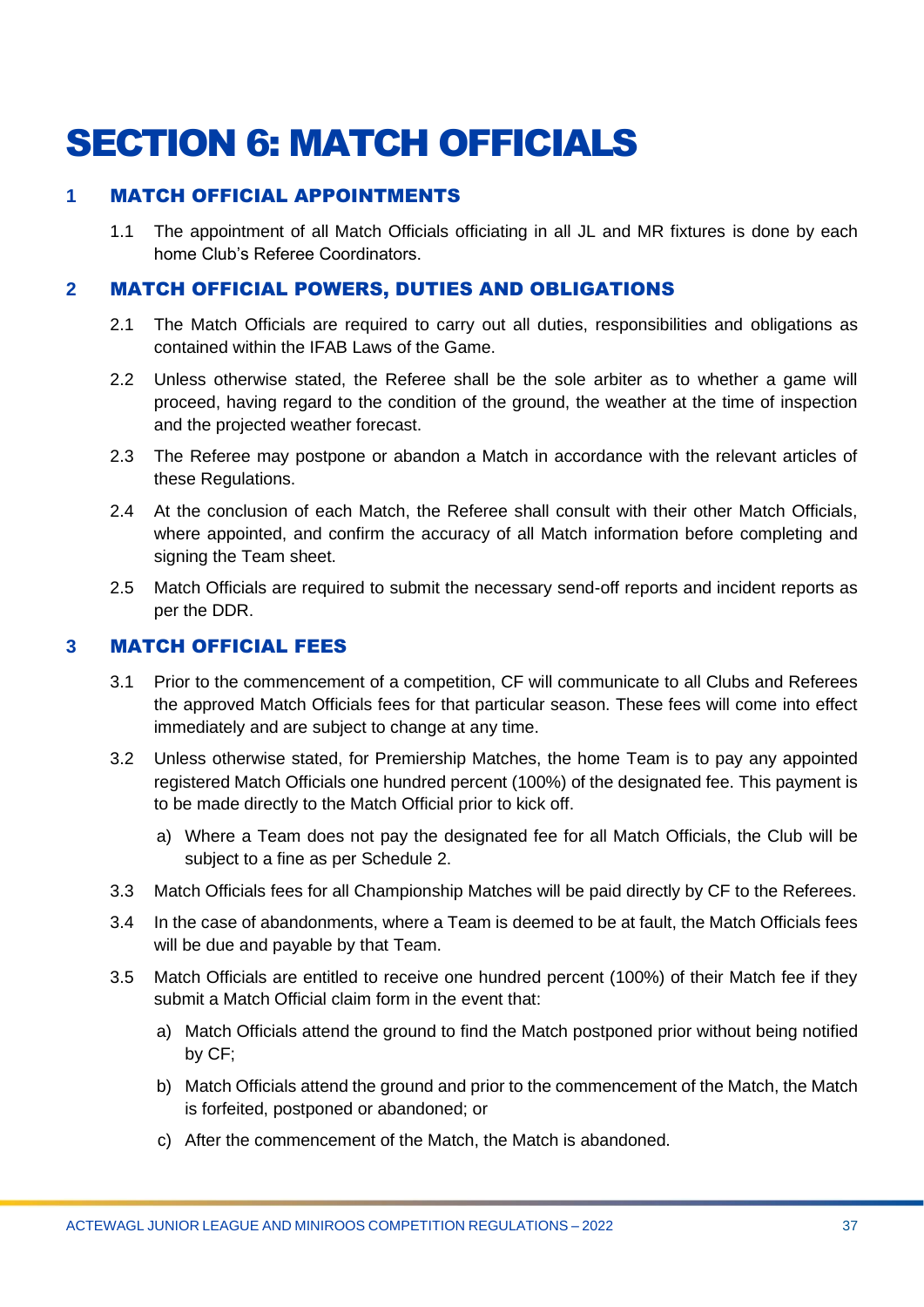# SECTION 6: MATCH OFFICIALS

## 1 MATCH OFFICIAL APPOINTMENTS

1.1 The appointment of all Match Officials officiating in all JL and MR fixtures is done by each home Club's Referee Coordinators.

## 2 MATCH OFFICIAL POWERS, DUTIES AND OBLIGATIONS

2.1 The Match Officials are required to carry out all duties, responsibilities and obligations as contained within the IFAB Laws of the Game.

2.2 Unless otherwise stated, the Referee shall be the sole arbiter as to whether a game will proceed, having regard to the condition of the ground, the weather at the time of inspection and the projected weather forecast.

2.3 The Referee may postpone or abandon a Match in accordance with the relevant articles of these Regulations.

2.4 At the conclusion of each Match, the Referee shall consult with their other Match Officials, where appointed, and confirm the accuracy of all Match information before completing and signing the Team sheet.

2.5 Match Officials are required to submit the necessary send-off reports and incident reports as per the DDR.

## 3 MATCH OFFICIAL FEES

3.1 Prior to the commencement of a competition, CF will communicate to all Clubs and Referees the approved Match Officials fees for that particular season. These fees will come into effect immediately and are subject to change at any time.

3.2 Unless otherwise stated, for Premiership Matches, the home Team is to pay any appointed registered Match Officials one hundred percent (100%) of the designated fee. This payment is to be made directly to the Match Official prior to kick off.

a) Where a Team does not pay the designated fee for all Match Officials, the Club will be subject to a fine as per Schedule 2.

3.3 Match Officials fees for all Championship Matches will be paid directly by CF to the Referees.

3.4 In the case of abandonments, where a Team is deemed to be at fault, the Match Officials fees will be due and payable by that Team.

3.5 Match Officials are entitled to receive one hundred percent (100%) of their Match fee if they submit a Match Official claim form in the event that:

a) Match Officials attend the ground to find the Match postponed prior without being notified by CF;

b) Match Officials attend the ground and prior to the commencement of the Match, the Match is forfeited, postponed or abandoned; or

c) After the commencement of the Match, the Match is abandoned.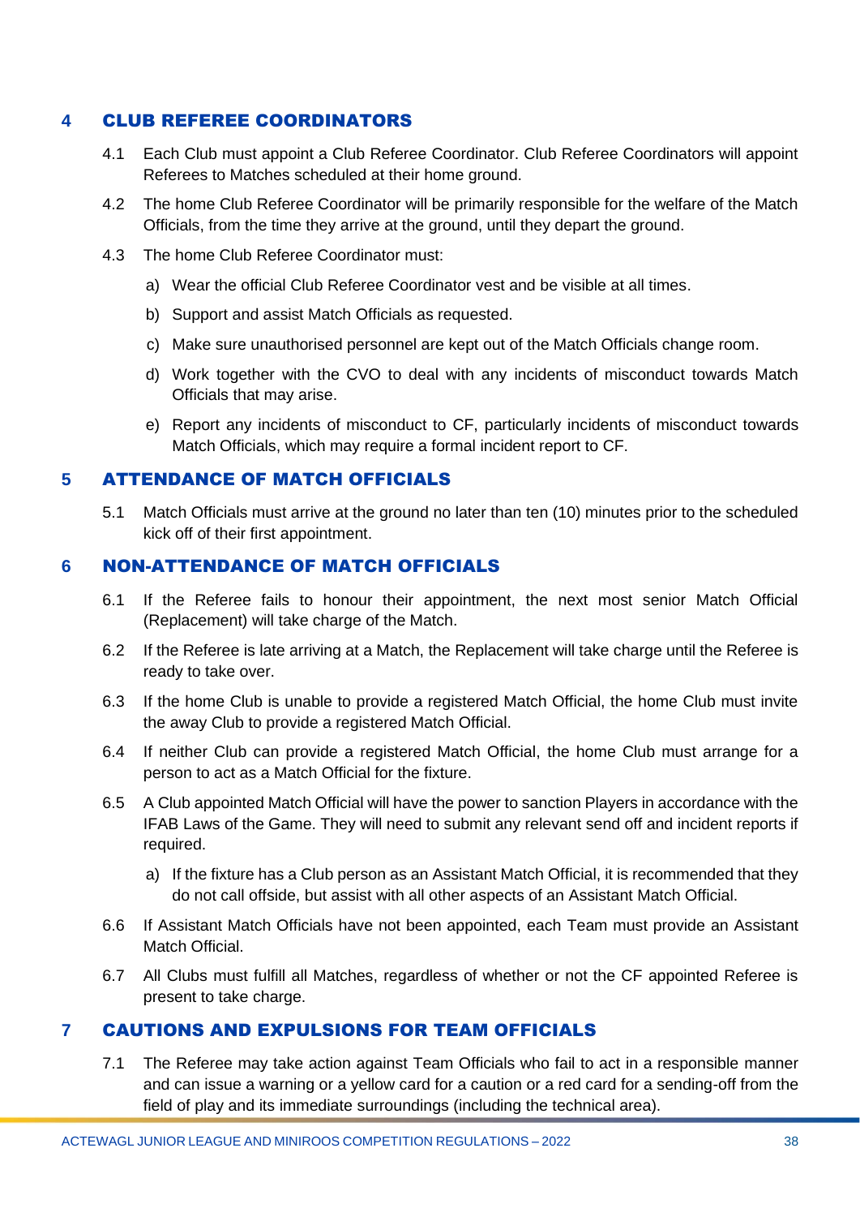## 4 CLUB REFEREE COORDINATORS

4.1 Each Club must appoint a Club Referee Coordinator. Club Referee Coordinators will appoint Referees to Matches scheduled at their home ground.

4.2 The home Club Referee Coordinator will be primarily responsible for the welfare of the Match Officials, from the time they arrive at the ground, until they depart the ground.

4.3 The home Club Referee Coordinator must:

a) Wear the official Club Referee Coordinator vest and be visible at all times.

b) Support and assist Match Officials as requested.

c) Make sure unauthorised personnel are kept out of the Match Officials change room.

d) Work together with the CVO to deal with any incidents of misconduct towards Match Officials that may arise.

e) Report any incidents of misconduct to CF, particularly incidents of misconduct towards Match Officials, which may require a formal incident report to CF.

## 5 ATTENDANCE OF MATCH OFFICIALS

5.1 Match Officials must arrive at the ground no later than ten (10) minutes prior to the scheduled kick off of their first appointment.

## 6 NON-ATTENDANCE OF MATCH OFFICIALS

6.1 If the Referee fails to honour their appointment, the next most senior Match Official (Replacement) will take charge of the Match.

6.2 If the Referee is late arriving at a Match, the Replacement will take charge until the Referee is ready to take over.

6.3 If the home Club is unable to provide a registered Match Official, the home Club must invite the away Club to provide a registered Match Official.

6.4 If neither Club can provide a registered Match Official, the home Club must arrange for a person to act as a Match Official for the fixture.

6.5 A Club appointed Match Official will have the power to sanction Players in accordance with the IFAB Laws of the Game. They will need to submit any relevant send off and incident reports if required.

a) If the fixture has a Club person as an Assistant Match Official, it is recommended that they do not call offside, but assist with all other aspects of an Assistant Match Official.

6.6 If Assistant Match Officials have not been appointed, each Team must provide an Assistant Match Official.

6.7 All Clubs must fulfill all Matches, regardless of whether or not the CF appointed Referee is present to take charge.

## 7 CAUTIONS AND EXPULSIONS FOR TEAM OFFICIALS

7.1 The Referee may take action against Team Officials who fail to act in a responsible manner and can issue a warning or a yellow card for a caution or a red card for a sending-off from the field of play and its immediate surroundings (including the technical area).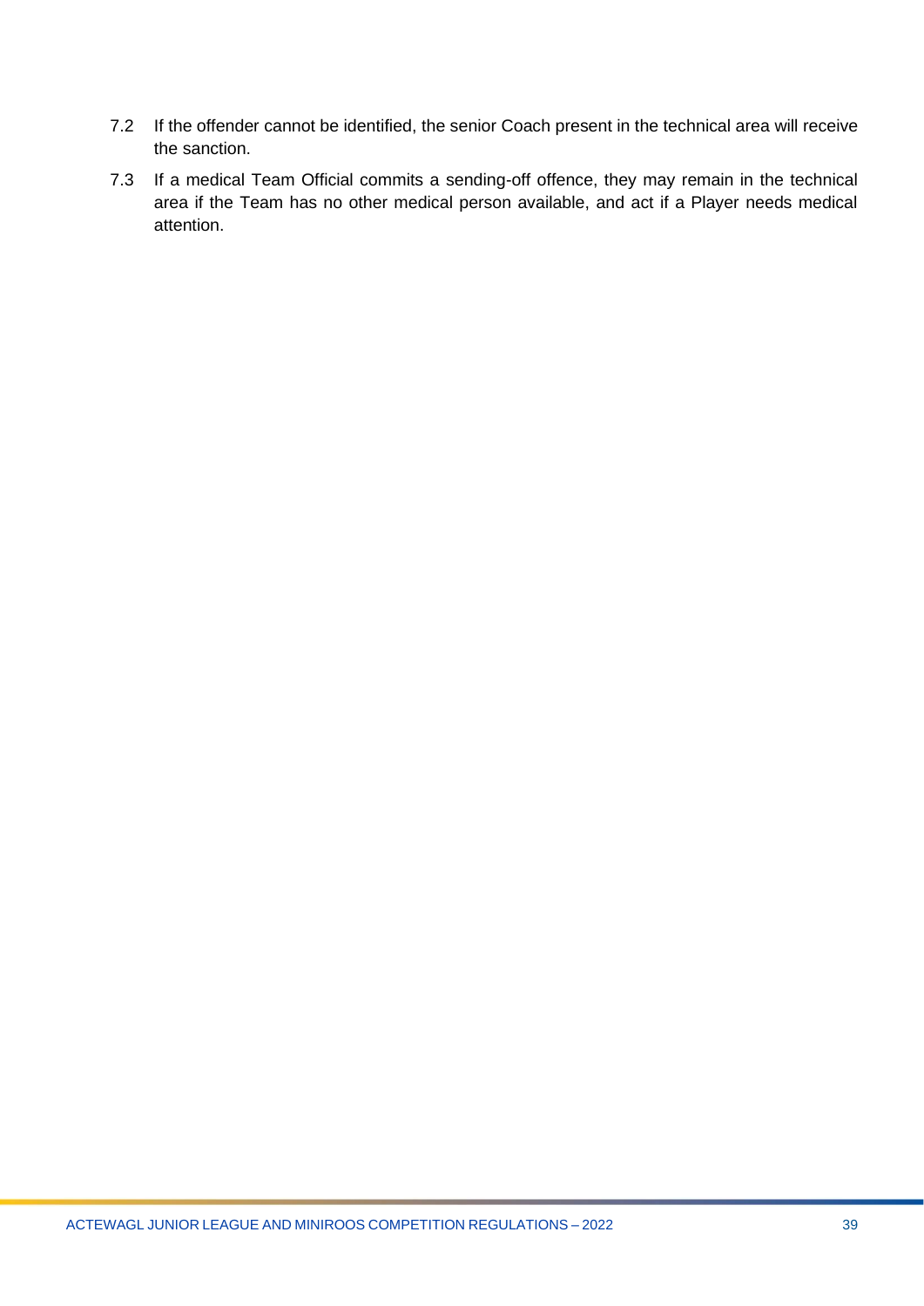7.2 If the offender cannot be identified, the senior Coach present in the technical area will receive the sanction.

7.3 If a medical Team Official commits a sending-off offence, they may remain in the technical area if the Team has no other medical person available, and act if a Player needs medical attention.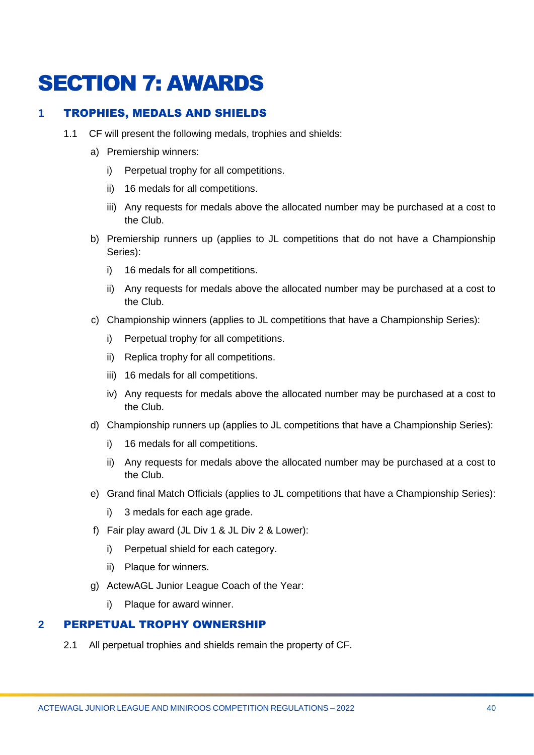# SECTION 7: AWARDS

## 1 TROPHIES, MEDALS AND SHIELDS

1.1 CF will present the following medals, trophies and shields:

a) Premiership winners:

  i) Perpetual trophy for all competitions.

  ii) 16 medals for all competitions.

  iii) Any requests for medals above the allocated number may be purchased at a cost to the Club.

b) Premiership runners up (applies to JL competitions that do not have a Championship Series):

  i) 16 medals for all competitions.

  ii) Any requests for medals above the allocated number may be purchased at a cost to the Club.

c) Championship winners (applies to JL competitions that have a Championship Series):

  i) Perpetual trophy for all competitions.

  ii) Replica trophy for all competitions.

  iii) 16 medals for all competitions.

  iv) Any requests for medals above the allocated number may be purchased at a cost to the Club.

d) Championship runners up (applies to JL competitions that have a Championship Series):

  i) 16 medals for all competitions.

  ii) Any requests for medals above the allocated number may be purchased at a cost to the Club.

e) Grand final Match Officials (applies to JL competitions that have a Championship Series):

  i) 3 medals for each age grade.

f) Fair play award (JL Div 1 & JL Div 2 & Lower):

  i) Perpetual shield for each category.

  ii) Plaque for winners.

g) ActewAGL Junior League Coach of the Year:

  i) Plaque for award winner.

## 2 PERPETUAL TROPHY OWNERSHIP

2.1 All perpetual trophies and shields remain the property of CF.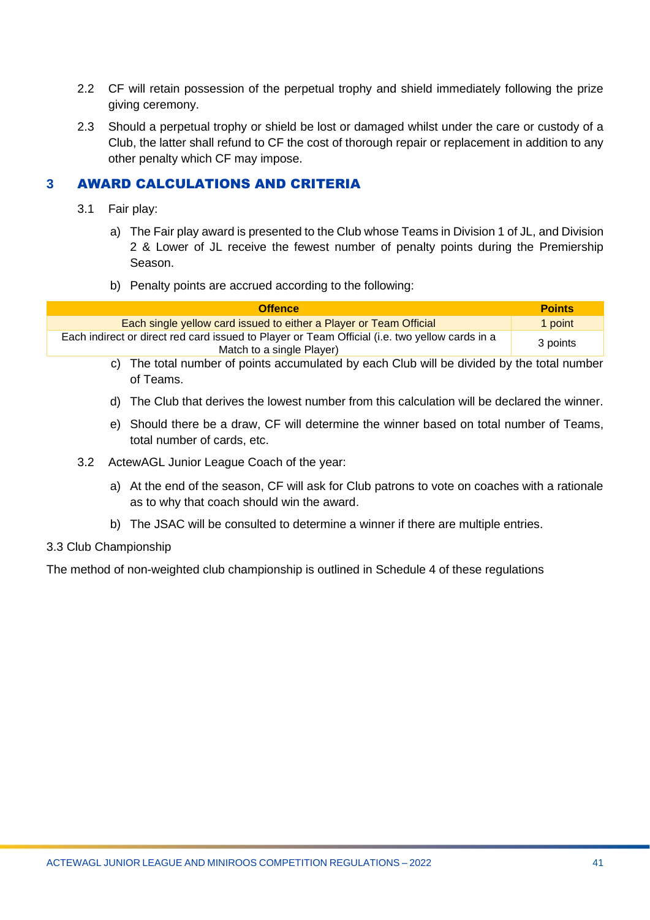2.2 CF will retain possession of the perpetual trophy and shield immediately following the prize giving ceremony.

2.3 Should a perpetual trophy or shield be lost or damaged whilst under the care or custody of a Club, the latter shall refund to CF the cost of thorough repair or replacement in addition to any other penalty which CF may impose.

## 3 AWARD CALCULATIONS AND CRITERIA

3.1 Fair play:

a) The Fair play award is presented to the Club whose Teams in Division 1 of JL, and Division 2 & Lower of JL receive the fewest number of penalty points during the Premiership Season.

b) Penalty points are accrued according to the following:

| Offence | Points |
|---|---|
| Each single yellow card issued to either a Player or Team Official | 1 point |
| Each indirect or direct red card issued to Player or Team Official (i.e. two yellow cards in a Match to a single Player) | 3 points |

c) The total number of points accumulated by each Club will be divided by the total number of Teams.

d) The Club that derives the lowest number from this calculation will be declared the winner.

e) Should there be a draw, CF will determine the winner based on total number of Teams, total number of cards, etc.

3.2 ActewAGL Junior League Coach of the year:

a) At the end of the season, CF will ask for Club patrons to vote on coaches with a rationale as to why that coach should win the award.

b) The JSAC will be consulted to determine a winner if there are multiple entries.

3.3 Club Championship

The method of non-weighted club championship is outlined in Schedule 4 of these regulations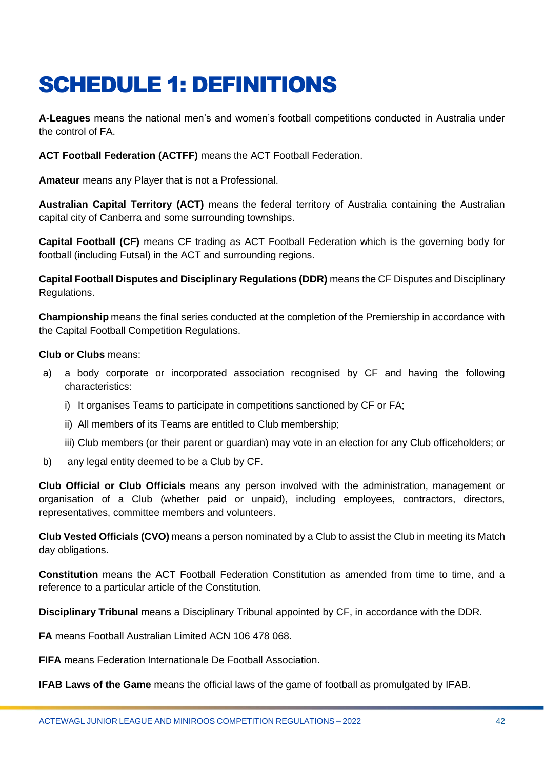# SCHEDULE 1: DEFINITIONS

**A-Leagues** means the national men's and women's football competitions conducted in Australia under the control of FA.

**ACT Football Federation (ACTFF)** means the ACT Football Federation.

**Amateur** means any Player that is not a Professional.

**Australian Capital Territory (ACT)** means the federal territory of Australia containing the Australian capital city of Canberra and some surrounding townships.

**Capital Football (CF)** means CF trading as ACT Football Federation which is the governing body for football (including Futsal) in the ACT and surrounding regions.

**Capital Football Disputes and Disciplinary Regulations (DDR)** means the CF Disputes and Disciplinary Regulations.

**Championship** means the final series conducted at the completion of the Premiership in accordance with the Capital Football Competition Regulations.

**Club or Clubs** means:

a) a body corporate or incorporated association recognised by CF and having the following characteristics:

   i) It organises Teams to participate in competitions sanctioned by CF or FA;

   ii) All members of its Teams are entitled to Club membership;

   iii) Club members (or their parent or guardian) may vote in an election for any Club officeholders; or

b) any legal entity deemed to be a Club by CF.

**Club Official or Club Officials** means any person involved with the administration, management or organisation of a Club (whether paid or unpaid), including employees, contractors, directors, representatives, committee members and volunteers.

**Club Vested Officials (CVO)** means a person nominated by a Club to assist the Club in meeting its Match day obligations.

**Constitution** means the ACT Football Federation Constitution as amended from time to time, and a reference to a particular article of the Constitution.

**Disciplinary Tribunal** means a Disciplinary Tribunal appointed by CF, in accordance with the DDR.

**FA** means Football Australian Limited ACN 106 478 068.

**FIFA** means Federation Internationale De Football Association.

**IFAB Laws of the Game** means the official laws of the game of football as promulgated by IFAB.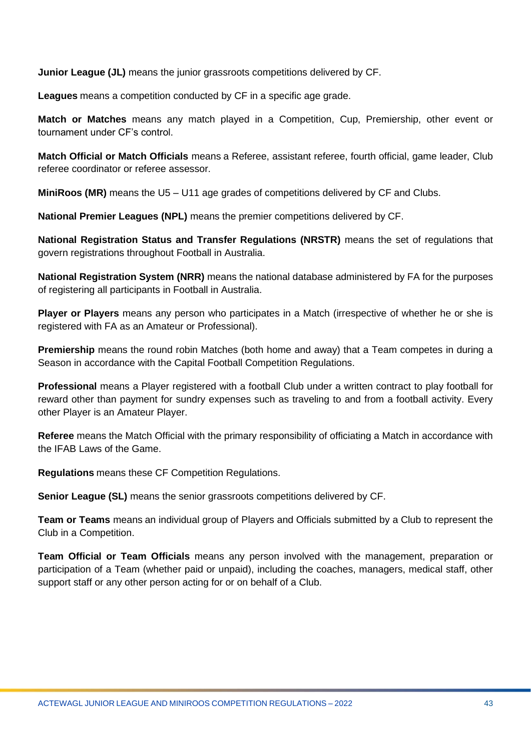**Junior League (JL)** means the junior grassroots competitions delivered by CF.

**Leagues** means a competition conducted by CF in a specific age grade.

**Match or Matches** means any match played in a Competition, Cup, Premiership, other event or tournament under CF's control.

**Match Official or Match Officials** means a Referee, assistant referee, fourth official, game leader, Club referee coordinator or referee assessor.

**MiniRoos (MR)** means the U5 – U11 age grades of competitions delivered by CF and Clubs.

**National Premier Leagues (NPL)** means the premier competitions delivered by CF.

**National Registration Status and Transfer Regulations (NRSTR)** means the set of regulations that govern registrations throughout Football in Australia.

**National Registration System (NRR)** means the national database administered by FA for the purposes of registering all participants in Football in Australia.

**Player or Players** means any person who participates in a Match (irrespective of whether he or she is registered with FA as an Amateur or Professional).

**Premiership** means the round robin Matches (both home and away) that a Team competes in during a Season in accordance with the Capital Football Competition Regulations.

**Professional** means a Player registered with a football Club under a written contract to play football for reward other than payment for sundry expenses such as traveling to and from a football activity. Every other Player is an Amateur Player.

**Referee** means the Match Official with the primary responsibility of officiating a Match in accordance with the IFAB Laws of the Game.

**Regulations** means these CF Competition Regulations.

**Senior League (SL)** means the senior grassroots competitions delivered by CF.

**Team or Teams** means an individual group of Players and Officials submitted by a Club to represent the Club in a Competition.

**Team Official or Team Officials** means any person involved with the management, preparation or participation of a Team (whether paid or unpaid), including the coaches, managers, medical staff, other support staff or any other person acting for or on behalf of a Club.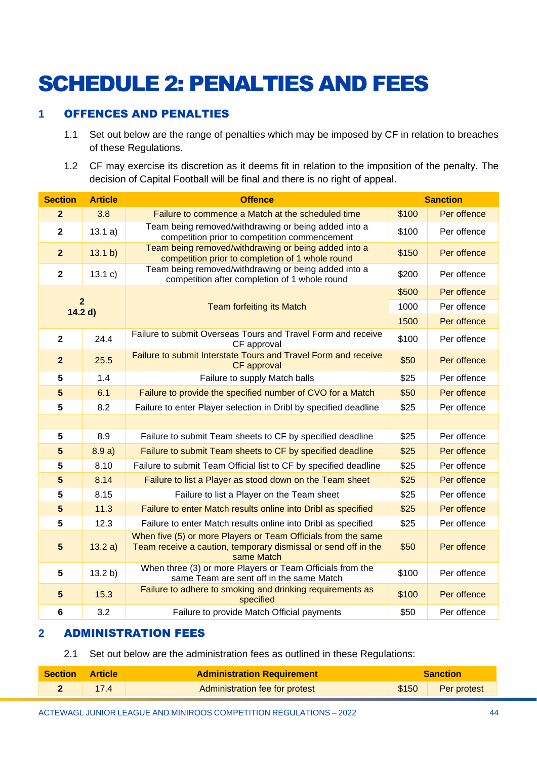# SCHEDULE 2: PENALTIES AND FEES

## 1 OFFENCES AND PENALTIES

1.1 Set out below are the range of penalties which may be imposed by CF in relation to breaches of these Regulations.

1.2 CF may exercise its discretion as it deems fit in relation to the imposition of the penalty. The decision of Capital Football will be final and there is no right of appeal.

| Section | Article | Offence | Sanction | |
|---|---|---|---|---|
| 2 | 3.8 | Failure to commence a Match at the scheduled time | $100 | Per offence |
| 2 | 13.1 a) | Team being removed/withdrawing or being added into a competition prior to competition commencement | $100 | Per offence |
| 2 | 13.1 b) | Team being removed/withdrawing or being added into a competition prior to completion of 1 whole round | $150 | Per offence |
| 2 | 13.1 c) | Team being removed/withdrawing or being added into a competition after completion of 1 whole round | $200 | Per offence |
| 2 14.2 d) | | Team forfeiting its Match | $500 | Per offence |
| | | | 1000 | Per offence |
| | | | 1500 | Per offence |
| 2 | 24.4 | Failure to submit Overseas Tours and Travel Form and receive CF approval | $100 | Per offence |
| 2 | 25.5 | Failure to submit Interstate Tours and Travel Form and receive CF approval | $50 | Per offence |
| 5 | 1.4 | Failure to supply Match balls | $25 | Per offence |
| 5 | 6.1 | Failure to provide the specified number of CVO for a Match | $50 | Per offence |
| 5 | 8.2 | Failure to enter Player selection in Dribl by specified deadline | $25 | Per offence |
| | | | | |
| 5 | 8.9 | Failure to submit Team sheets to CF by specified deadline | $25 | Per offence |
| 5 | 8.9 a) | Failure to submit Team sheets to CF by specified deadline | $25 | Per offence |
| 5 | 8.10 | Failure to submit Team Official list to CF by specified deadline | $25 | Per offence |
| 5 | 8.14 | Failure to list a Player as stood down on the Team sheet | $25 | Per offence |
| 5 | 8.15 | Failure to list a Player on the Team sheet | $25 | Per offence |
| 5 | 11.3 | Failure to enter Match results online into Dribl as specified | $25 | Per offence |
| 5 | 12.3 | Failure to enter Match results online into Dribl as specified | $25 | Per offence |
| 5 | 13.2 a) | When five (5) or more Players or Team Officials from the same Team receive a caution, temporary dismissal or send off in the same Match | $50 | Per offence |
| 5 | 13.2 b) | When three (3) or more Players or Team Officials from the same Team are sent off in the same Match | $100 | Per offence |
| 5 | 15.3 | Failure to adhere to smoking and drinking requirements as specified | $100 | Per offence |
| 6 | 3.2 | Failure to provide Match Official payments | $50 | Per offence |

## 2 ADMINISTRATION FEES

2.1 Set out below are the administration fees as outlined in these Regulations:

| Section | Article | Administration Requirement | Sanction | |
|---|---|---|---|---|
| 2 | 17.4 | Administration fee for protest | $150 | Per protest |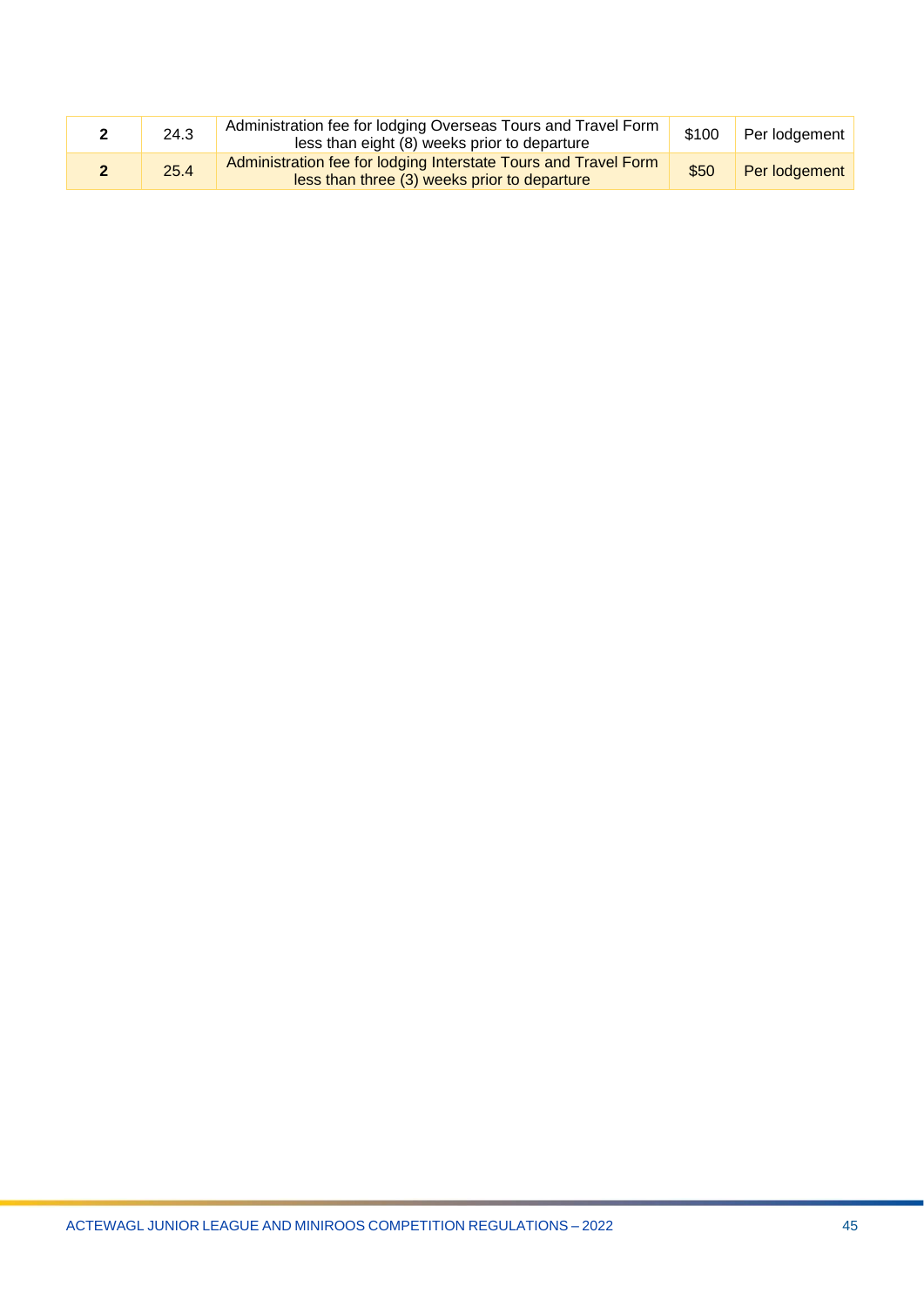| | | | | |
|---|---|---|---|---|
| **2** | 24.3 | Administration fee for lodging Overseas Tours and Travel Form less than eight (8) weeks prior to departure | $100 | Per lodgement |
| **2** | 25.4 | Administration fee for lodging Interstate Tours and Travel Form less than three (3) weeks prior to departure | $50 | Per lodgement |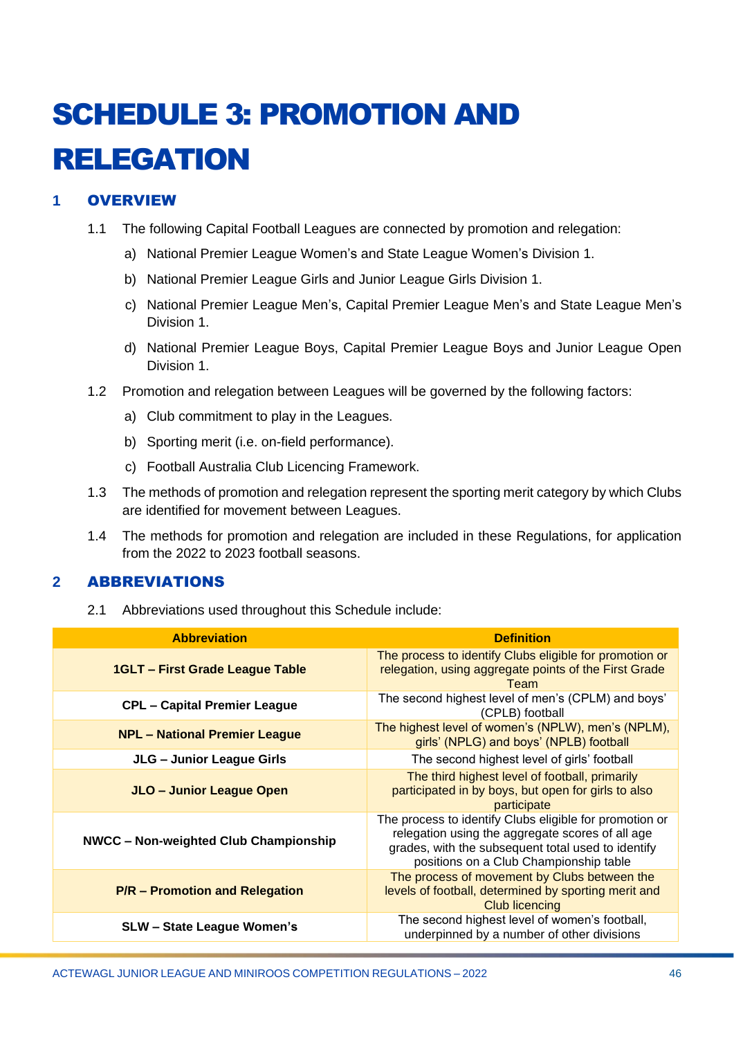# SCHEDULE 3: PROMOTION AND RELEGATION

## 1 OVERVIEW

1.1 The following Capital Football Leagues are connected by promotion and relegation:

a) National Premier League Women's and State League Women's Division 1.

b) National Premier League Girls and Junior League Girls Division 1.

c) National Premier League Men's, Capital Premier League Men's and State League Men's Division 1.

d) National Premier League Boys, Capital Premier League Boys and Junior League Open Division 1.

1.2 Promotion and relegation between Leagues will be governed by the following factors:

a) Club commitment to play in the Leagues.

b) Sporting merit (i.e. on-field performance).

c) Football Australia Club Licencing Framework.

1.3 The methods of promotion and relegation represent the sporting merit category by which Clubs are identified for movement between Leagues.

1.4 The methods for promotion and relegation are included in these Regulations, for application from the 2022 to 2023 football seasons.

## 2 ABBREVIATIONS

2.1 Abbreviations used throughout this Schedule include:

| Abbreviation | Definition |
|---|---|
| **1GLT – First Grade League Table** | The process to identify Clubs eligible for promotion or relegation, using aggregate points of the First Grade Team |
| **CPL – Capital Premier League** | The second highest level of men's (CPLM) and boys' (CPLB) football |
| **NPL – National Premier League** | The highest level of women's (NPLW), men's (NPLM), girls' (NPLG) and boys' (NPLB) football |
| **JLG – Junior League Girls** | The second highest level of girls' football |
| **JLO – Junior League Open** | The third highest level of football, primarily participated in by boys, but open for girls to also participate |
| **NWCC – Non-weighted Club Championship** | The process to identify Clubs eligible for promotion or relegation using the aggregate scores of all age grades, with the subsequent total used to identify positions on a Club Championship table |
| **P/R – Promotion and Relegation** | The process of movement by Clubs between the levels of football, determined by sporting merit and Club licencing |
| **SLW – State League Women's** | The second highest level of women's football, underpinned by a number of other divisions |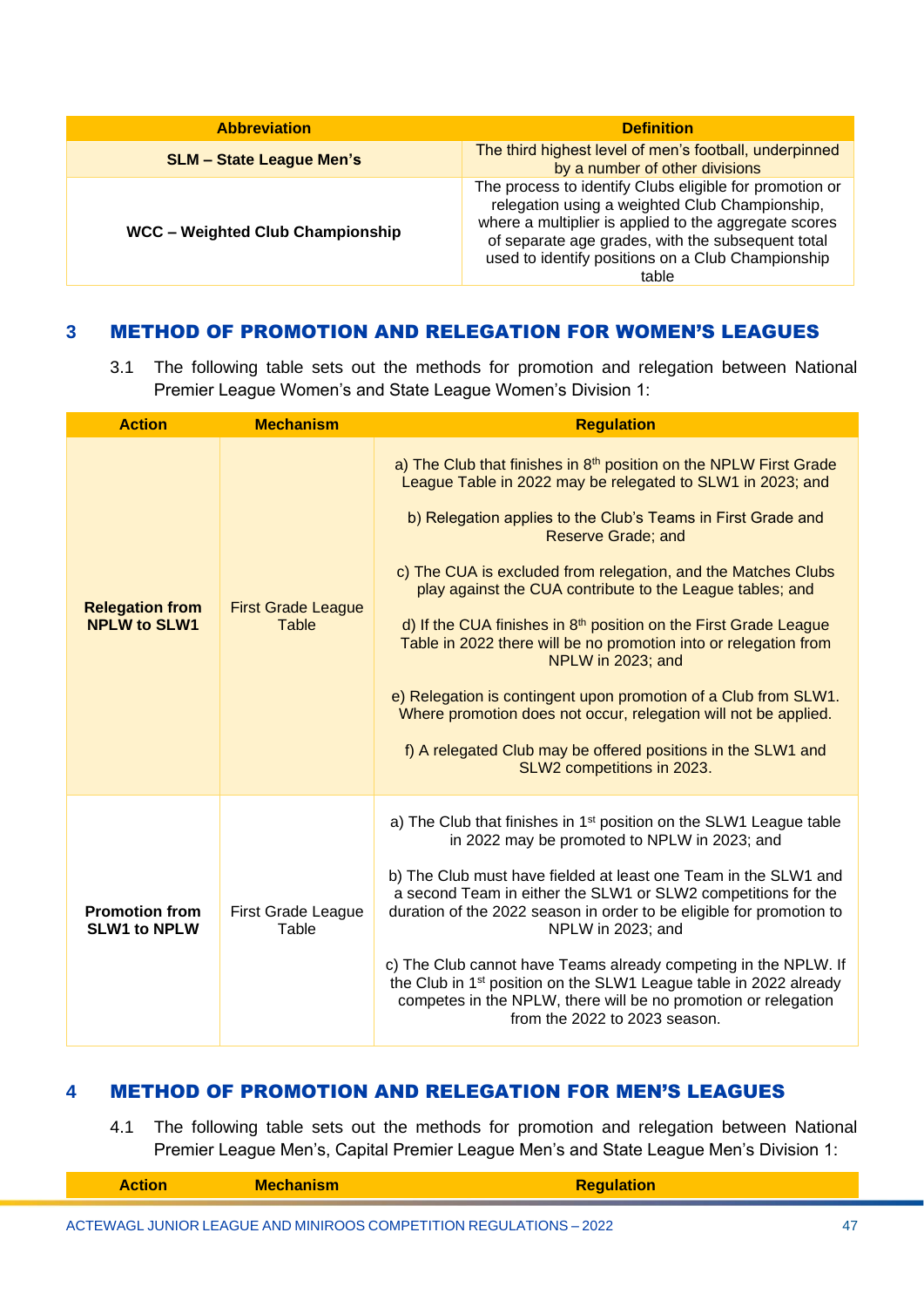| Abbreviation | Definition |
|---|---|
| **SLM – State League Men's** | The third highest level of men's football, underpinned by a number of other divisions |
| **WCC – Weighted Club Championship** | The process to identify Clubs eligible for promotion or relegation using a weighted Club Championship, where a multiplier is applied to the aggregate scores of separate age grades, with the subsequent total used to identify positions on a Club Championship table |

## 3 METHOD OF PROMOTION AND RELEGATION FOR WOMEN'S LEAGUES

3.1 The following table sets out the methods for promotion and relegation between National Premier League Women's and State League Women's Division 1:

| Action | Mechanism | Regulation |
|---|---|---|
| **Relegation from NPLW to SLW1** | First Grade League Table | a) The Club that finishes in 8th position on the NPLW First Grade League Table in 2022 may be relegated to SLW1 in 2023; and<br><br>b) Relegation applies to the Club's Teams in First Grade and Reserve Grade; and<br><br>c) The CUA is excluded from relegation, and the Matches Clubs play against the CUA contribute to the League tables; and<br><br>d) If the CUA finishes in 8th position on the First Grade League Table in 2022 there will be no promotion into or relegation from NPLW in 2023; and<br><br>e) Relegation is contingent upon promotion of a Club from SLW1. Where promotion does not occur, relegation will not be applied.<br><br>f) A relegated Club may be offered positions in the SLW1 and SLW2 competitions in 2023. |
| **Promotion from SLW1 to NPLW** | First Grade League Table | a) The Club that finishes in 1st position on the SLW1 League table in 2022 may be promoted to NPLW in 2023; and<br><br>b) The Club must have fielded at least one Team in the SLW1 and a second Team in either the SLW1 or SLW2 competitions for the duration of the 2022 season in order to be eligible for promotion to NPLW in 2023; and<br><br>c) The Club cannot have Teams already competing in the NPLW. If the Club in 1st position on the SLW1 League table in 2022 already competes in the NPLW, there will be no promotion or relegation from the 2022 to 2023 season. |

## 4 METHOD OF PROMOTION AND RELEGATION FOR MEN'S LEAGUES

4.1 The following table sets out the methods for promotion and relegation between National Premier League Men's, Capital Premier League Men's and State League Men's Division 1:

| Action | Mechanism | Regulation |
|---|---|---|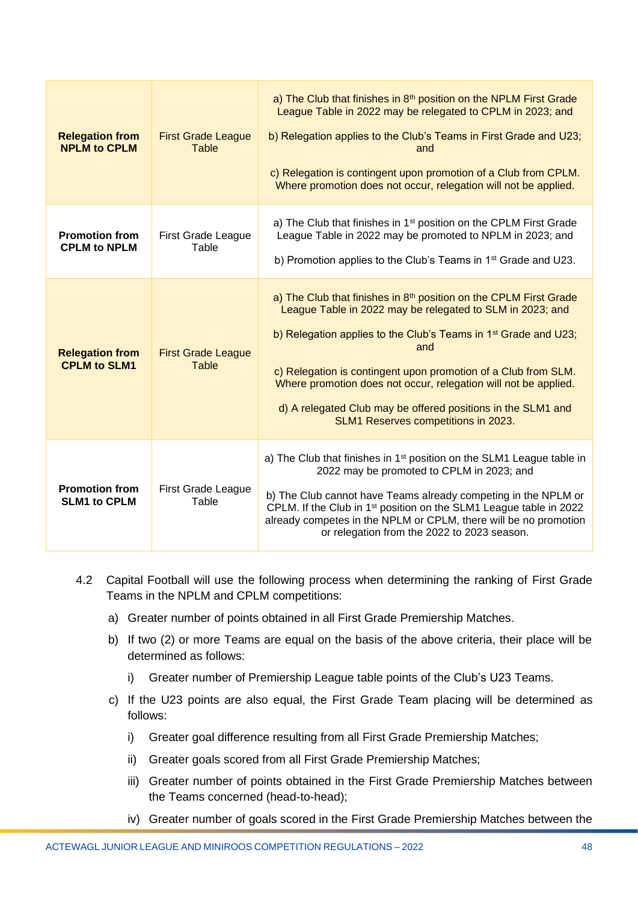| | | |
|---|---|---|
| **Relegation from NPLM to CPLM** | First Grade League Table | a) The Club that finishes in 8th position on the NPLM First Grade League Table in 2022 may be relegated to CPLM in 2023; and<br><br>b) Relegation applies to the Club's Teams in First Grade and U23; and<br><br>c) Relegation is contingent upon promotion of a Club from CPLM. Where promotion does not occur, relegation will not be applied. |
| **Promotion from CPLM to NPLM** | First Grade League Table | a) The Club that finishes in 1st position on the CPLM First Grade League Table in 2022 may be promoted to NPLM in 2023; and<br><br>b) Promotion applies to the Club's Teams in 1st Grade and U23. |
| **Relegation from CPLM to SLM1** | First Grade League Table | a) The Club that finishes in 8th position on the CPLM First Grade League Table in 2022 may be relegated to SLM in 2023; and<br><br>b) Relegation applies to the Club's Teams in 1st Grade and U23; and<br><br>c) Relegation is contingent upon promotion of a Club from SLM. Where promotion does not occur, relegation will not be applied.<br><br>d) A relegated Club may be offered positions in the SLM1 and SLM1 Reserves competitions in 2023. |
| **Promotion from SLM1 to CPLM** | First Grade League Table | a) The Club that finishes in 1st position on the SLM1 League table in 2022 may be promoted to CPLM in 2023; and<br><br>b) The Club cannot have Teams already competing in the NPLM or CPLM. If the Club in 1st position on the SLM1 League table in 2022 already competes in the NPLM or CPLM, there will be no promotion or relegation from the 2022 to 2023 season. |

4.2 Capital Football will use the following process when determining the ranking of First Grade Teams in the NPLM and CPLM competitions:

a) Greater number of points obtained in all First Grade Premiership Matches.

b) If two (2) or more Teams are equal on the basis of the above criteria, their place will be determined as follows:

   i) Greater number of Premiership League table points of the Club's U23 Teams.

c) If the U23 points are also equal, the First Grade Team placing will be determined as follows:

   i) Greater goal difference resulting from all First Grade Premiership Matches;

   ii) Greater goals scored from all First Grade Premiership Matches;

   iii) Greater number of points obtained in the First Grade Premiership Matches between the Teams concerned (head-to-head);

   iv) Greater number of goals scored in the First Grade Premiership Matches between the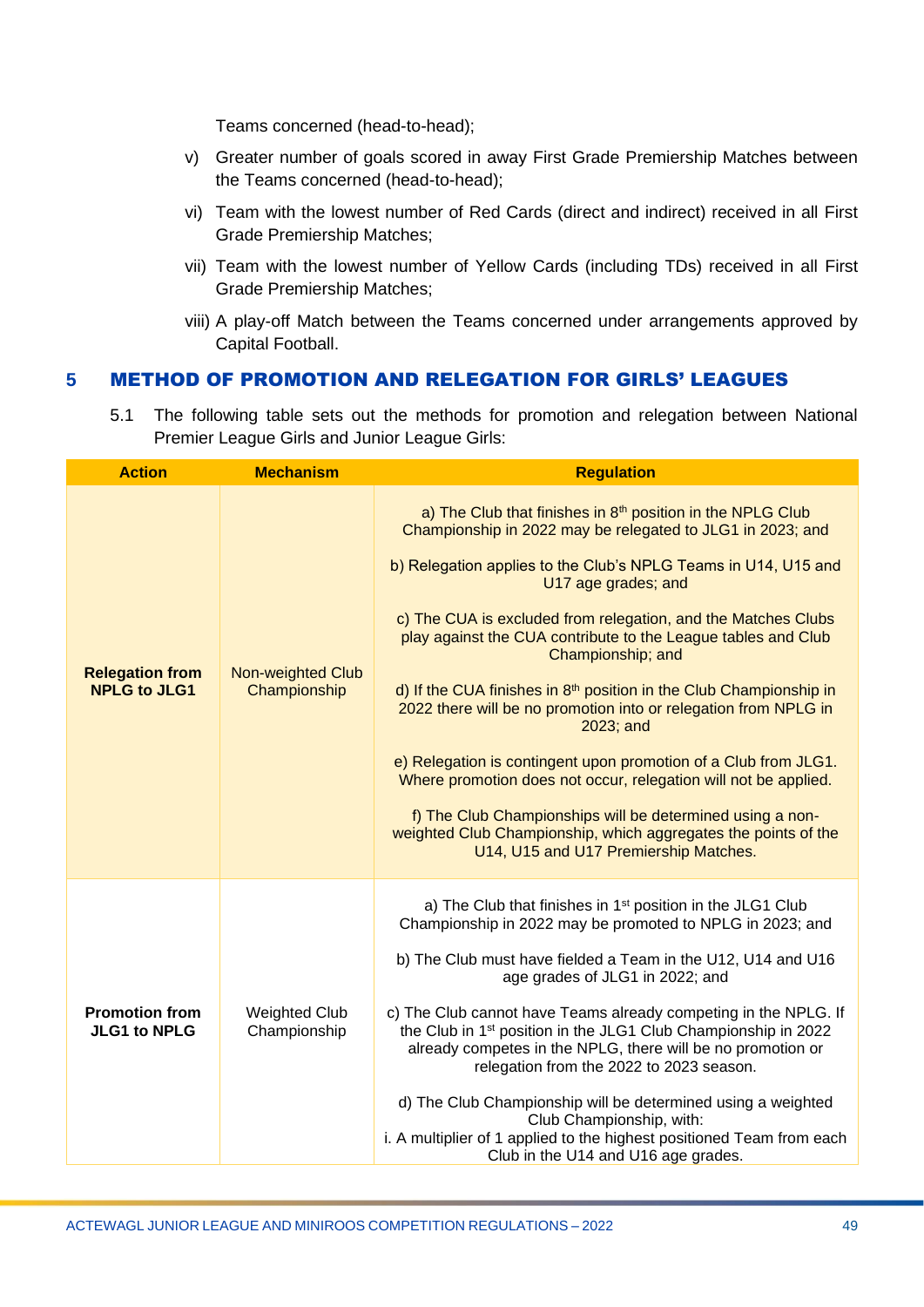Teams concerned (head-to-head);

v) Greater number of goals scored in away First Grade Premiership Matches between the Teams concerned (head-to-head);

vi) Team with the lowest number of Red Cards (direct and indirect) received in all First Grade Premiership Matches;

vii) Team with the lowest number of Yellow Cards (including TDs) received in all First Grade Premiership Matches;

viii) A play-off Match between the Teams concerned under arrangements approved by Capital Football.

## 5 METHOD OF PROMOTION AND RELEGATION FOR GIRLS' LEAGUES

5.1 The following table sets out the methods for promotion and relegation between National Premier League Girls and Junior League Girls:

| Action | Mechanism | Regulation |
|---|---|---|
| **Relegation from NPLG to JLG1** | Non-weighted Club Championship | a) The Club that finishes in 8th position in the NPLG Club Championship in 2022 may be relegated to JLG1 in 2023; and<br><br>b) Relegation applies to the Club's NPLG Teams in U14, U15 and U17 age grades; and<br><br>c) The CUA is excluded from relegation, and the Matches Clubs play against the CUA contribute to the League tables and Club Championship; and<br><br>d) If the CUA finishes in 8th position in the Club Championship in 2022 there will be no promotion into or relegation from NPLG in 2023; and<br><br>e) Relegation is contingent upon promotion of a Club from JLG1. Where promotion does not occur, relegation will not be applied.<br><br>f) The Club Championships will be determined using a non-weighted Club Championship, which aggregates the points of the U14, U15 and U17 Premiership Matches. |
| **Promotion from JLG1 to NPLG** | Weighted Club Championship | a) The Club that finishes in 1st position in the JLG1 Club Championship in 2022 may be promoted to NPLG in 2023; and<br><br>b) The Club must have fielded a Team in the U12, U14 and U16 age grades of JLG1 in 2022; and<br><br>c) The Club cannot have Teams already competing in the NPLG. If the Club in 1st position in the JLG1 Club Championship in 2022 already competes in the NPLG, there will be no promotion or relegation from the 2022 to 2023 season.<br><br>d) The Club Championship will be determined using a weighted Club Championship, with:<br>i. A multiplier of 1 applied to the highest positioned Team from each Club in the U14 and U16 age grades. |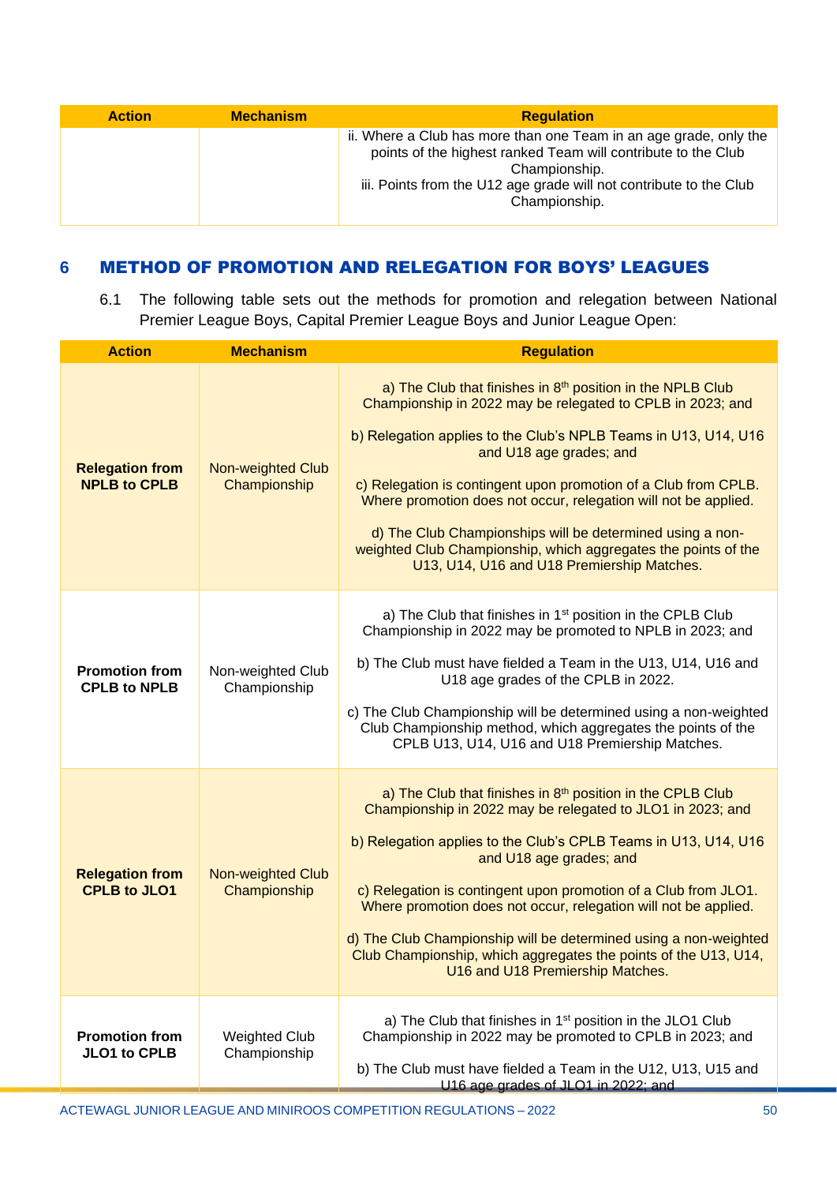| Action | Mechanism | Regulation |
|---|---|---|
| | | ii. Where a Club has more than one Team in an age grade, only the points of the highest ranked Team will contribute to the Club Championship.<br>iii. Points from the U12 age grade will not contribute to the Club Championship. |

## 6 METHOD OF PROMOTION AND RELEGATION FOR BOYS' LEAGUES

6.1 The following table sets out the methods for promotion and relegation between National Premier League Boys, Capital Premier League Boys and Junior League Open:

| Action | Mechanism | Regulation |
|---|---|---|
| **Relegation from NPLB to CPLB** | Non-weighted Club Championship | a) The Club that finishes in 8th position in the NPLB Club Championship in 2022 may be relegated to CPLB in 2023; and<br><br>b) Relegation applies to the Club's NPLB Teams in U13, U14, U16 and U18 age grades; and<br><br>c) Relegation is contingent upon promotion of a Club from CPLB. Where promotion does not occur, relegation will not be applied.<br><br>d) The Club Championships will be determined using a non-weighted Club Championship, which aggregates the points of the U13, U14, U16 and U18 Premiership Matches. |
| **Promotion from CPLB to NPLB** | Non-weighted Club Championship | a) The Club that finishes in 1st position in the CPLB Club Championship in 2022 may be promoted to NPLB in 2023; and<br><br>b) The Club must have fielded a Team in the U13, U14, U16 and U18 age grades of the CPLB in 2022.<br><br>c) The Club Championship will be determined using a non-weighted Club Championship method, which aggregates the points of the CPLB U13, U14, U16 and U18 Premiership Matches. |
| **Relegation from CPLB to JLO1** | Non-weighted Club Championship | a) The Club that finishes in 8th position in the CPLB Club Championship in 2022 may be relegated to JLO1 in 2023; and<br><br>b) Relegation applies to the Club's CPLB Teams in U13, U14, U16 and U18 age grades; and<br><br>c) Relegation is contingent upon promotion of a Club from JLO1. Where promotion does not occur, relegation will not be applied.<br><br>d) The Club Championship will be determined using a non-weighted Club Championship, which aggregates the points of the U13, U14, U16 and U18 Premiership Matches. |
| **Promotion from JLO1 to CPLB** | Weighted Club Championship | a) The Club that finishes in 1st position in the JLO1 Club Championship in 2022 may be promoted to CPLB in 2023; and<br><br>b) The Club must have fielded a Team in the U12, U13, U15 and U16 age grades of JLO1 in 2022; and |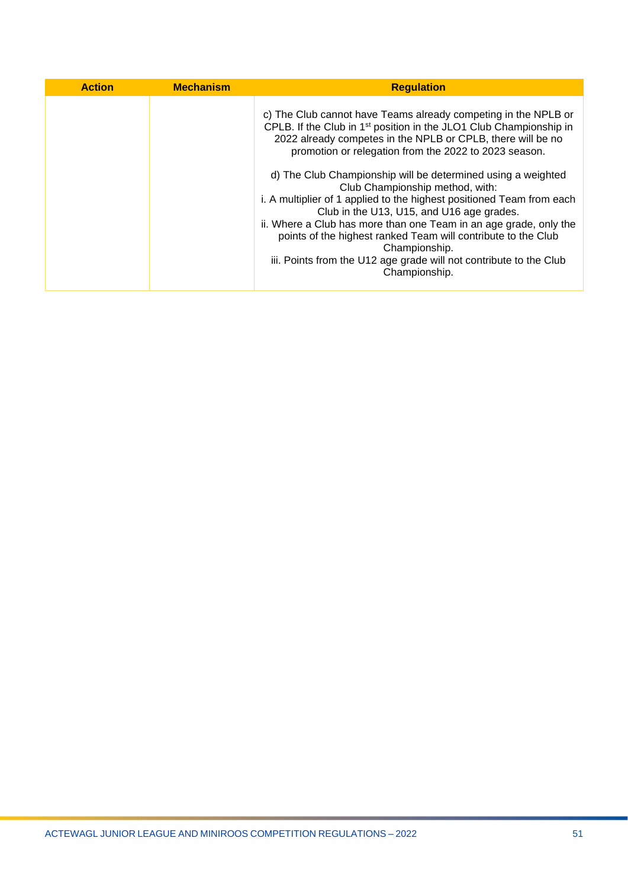| Action | Mechanism | Regulation |
|---|---|---|
| | | c) The Club cannot have Teams already competing in the NPLB or CPLB. If the Club in 1st position in the JLO1 Club Championship in 2022 already competes in the NPLB or CPLB, there will be no promotion or relegation from the 2022 to 2023 season.<br><br>d) The Club Championship will be determined using a weighted Club Championship method, with:<br>i. A multiplier of 1 applied to the highest positioned Team from each Club in the U13, U15, and U16 age grades.<br>ii. Where a Club has more than one Team in an age grade, only the points of the highest ranked Team will contribute to the Club Championship.<br>iii. Points from the U12 age grade will not contribute to the Club Championship. |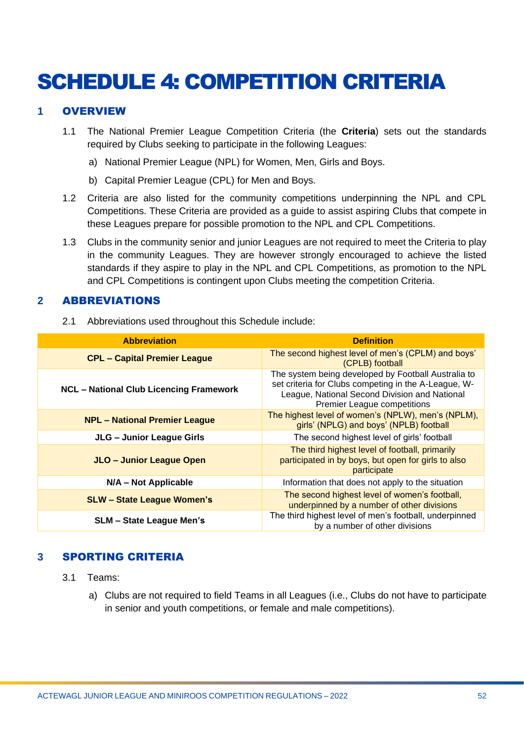# SCHEDULE 4: COMPETITION CRITERIA

## 1 OVERVIEW

1.1 The National Premier League Competition Criteria (the **Criteria**) sets out the standards required by Clubs seeking to participate in the following Leagues:

a) National Premier League (NPL) for Women, Men, Girls and Boys.

b) Capital Premier League (CPL) for Men and Boys.

1.2 Criteria are also listed for the community competitions underpinning the NPL and CPL Competitions. These Criteria are provided as a guide to assist aspiring Clubs that compete in these Leagues prepare for possible promotion to the NPL and CPL Competitions.

1.3 Clubs in the community senior and junior Leagues are not required to meet the Criteria to play in the community Leagues. They are however strongly encouraged to achieve the listed standards if they aspire to play in the NPL and CPL Competitions, as promotion to the NPL and CPL Competitions is contingent upon Clubs meeting the competition Criteria.

## 2 ABBREVIATIONS

2.1 Abbreviations used throughout this Schedule include:

| Abbreviation | Definition |
|---|---|
| **CPL – Capital Premier League** | The second highest level of men's (CPLM) and boys' (CPLB) football |
| **NCL – National Club Licencing Framework** | The system being developed by Football Australia to set criteria for Clubs competing in the A-League, W-League, National Second Division and National Premier League competitions |
| **NPL – National Premier League** | The highest level of women's (NPLW), men's (NPLM), girls' (NPLG) and boys' (NPLB) football |
| **JLG – Junior League Girls** | The second highest level of girls' football |
| **JLO – Junior League Open** | The third highest level of football, primarily participated in by boys, but open for girls to also participate |
| **N/A – Not Applicable** | Information that does not apply to the situation |
| **SLW – State League Women's** | The second highest level of women's football, underpinned by a number of other divisions |
| **SLM – State League Men's** | The third highest level of men's football, underpinned by a number of other divisions |

## 3 SPORTING CRITERIA

3.1 Teams:

a) Clubs are not required to field Teams in all Leagues (i.e., Clubs do not have to participate in senior and youth competitions, or female and male competitions).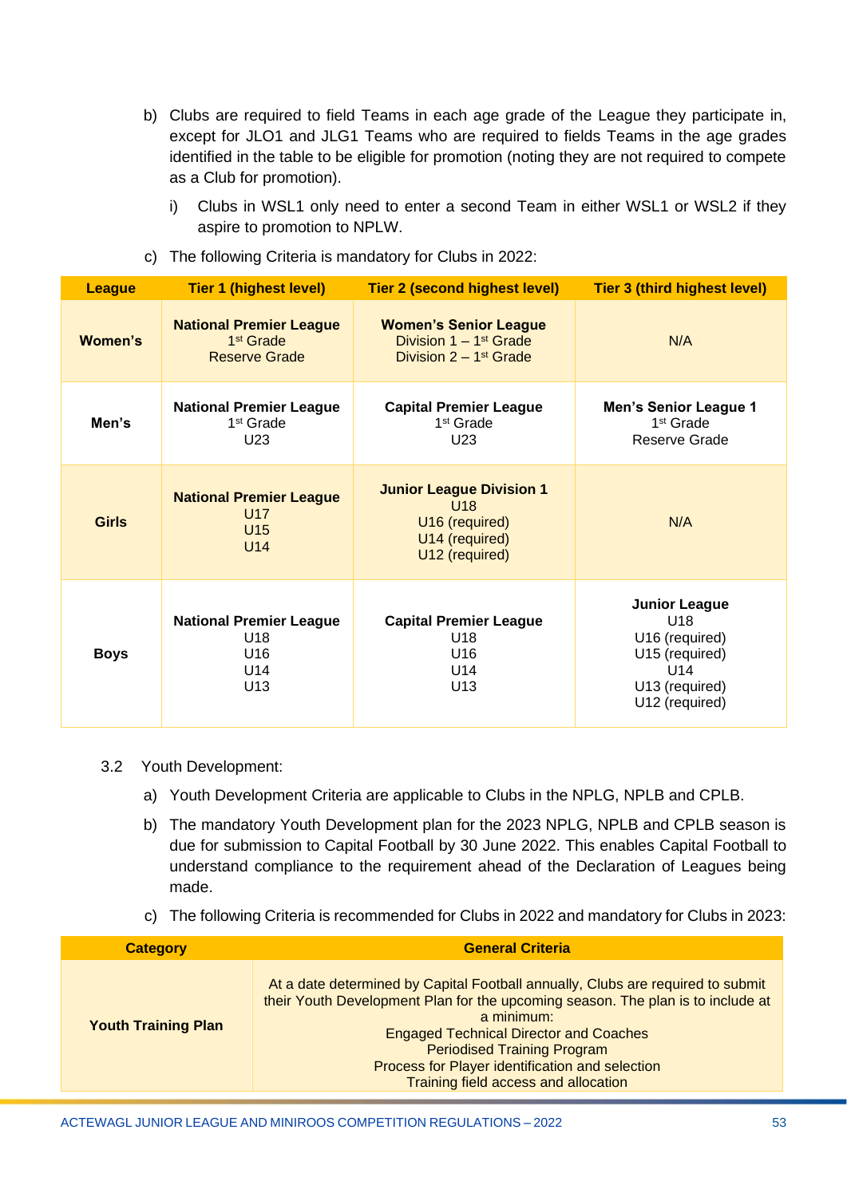b) Clubs are required to field Teams in each age grade of the League they participate in, except for JLO1 and JLG1 Teams who are required to fields Teams in the age grades identified in the table to be eligible for promotion (noting they are not required to compete as a Club for promotion).

   i) Clubs in WSL1 only need to enter a second Team in either WSL1 or WSL2 if they aspire to promotion to NPLW.

c) The following Criteria is mandatory for Clubs in 2022:

| League | Tier 1 (highest level) | Tier 2 (second highest level) | Tier 3 (third highest level) |
|---|---|---|---|
| **Women's** | **National Premier League**<br>1st Grade<br>Reserve Grade | **Women's Senior League**<br>Division 1 – 1st Grade<br>Division 2 – 1st Grade | N/A |
| **Men's** | **National Premier League**<br>1st Grade<br>U23 | **Capital Premier League**<br>1st Grade<br>U23 | **Men's Senior League 1**<br>1st Grade<br>Reserve Grade |
| **Girls** | **National Premier League**<br>U17<br>U15<br>U14 | **Junior League Division 1**<br>U18<br>U16 (required)<br>U14 (required)<br>U12 (required) | N/A |
| **Boys** | **National Premier League**<br>U18<br>U16<br>U14<br>U13 | **Capital Premier League**<br>U18<br>U16<br>U14<br>U13 | **Junior League**<br>U18<br>U16 (required)<br>U15 (required)<br>U14<br>U13 (required)<br>U12 (required) |

3.2 Youth Development:

a) Youth Development Criteria are applicable to Clubs in the NPLG, NPLB and CPLB.

b) The mandatory Youth Development plan for the 2023 NPLG, NPLB and CPLB season is due for submission to Capital Football by 30 June 2022. This enables Capital Football to understand compliance to the requirement ahead of the Declaration of Leagues being made.

c) The following Criteria is recommended for Clubs in 2022 and mandatory for Clubs in 2023:

| Category | General Criteria |
|---|---|
| **Youth Training Plan** | At a date determined by Capital Football annually, Clubs are required to submit their Youth Development Plan for the upcoming season. The plan is to include at a minimum:<br>Engaged Technical Director and Coaches<br>Periodised Training Program<br>Process for Player identification and selection<br>Training field access and allocation |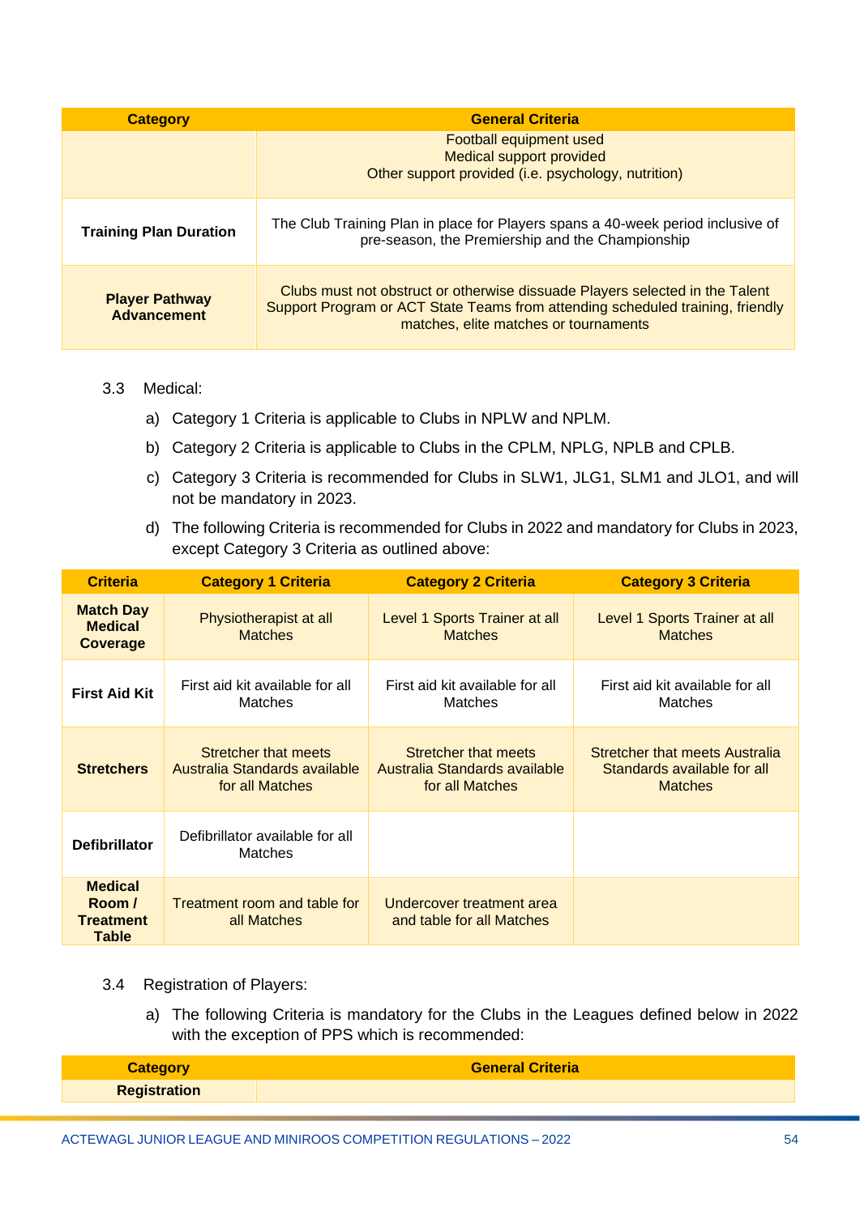| Category | General Criteria |
|---|---|
| | Football equipment used<br>Medical support provided<br>Other support provided (i.e. psychology, nutrition) |
| **Training Plan Duration** | The Club Training Plan in place for Players spans a 40-week period inclusive of pre-season, the Premiership and the Championship |
| **Player Pathway Advancement** | Clubs must not obstruct or otherwise dissuade Players selected in the Talent Support Program or ACT State Teams from attending scheduled training, friendly matches, elite matches or tournaments |

3.3 Medical:

a) Category 1 Criteria is applicable to Clubs in NPLW and NPLM.

b) Category 2 Criteria is applicable to Clubs in the CPLM, NPLG, NPLB and CPLB.

c) Category 3 Criteria is recommended for Clubs in SLW1, JLG1, SLM1 and JLO1, and will not be mandatory in 2023.

d) The following Criteria is recommended for Clubs in 2022 and mandatory for Clubs in 2023, except Category 3 Criteria as outlined above:

| Criteria | Category 1 Criteria | Category 2 Criteria | Category 3 Criteria |
|---|---|---|---|
| **Match Day Medical Coverage** | Physiotherapist at all Matches | Level 1 Sports Trainer at all Matches | Level 1 Sports Trainer at all Matches |
| **First Aid Kit** | First aid kit available for all Matches | First aid kit available for all Matches | First aid kit available for all Matches |
| **Stretchers** | Stretcher that meets Australia Standards available for all Matches | Stretcher that meets Australia Standards available for all Matches | Stretcher that meets Australia Standards available for all Matches |
| **Defibrillator** | Defibrillator available for all Matches | | |
| **Medical Room / Treatment Table** | Treatment room and table for all Matches | Undercover treatment area and table for all Matches | |

3.4 Registration of Players:

a) The following Criteria is mandatory for the Clubs in the Leagues defined below in 2022 with the exception of PPS which is recommended:

| Category | General Criteria |
|---|---|
| **Registration** | |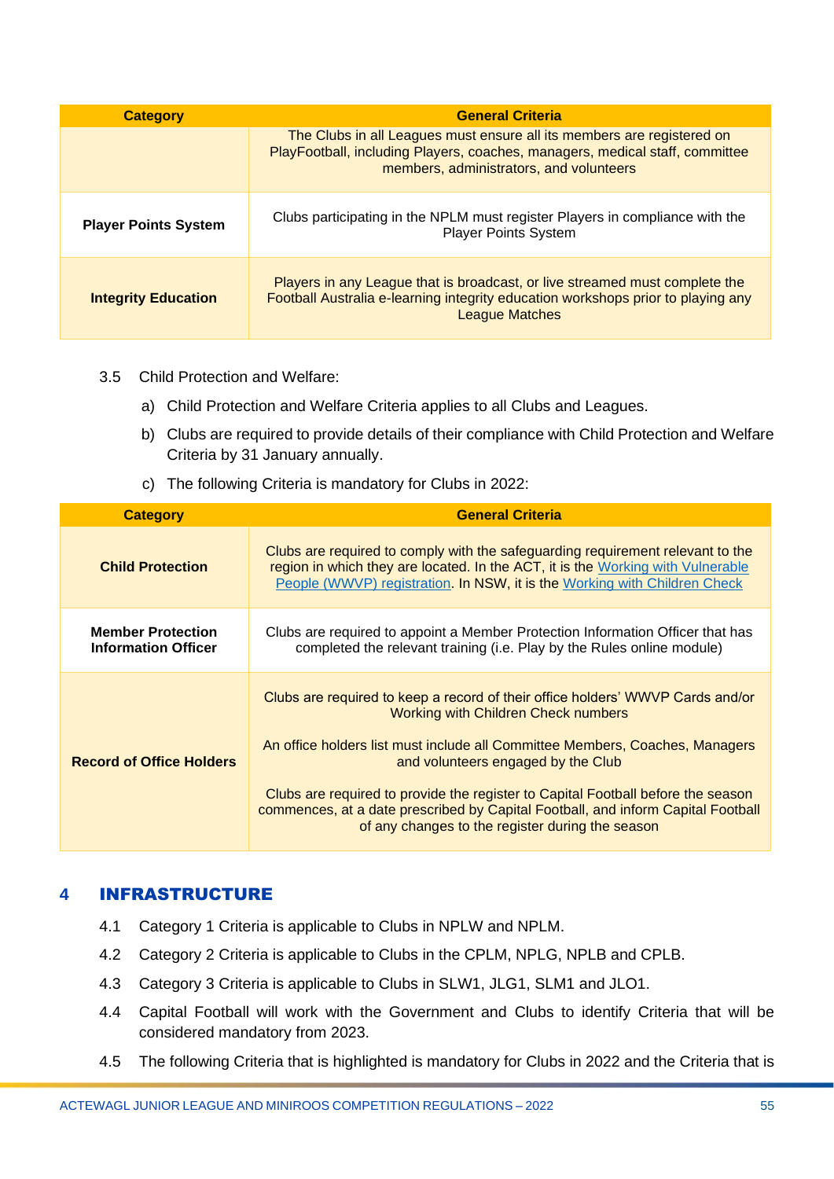| Category | General Criteria |
|---|---|
| | The Clubs in all Leagues must ensure all its members are registered on PlayFootball, including Players, coaches, managers, medical staff, committee members, administrators, and volunteers |
| **Player Points System** | Clubs participating in the NPLM must register Players in compliance with the Player Points System |
| **Integrity Education** | Players in any League that is broadcast, or live streamed must complete the Football Australia e-learning integrity education workshops prior to playing any League Matches |

3.5 Child Protection and Welfare:

a) Child Protection and Welfare Criteria applies to all Clubs and Leagues.

b) Clubs are required to provide details of their compliance with Child Protection and Welfare Criteria by 31 January annually.

c) The following Criteria is mandatory for Clubs in 2022:

| Category | General Criteria |
|---|---|
| **Child Protection** | Clubs are required to comply with the safeguarding requirement relevant to the region in which they are located. In the ACT, it is the Working with Vulnerable People (WWVP) registration. In NSW, it is the Working with Children Check |
| **Member Protection Information Officer** | Clubs are required to appoint a Member Protection Information Officer that has completed the relevant training (i.e. Play by the Rules online module) |
| **Record of Office Holders** | Clubs are required to keep a record of their office holders' WWVP Cards and/or Working with Children Check numbers<br><br>An office holders list must include all Committee Members, Coaches, Managers and volunteers engaged by the Club<br><br>Clubs are required to provide the register to Capital Football before the season commences, at a date prescribed by Capital Football, and inform Capital Football of any changes to the register during the season |

# 4 INFRASTRUCTURE

4.1 Category 1 Criteria is applicable to Clubs in NPLW and NPLM.

4.2 Category 2 Criteria is applicable to Clubs in the CPLM, NPLG, NPLB and CPLB.

4.3 Category 3 Criteria is applicable to Clubs in SLW1, JLG1, SLM1 and JLO1.

4.4 Capital Football will work with the Government and Clubs to identify Criteria that will be considered mandatory from 2023.

4.5 The following Criteria that is highlighted is mandatory for Clubs in 2022 and the Criteria that is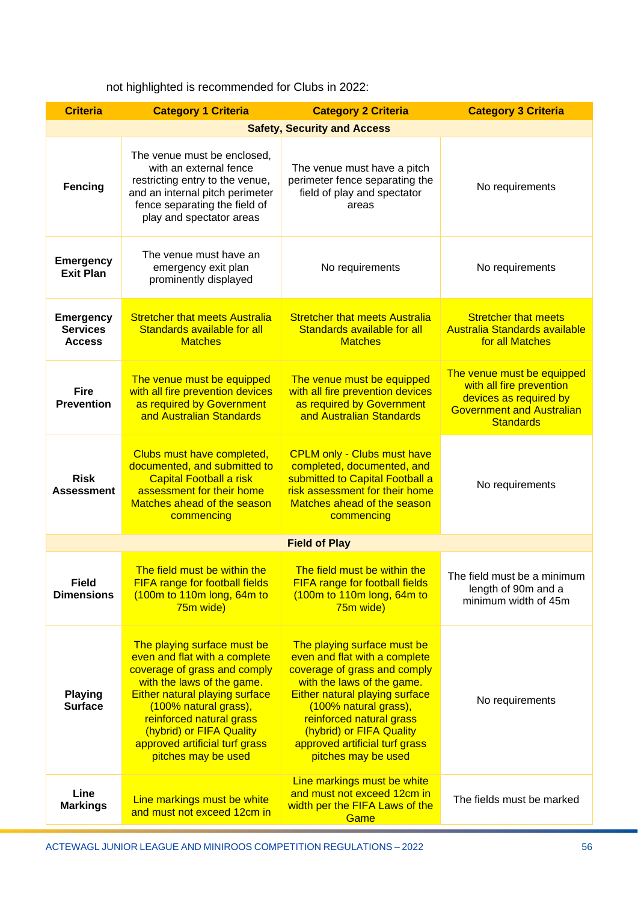not highlighted is recommended for Clubs in 2022:

| Criteria | Category 1 Criteria | Category 2 Criteria | Category 3 Criteria |
|---|---|---|---|
| **Safety, Security and Access** | | | |
| **Fencing** | The venue must be enclosed, with an external fence restricting entry to the venue, and an internal pitch perimeter fence separating the field of play and spectator areas | The venue must have a pitch perimeter fence separating the field of play and spectator areas | No requirements |
| **Emergency Exit Plan** | The venue must have an emergency exit plan prominently displayed | No requirements | No requirements |
| **Emergency Services Access** | Stretcher that meets Australia Standards available for all Matches | Stretcher that meets Australia Standards available for all Matches | Stretcher that meets Australia Standards available for all Matches |
| **Fire Prevention** | The venue must be equipped with all fire prevention devices as required by Government and Australian Standards | The venue must be equipped with all fire prevention devices as required by Government and Australian Standards | The venue must be equipped with all fire prevention devices as required by Government and Australian Standards |
| **Risk Assessment** | Clubs must have completed, documented, and submitted to Capital Football a risk assessment for their home Matches ahead of the season commencing | CPLM only - Clubs must have completed, documented, and submitted to Capital Football a risk assessment for their home Matches ahead of the season commencing | No requirements |
| **Field of Play** | | | |
| **Field Dimensions** | The field must be within the FIFA range for football fields (100m to 110m long, 64m to 75m wide) | The field must be within the FIFA range for football fields (100m to 110m long, 64m to 75m wide) | The field must be a minimum length of 90m and a minimum width of 45m |
| **Playing Surface** | The playing surface must be even and flat with a complete coverage of grass and comply with the laws of the game. Either natural playing surface (100% natural grass), reinforced natural grass (hybrid) or FIFA Quality approved artificial turf grass pitches may be used | The playing surface must be even and flat with a complete coverage of grass and comply with the laws of the game. Either natural playing surface (100% natural grass), reinforced natural grass (hybrid) or FIFA Quality approved artificial turf grass pitches may be used | No requirements |
| **Line Markings** | Line markings must be white and must not exceed 12cm in | Line markings must be white and must not exceed 12cm in width per the FIFA Laws of the Game | The fields must be marked |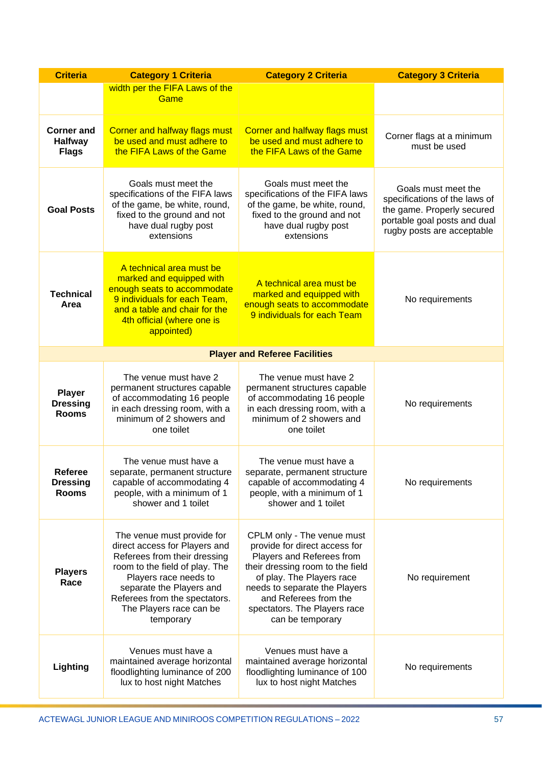| Criteria | Category 1 Criteria | Category 2 Criteria | Category 3 Criteria |
|---|---|---|---|
| | width per the FIFA Laws of the Game | | |
| **Corner and Halfway Flags** | Corner and halfway flags must be used and must adhere to the FIFA Laws of the Game | Corner and halfway flags must be used and must adhere to the FIFA Laws of the Game | Corner flags at a minimum must be used |
| **Goal Posts** | Goals must meet the specifications of the FIFA laws of the game, be white, round, fixed to the ground and not have dual rugby post extensions | Goals must meet the specifications of the FIFA laws of the game, be white, round, fixed to the ground and not have dual rugby post extensions | Goals must meet the specifications of the laws of the game. Properly secured portable goal posts and dual rugby posts are acceptable |
| **Technical Area** | A technical area must be marked and equipped with enough seats to accommodate 9 individuals for each Team, and a table and chair for the 4th official (where one is appointed) | A technical area must be marked and equipped with enough seats to accommodate 9 individuals for each Team | No requirements |
| **Player and Referee Facilities** | | | |
| **Player Dressing Rooms** | The venue must have 2 permanent structures capable of accommodating 16 people in each dressing room, with a minimum of 2 showers and one toilet | The venue must have 2 permanent structures capable of accommodating 16 people in each dressing room, with a minimum of 2 showers and one toilet | No requirements |
| **Referee Dressing Rooms** | The venue must have a separate, permanent structure capable of accommodating 4 people, with a minimum of 1 shower and 1 toilet | The venue must have a separate, permanent structure capable of accommodating 4 people, with a minimum of 1 shower and 1 toilet | No requirements |
| **Players Race** | The venue must provide for direct access for Players and Referees from their dressing room to the field of play. The Players race needs to separate the Players and Referees from the spectators. The Players race can be temporary | CPLM only - The venue must provide for direct access for Players and Referees from their dressing room to the field of play. The Players race needs to separate the Players and Referees from the spectators. The Players race can be temporary | No requirement |
| **Lighting** | Venues must have a maintained average horizontal floodlighting luminance of 200 lux to host night Matches | Venues must have a maintained average horizontal floodlighting luminance of 100 lux to host night Matches | No requirements |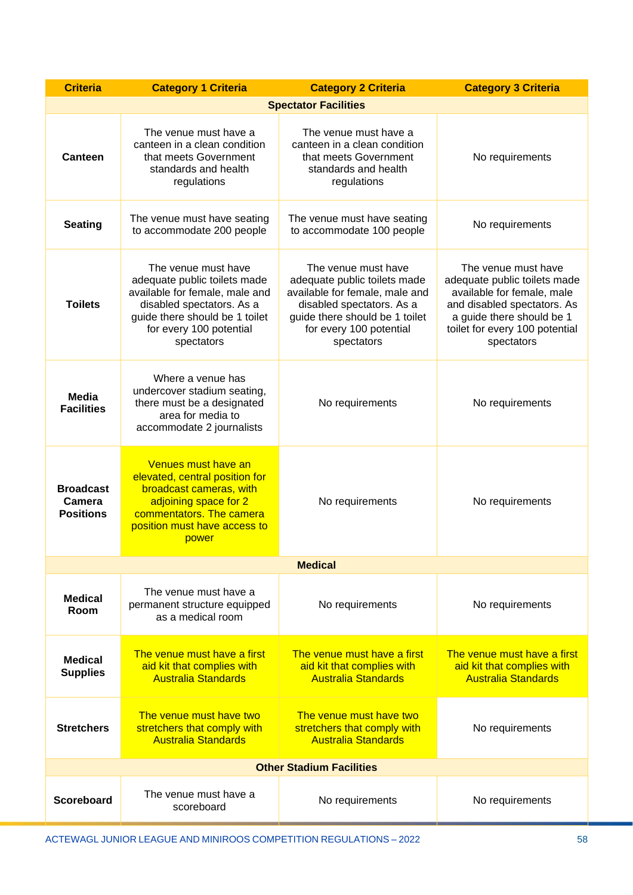| Criteria | Category 1 Criteria | Category 2 Criteria | Category 3 Criteria |
|---|---|---|---|
| **Spectator Facilities** | | | |
| **Canteen** | The venue must have a canteen in a clean condition that meets Government standards and health regulations | The venue must have a canteen in a clean condition that meets Government standards and health regulations | No requirements |
| **Seating** | The venue must have seating to accommodate 200 people | The venue must have seating to accommodate 100 people | No requirements |
| **Toilets** | The venue must have adequate public toilets made available for female, male and disabled spectators. As a guide there should be 1 toilet for every 100 potential spectators | The venue must have adequate public toilets made available for female, male and disabled spectators. As a guide there should be 1 toilet for every 100 potential spectators | The venue must have adequate public toilets made available for female, male and disabled spectators. As a guide there should be 1 toilet for every 100 potential spectators |
| **Media Facilities** | Where a venue has undercover stadium seating, there must be a designated area for media to accommodate 2 journalists | No requirements | No requirements |
| **Broadcast Camera Positions** | Venues must have an elevated, central position for broadcast cameras, with adjoining space for 2 commentators. The camera position must have access to power | No requirements | No requirements |
| **Medical** | | | |
| **Medical Room** | The venue must have a permanent structure equipped as a medical room | No requirements | No requirements |
| **Medical Supplies** | The venue must have a first aid kit that complies with Australia Standards | The venue must have a first aid kit that complies with Australia Standards | The venue must have a first aid kit that complies with Australia Standards |
| **Stretchers** | The venue must have two stretchers that comply with Australia Standards | The venue must have two stretchers that comply with Australia Standards | No requirements |
| **Other Stadium Facilities** | | | |
| **Scoreboard** | The venue must have a scoreboard | No requirements | No requirements |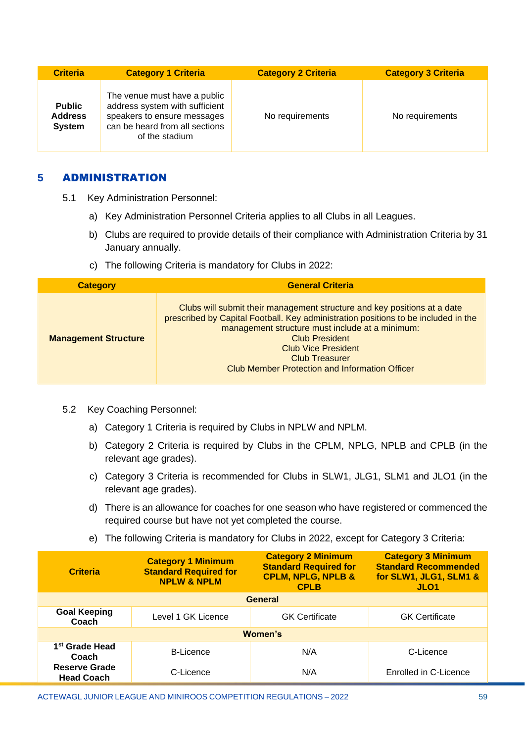| Criteria | Category 1 Criteria | Category 2 Criteria | Category 3 Criteria |
|---|---|---|---|
| **Public Address System** | The venue must have a public address system with sufficient speakers to ensure messages can be heard from all sections of the stadium | No requirements | No requirements |

## 5 ADMINISTRATION

5.1 Key Administration Personnel:

a) Key Administration Personnel Criteria applies to all Clubs in all Leagues.

b) Clubs are required to provide details of their compliance with Administration Criteria by 31 January annually.

c) The following Criteria is mandatory for Clubs in 2022:

| Category | General Criteria |
|---|---|
| **Management Structure** | Clubs will submit their management structure and key positions at a date prescribed by Capital Football. Key administration positions to be included in the management structure must include at a minimum:<br>Club President<br>Club Vice President<br>Club Treasurer<br>Club Member Protection and Information Officer |

5.2 Key Coaching Personnel:

a) Category 1 Criteria is required by Clubs in NPLW and NPLM.

b) Category 2 Criteria is required by Clubs in the CPLM, NPLG, NPLB and CPLB (in the relevant age grades).

c) Category 3 Criteria is recommended for Clubs in SLW1, JLG1, SLM1 and JLO1 (in the relevant age grades).

d) There is an allowance for coaches for one season who have registered or commenced the required course but have not yet completed the course.

e) The following Criteria is mandatory for Clubs in 2022, except for Category 3 Criteria:

| Criteria | Category 1 Minimum Standard Required for NPLW & NPLM | Category 2 Minimum Standard Required for CPLM, NPLG, NPLB & CPLB | Category 3 Minimum Standard Recommended for SLW1, JLG1, SLM1 & JLO1 |
|---|---|---|---|
| **General** | | | |
| **Goal Keeping Coach** | Level 1 GK Licence | GK Certificate | GK Certificate |
| **Women's** | | | |
| **1st Grade Head Coach** | B-Licence | N/A | C-Licence |
| **Reserve Grade Head Coach** | C-Licence | N/A | Enrolled in C-Licence |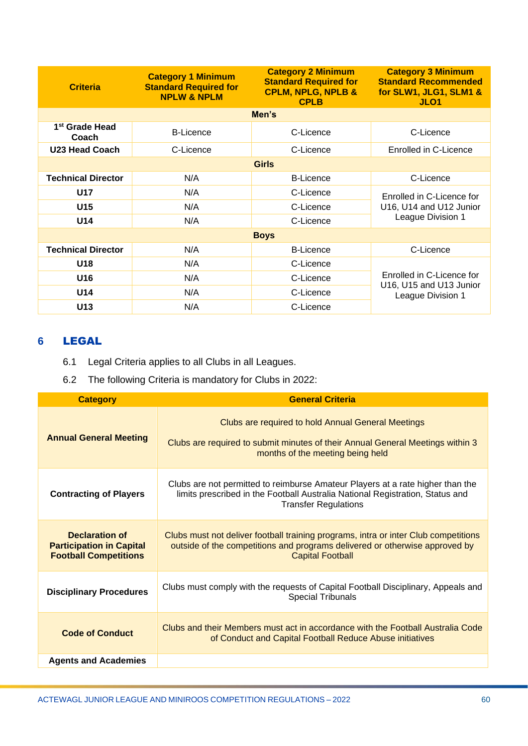| Criteria | Category 1 Minimum Standard Required for NPLW & NPLM | Category 2 Minimum Standard Required for CPLM, NPLG, NPLB & CPLB | Category 3 Minimum Standard Recommended for SLW1, JLG1, SLM1 & JLO1 |
|---|---|---|---|
| **Men's** | | | |
| 1st Grade Head Coach | B-Licence | C-Licence | C-Licence |
| U23 Head Coach | C-Licence | C-Licence | Enrolled in C-Licence |
| **Girls** | | | |
| Technical Director | N/A | B-Licence | C-Licence |
| U17 | N/A | C-Licence | Enrolled in C-Licence for U16, U14 and U12 Junior League Division 1 |
| U15 | N/A | C-Licence | |
| U14 | N/A | C-Licence | |
| **Boys** | | | |
| Technical Director | N/A | B-Licence | C-Licence |
| U18 | N/A | C-Licence | Enrolled in C-Licence for U16, U15 and U13 Junior League Division 1 |
| U16 | N/A | C-Licence | |
| U14 | N/A | C-Licence | |
| U13 | N/A | C-Licence | |

## 6 LEGAL

6.1 Legal Criteria applies to all Clubs in all Leagues.

6.2 The following Criteria is mandatory for Clubs in 2022:

| Category | General Criteria |
|---|---|
| **Annual General Meeting** | Clubs are required to hold Annual General Meetings<br><br>Clubs are required to submit minutes of their Annual General Meetings within 3 months of the meeting being held |
| **Contracting of Players** | Clubs are not permitted to reimburse Amateur Players at a rate higher than the limits prescribed in the Football Australia National Registration, Status and Transfer Regulations |
| **Declaration of Participation in Capital Football Competitions** | Clubs must not deliver football training programs, intra or inter Club competitions outside of the competitions and programs delivered or otherwise approved by Capital Football |
| **Disciplinary Procedures** | Clubs must comply with the requests of Capital Football Disciplinary, Appeals and Special Tribunals |
| **Code of Conduct** | Clubs and their Members must act in accordance with the Football Australia Code of Conduct and Capital Football Reduce Abuse initiatives |
| **Agents and Academies** | |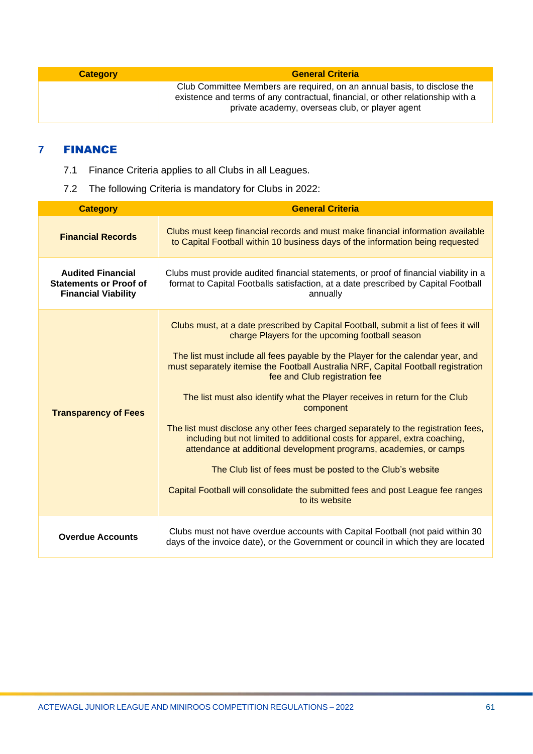| Category | General Criteria |
|---|---|
| | Club Committee Members are required, on an annual basis, to disclose the existence and terms of any contractual, financial, or other relationship with a private academy, overseas club, or player agent |

## 7 FINANCE

7.1 Finance Criteria applies to all Clubs in all Leagues.

7.2 The following Criteria is mandatory for Clubs in 2022:

| Category | General Criteria |
|---|---|
| **Financial Records** | Clubs must keep financial records and must make financial information available to Capital Football within 10 business days of the information being requested |
| **Audited Financial Statements or Proof of Financial Viability** | Clubs must provide audited financial statements, or proof of financial viability in a format to Capital Footballs satisfaction, at a date prescribed by Capital Football annually |
| **Transparency of Fees** | Clubs must, at a date prescribed by Capital Football, submit a list of fees it will charge Players for the upcoming football season<br><br>The list must include all fees payable by the Player for the calendar year, and must separately itemise the Football Australia NRF, Capital Football registration fee and Club registration fee<br><br>The list must also identify what the Player receives in return for the Club component<br><br>The list must disclose any other fees charged separately to the registration fees, including but not limited to additional costs for apparel, extra coaching, attendance at additional development programs, academies, or camps<br><br>The Club list of fees must be posted to the Club's website<br><br>Capital Football will consolidate the submitted fees and post League fee ranges to its website |
| **Overdue Accounts** | Clubs must not have overdue accounts with Capital Football (not paid within 30 days of the invoice date), or the Government or council in which they are located |